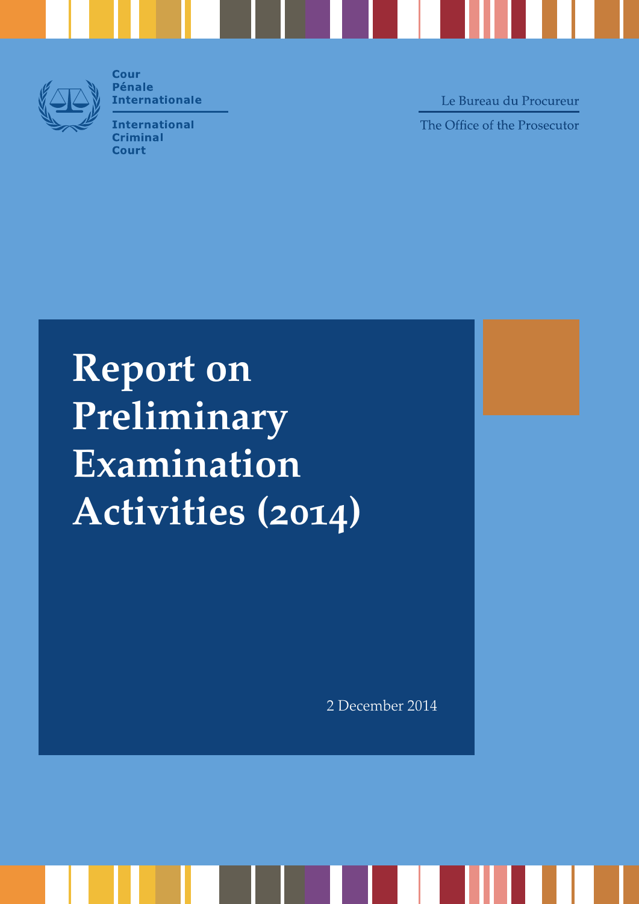Cour Pénale Internationale

International Criminal Court

Le Bureau du Procureur

The Office of the Prosecutor

# Report on Preliminary Examination Activities (2014)

2 December 2014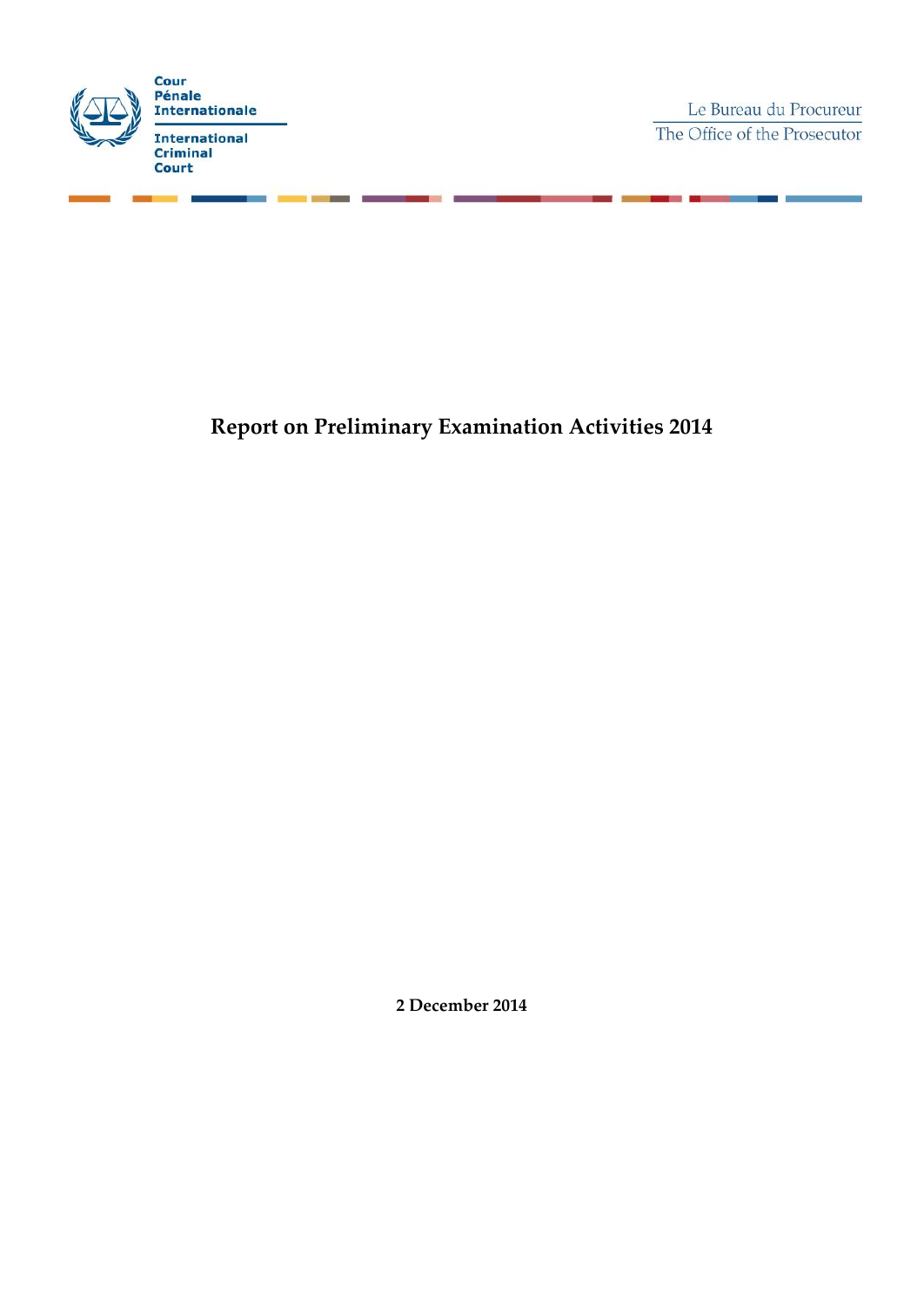Cour Pénale Internationale

International Criminal Court

Le Bureau du Procureur

The Office of the Prosecutor

# Report on Preliminary Examination Activities 2014

**2 December 2014**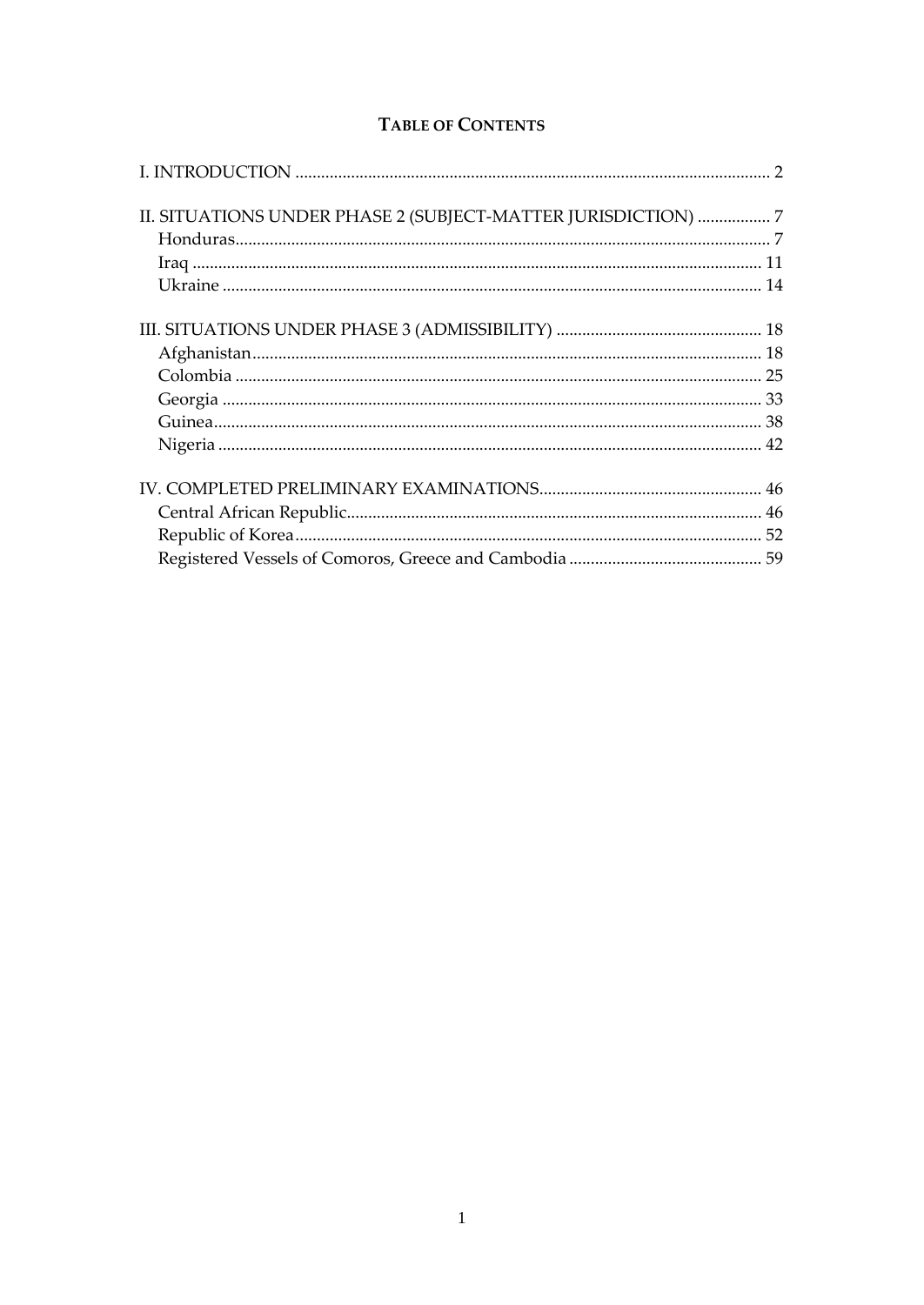## TABLE OF CONTENTS

I. INTRODUCTION ............................................................ 2

II. SITUATIONS UNDER PHASE 2 (SUBJECT-MATTER JURISDICTION) ................. 7
- Honduras ............................................................ 7
- Iraq ................................................................ 11
- Ukraine ............................................................. 14

III. SITUATIONS UNDER PHASE 3 (ADMISSIBILITY) ............................ 18
- Afghanistan ......................................................... 18
- Colombia ............................................................ 25
- Georgia ............................................................. 33
- Guinea .............................................................. 38
- Nigeria ............................................................. 42

IV. COMPLETED PRELIMINARY EXAMINATIONS ................................... 46
- Central African Republic ............................................ 46
- Republic of Korea ................................................... 52
- Registered Vessels of Comoros, Greece and Cambodia .................. 59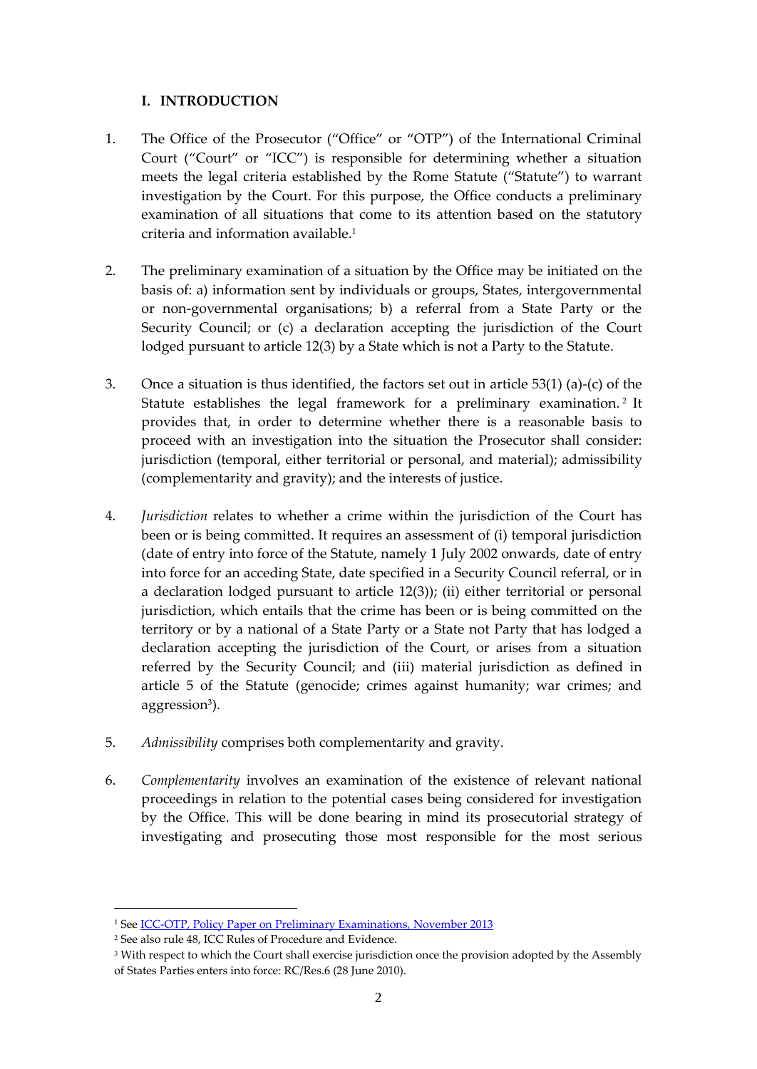## I. INTRODUCTION

1. The Office of the Prosecutor ("Office" or "OTP") of the International Criminal Court ("Court" or "ICC") is responsible for determining whether a situation meets the legal criteria established by the Rome Statute ("Statute") to warrant investigation by the Court. For this purpose, the Office conducts a preliminary examination of all situations that come to its attention based on the statutory criteria and information available.[1]

2. The preliminary examination of a situation by the Office may be initiated on the basis of: a) information sent by individuals or groups, States, intergovernmental or non-governmental organisations; b) a referral from a State Party or the Security Council; or (c) a declaration accepting the jurisdiction of the Court lodged pursuant to article 12(3) by a State which is not a Party to the Statute.

3. Once a situation is thus identified, the factors set out in article 53(1) (a)-(c) of the Statute establishes the legal framework for a preliminary examination.[2] It provides that, in order to determine whether there is a reasonable basis to proceed with an investigation into the situation the Prosecutor shall consider: jurisdiction (temporal, either territorial or personal, and material); admissibility (complementarity and gravity); and the interests of justice.

4. *Jurisdiction* relates to whether a crime within the jurisdiction of the Court has been or is being committed. It requires an assessment of (i) temporal jurisdiction (date of entry into force of the Statute, namely 1 July 2002 onwards, date of entry into force for an acceding State, date specified in a Security Council referral, or in a declaration lodged pursuant to article 12(3)); (ii) either territorial or personal jurisdiction, which entails that the crime has been or is being committed on the territory or by a national of a State Party or a State not Party that has lodged a declaration accepting the jurisdiction of the Court, or arises from a situation referred by the Security Council; and (iii) material jurisdiction as defined in article 5 of the Statute (genocide; crimes against humanity; war crimes; and aggression[3]).

5. *Admissibility* comprises both complementarity and gravity.

6. *Complementarity* involves an examination of the existence of relevant national proceedings in relation to the potential cases being considered for investigation by the Office. This will be done bearing in mind its prosecutorial strategy of investigating and prosecuting those most responsible for the most serious

---

[1] See ICC-OTP, Policy Paper on Preliminary Examinations, November 2013

[2] See also rule 48, ICC Rules of Procedure and Evidence.

[3] With respect to which the Court shall exercise jurisdiction once the provision adopted by the Assembly of States Parties enters into force: RC/Res.6 (28 June 2010).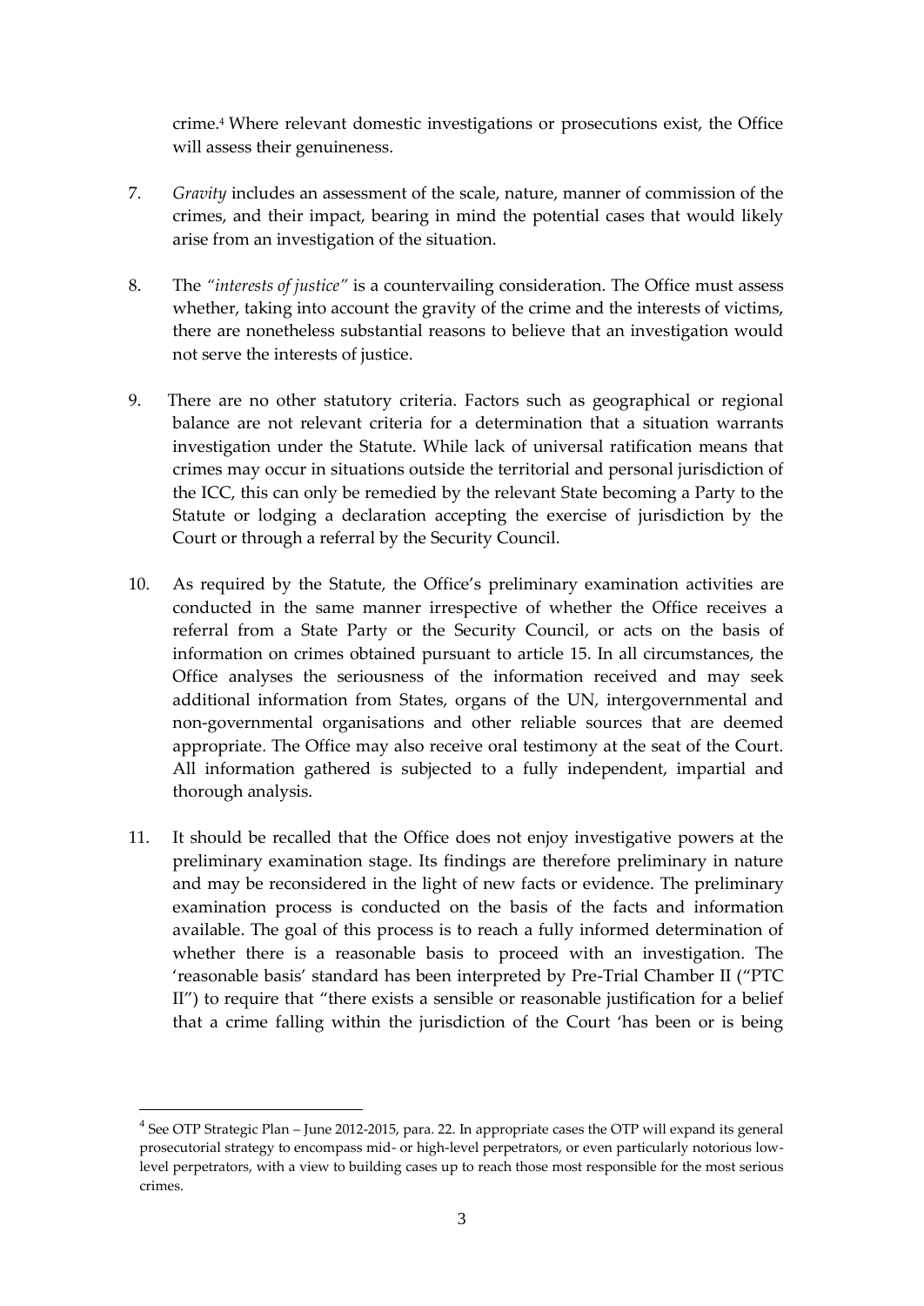crime.[4] Where relevant domestic investigations or prosecutions exist, the Office will assess their genuineness.

7. *Gravity* includes an assessment of the scale, nature, manner of commission of the crimes, and their impact, bearing in mind the potential cases that would likely arise from an investigation of the situation.

8. The *"interests of justice"* is a countervailing consideration. The Office must assess whether, taking into account the gravity of the crime and the interests of victims, there are nonetheless substantial reasons to believe that an investigation would not serve the interests of justice.

9. There are no other statutory criteria. Factors such as geographical or regional balance are not relevant criteria for a determination that a situation warrants investigation under the Statute. While lack of universal ratification means that crimes may occur in situations outside the territorial and personal jurisdiction of the ICC, this can only be remedied by the relevant State becoming a Party to the Statute or lodging a declaration accepting the exercise of jurisdiction by the Court or through a referral by the Security Council.

10. As required by the Statute, the Office's preliminary examination activities are conducted in the same manner irrespective of whether the Office receives a referral from a State Party or the Security Council, or acts on the basis of information on crimes obtained pursuant to article 15. In all circumstances, the Office analyses the seriousness of the information received and may seek additional information from States, organs of the UN, intergovernmental and non-governmental organisations and other reliable sources that are deemed appropriate. The Office may also receive oral testimony at the seat of the Court. All information gathered is subjected to a fully independent, impartial and thorough analysis.

11. It should be recalled that the Office does not enjoy investigative powers at the preliminary examination stage. Its findings are therefore preliminary in nature and may be reconsidered in the light of new facts or evidence. The preliminary examination process is conducted on the basis of the facts and information available. The goal of this process is to reach a fully informed determination of whether there is a reasonable basis to proceed with an investigation. The 'reasonable basis' standard has been interpreted by Pre-Trial Chamber II ("PTC II") to require that "there exists a sensible or reasonable justification for a belief that a crime falling within the jurisdiction of the Court 'has been or is being

---

[4] See OTP Strategic Plan – June 2012-2015, para. 22. In appropriate cases the OTP will expand its general prosecutorial strategy to encompass mid- or high-level perpetrators, or even particularly notorious low-level perpetrators, with a view to building cases up to reach those most responsible for the most serious crimes.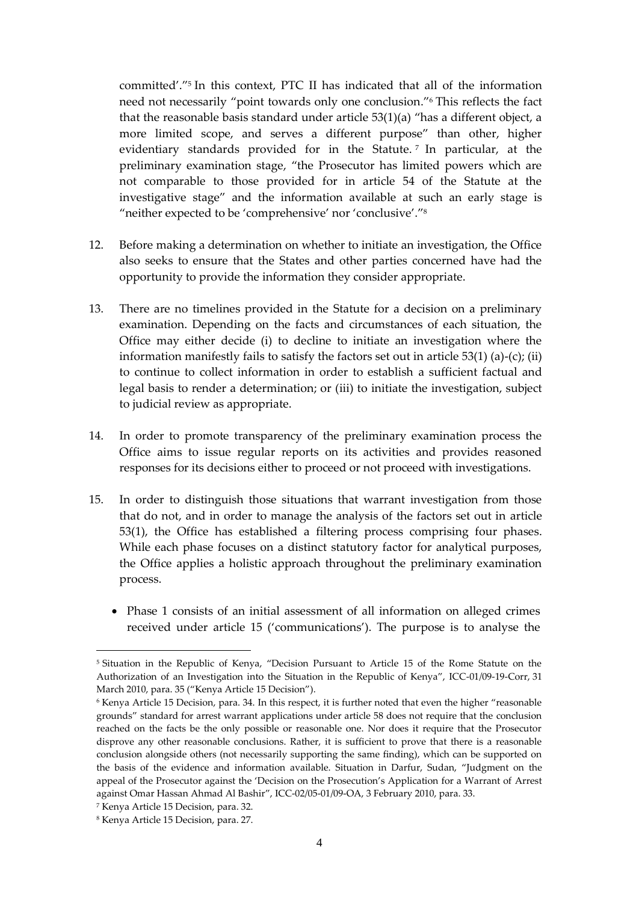committed'."[5] In this context, PTC II has indicated that all of the information need not necessarily "point towards only one conclusion."[6] This reflects the fact that the reasonable basis standard under article 53(1)(a) "has a different object, a more limited scope, and serves a different purpose" than other, higher evidentiary standards provided for in the Statute.[7] In particular, at the preliminary examination stage, "the Prosecutor has limited powers which are not comparable to those provided for in article 54 of the Statute at the investigative stage" and the information available at such an early stage is "neither expected to be 'comprehensive' nor 'conclusive'."[8]

12. Before making a determination on whether to initiate an investigation, the Office also seeks to ensure that the States and other parties concerned have had the opportunity to provide the information they consider appropriate.

13. There are no timelines provided in the Statute for a decision on a preliminary examination. Depending on the facts and circumstances of each situation, the Office may either decide (i) to decline to initiate an investigation where the information manifestly fails to satisfy the factors set out in article 53(1) (a)-(c); (ii) to continue to collect information in order to establish a sufficient factual and legal basis to render a determination; or (iii) to initiate the investigation, subject to judicial review as appropriate.

14. In order to promote transparency of the preliminary examination process the Office aims to issue regular reports on its activities and provides reasoned responses for its decisions either to proceed or not proceed with investigations.

15. In order to distinguish those situations that warrant investigation from those that do not, and in order to manage the analysis of the factors set out in article 53(1), the Office has established a filtering process comprising four phases. While each phase focuses on a distinct statutory factor for analytical purposes, the Office applies a holistic approach throughout the preliminary examination process.

 - Phase 1 consists of an initial assessment of all information on alleged crimes received under article 15 ('communications'). The purpose is to analyse the

---

[5] Situation in the Republic of Kenya, "Decision Pursuant to Article 15 of the Rome Statute on the Authorization of an Investigation into the Situation in the Republic of Kenya", ICC-01/09-19-Corr, 31 March 2010, para. 35 ("Kenya Article 15 Decision").

[6] Kenya Article 15 Decision, para. 34. In this respect, it is further noted that even the higher "reasonable grounds" standard for arrest warrant applications under article 58 does not require that the conclusion reached on the facts be the only possible or reasonable one. Nor does it require that the Prosecutor disprove any other reasonable conclusions. Rather, it is sufficient to prove that there is a reasonable conclusion alongside others (not necessarily supporting the same finding), which can be supported on the basis of the evidence and information available. Situation in Darfur, Sudan, "Judgment on the appeal of the Prosecutor against the 'Decision on the Prosecution's Application for a Warrant of Arrest against Omar Hassan Ahmad Al Bashir", ICC-02/05-01/09-OA, 3 February 2010, para. 33.

[7] Kenya Article 15 Decision, para. 32.

[8] Kenya Article 15 Decision, para. 27.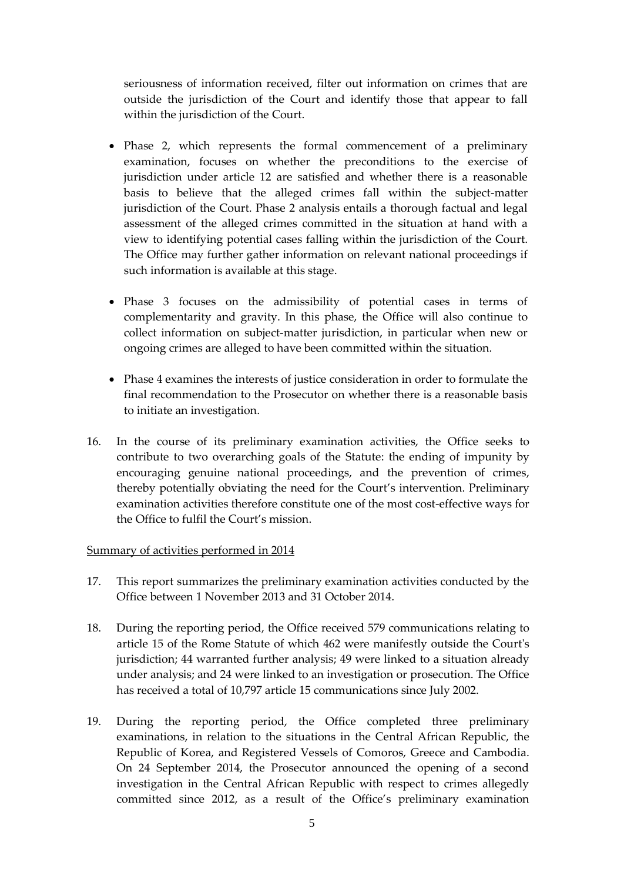seriousness of information received, filter out information on crimes that are outside the jurisdiction of the Court and identify those that appear to fall within the jurisdiction of the Court.

- Phase 2, which represents the formal commencement of a preliminary examination, focuses on whether the preconditions to the exercise of jurisdiction under article 12 are satisfied and whether there is a reasonable basis to believe that the alleged crimes fall within the subject-matter jurisdiction of the Court. Phase 2 analysis entails a thorough factual and legal assessment of the alleged crimes committed in the situation at hand with a view to identifying potential cases falling within the jurisdiction of the Court. The Office may further gather information on relevant national proceedings if such information is available at this stage.

- Phase 3 focuses on the admissibility of potential cases in terms of complementarity and gravity. In this phase, the Office will also continue to collect information on subject-matter jurisdiction, in particular when new or ongoing crimes are alleged to have been committed within the situation.

- Phase 4 examines the interests of justice consideration in order to formulate the final recommendation to the Prosecutor on whether there is a reasonable basis to initiate an investigation.

16. In the course of its preliminary examination activities, the Office seeks to contribute to two overarching goals of the Statute: the ending of impunity by encouraging genuine national proceedings, and the prevention of crimes, thereby potentially obviating the need for the Court's intervention. Preliminary examination activities therefore constitute one of the most cost-effective ways for the Office to fulfil the Court's mission.

Summary of activities performed in 2014

17. This report summarizes the preliminary examination activities conducted by the Office between 1 November 2013 and 31 October 2014.

18. During the reporting period, the Office received 579 communications relating to article 15 of the Rome Statute of which 462 were manifestly outside the Court's jurisdiction; 44 warranted further analysis; 49 were linked to a situation already under analysis; and 24 were linked to an investigation or prosecution. The Office has received a total of 10,797 article 15 communications since July 2002.

19. During the reporting period, the Office completed three preliminary examinations, in relation to the situations in the Central African Republic, the Republic of Korea, and Registered Vessels of Comoros, Greece and Cambodia. On 24 September 2014, the Prosecutor announced the opening of a second investigation in the Central African Republic with respect to crimes allegedly committed since 2012, as a result of the Office's preliminary examination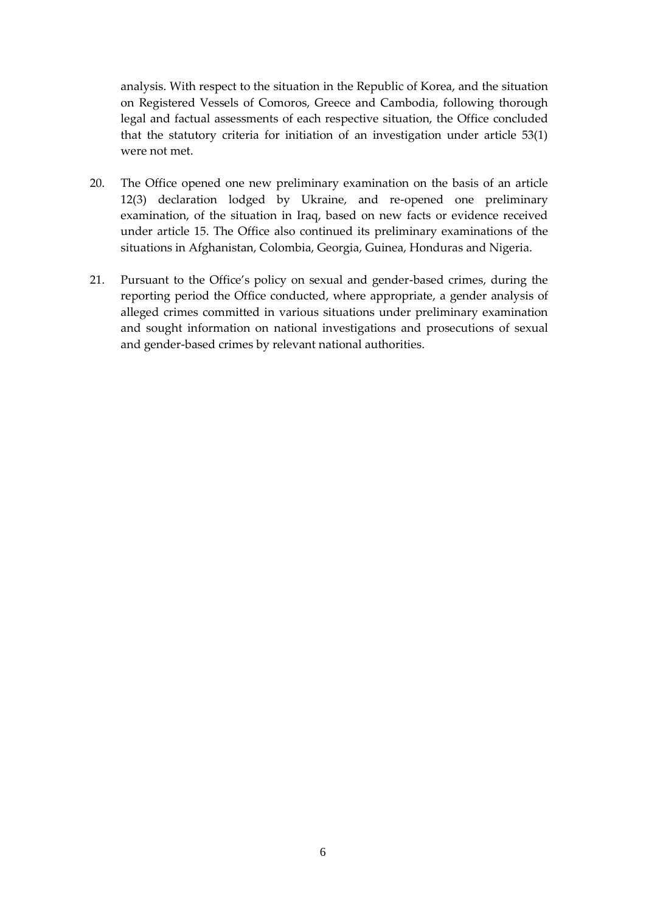analysis. With respect to the situation in the Republic of Korea, and the situation on Registered Vessels of Comoros, Greece and Cambodia, following thorough legal and factual assessments of each respective situation, the Office concluded that the statutory criteria for initiation of an investigation under article 53(1) were not met.

20. The Office opened one new preliminary examination on the basis of an article 12(3) declaration lodged by Ukraine, and re-opened one preliminary examination, of the situation in Iraq, based on new facts or evidence received under article 15. The Office also continued its preliminary examinations of the situations in Afghanistan, Colombia, Georgia, Guinea, Honduras and Nigeria.

21. Pursuant to the Office's policy on sexual and gender-based crimes, during the reporting period the Office conducted, where appropriate, a gender analysis of alleged crimes committed in various situations under preliminary examination and sought information on national investigations and prosecutions of sexual and gender-based crimes by relevant national authorities.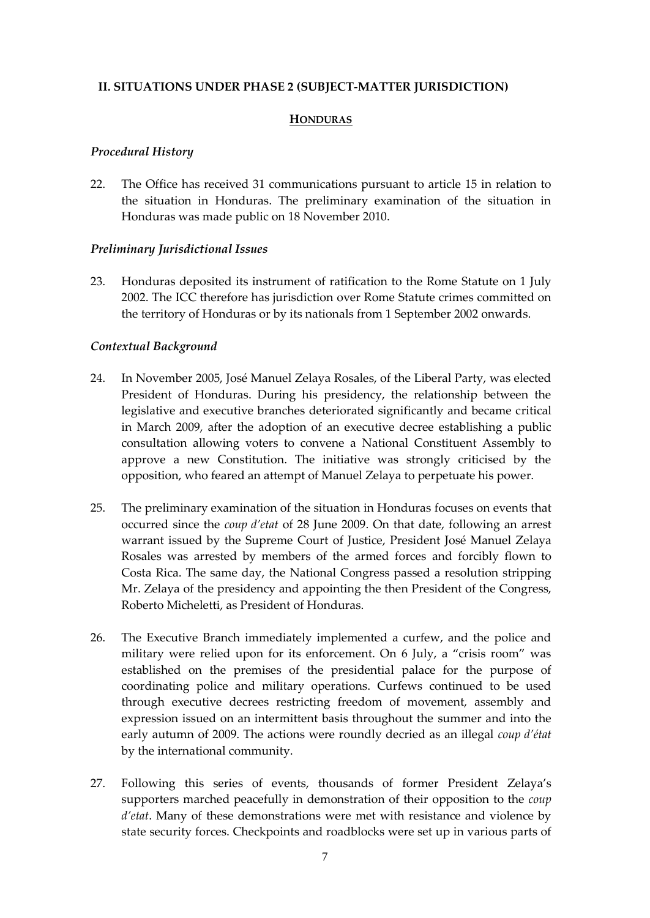## II. SITUATIONS UNDER PHASE 2 (SUBJECT-MATTER JURISDICTION)

### HONDURAS

*Procedural History*

22. The Office has received 31 communications pursuant to article 15 in relation to the situation in Honduras. The preliminary examination of the situation in Honduras was made public on 18 November 2010.

*Preliminary Jurisdictional Issues*

23. Honduras deposited its instrument of ratification to the Rome Statute on 1 July 2002. The ICC therefore has jurisdiction over Rome Statute crimes committed on the territory of Honduras or by its nationals from 1 September 2002 onwards.

*Contextual Background*

24. In November 2005, José Manuel Zelaya Rosales, of the Liberal Party, was elected President of Honduras. During his presidency, the relationship between the legislative and executive branches deteriorated significantly and became critical in March 2009, after the adoption of an executive decree establishing a public consultation allowing voters to convene a National Constituent Assembly to approve a new Constitution. The initiative was strongly criticised by the opposition, who feared an attempt of Manuel Zelaya to perpetuate his power.

25. The preliminary examination of the situation in Honduras focuses on events that occurred since the *coup d'etat* of 28 June 2009. On that date, following an arrest warrant issued by the Supreme Court of Justice, President José Manuel Zelaya Rosales was arrested by members of the armed forces and forcibly flown to Costa Rica. The same day, the National Congress passed a resolution stripping Mr. Zelaya of the presidency and appointing the then President of the Congress, Roberto Micheletti, as President of Honduras.

26. The Executive Branch immediately implemented a curfew, and the police and military were relied upon for its enforcement. On 6 July, a "crisis room" was established on the premises of the presidential palace for the purpose of coordinating police and military operations. Curfews continued to be used through executive decrees restricting freedom of movement, assembly and expression issued on an intermittent basis throughout the summer and into the early autumn of 2009. The actions were roundly decried as an illegal *coup d'état* by the international community.

27. Following this series of events, thousands of former President Zelaya's supporters marched peacefully in demonstration of their opposition to the *coup d'etat*. Many of these demonstrations were met with resistance and violence by state security forces. Checkpoints and roadblocks were set up in various parts of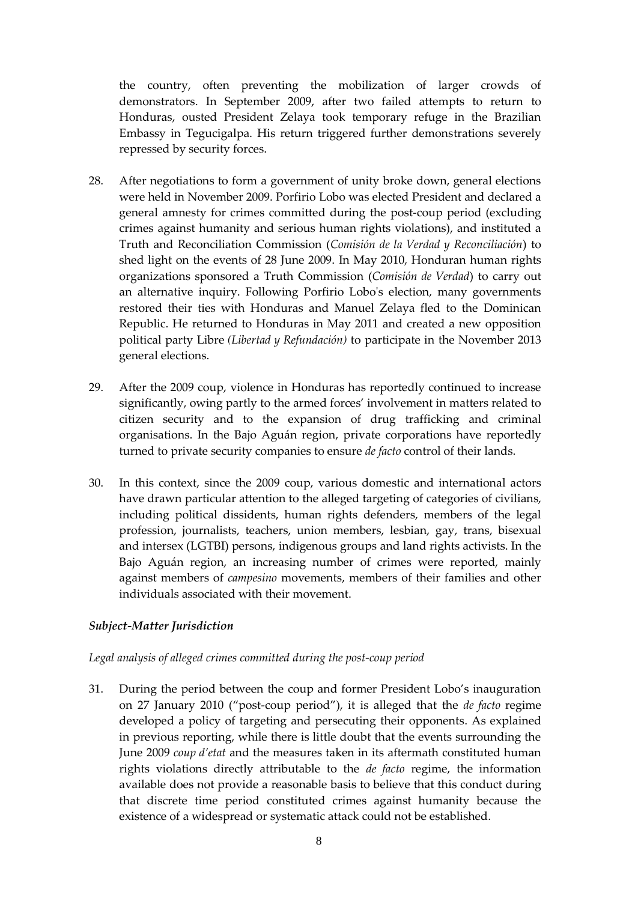the country, often preventing the mobilization of larger crowds of demonstrators. In September 2009, after two failed attempts to return to Honduras, ousted President Zelaya took temporary refuge in the Brazilian Embassy in Tegucigalpa. His return triggered further demonstrations severely repressed by security forces.

28. After negotiations to form a government of unity broke down, general elections were held in November 2009. Porfirio Lobo was elected President and declared a general amnesty for crimes committed during the post-coup period (excluding crimes against humanity and serious human rights violations), and instituted a Truth and Reconciliation Commission (*Comisión de la Verdad y Reconciliación*) to shed light on the events of 28 June 2009. In May 2010, Honduran human rights organizations sponsored a Truth Commission (*Comisión de Verdad*) to carry out an alternative inquiry. Following Porfirio Lobo's election, many governments restored their ties with Honduras and Manuel Zelaya fled to the Dominican Republic. He returned to Honduras in May 2011 and created a new opposition political party Libre *(Libertad y Refundación)* to participate in the November 2013 general elections.

29. After the 2009 coup, violence in Honduras has reportedly continued to increase significantly, owing partly to the armed forces' involvement in matters related to citizen security and to the expansion of drug trafficking and criminal organisations. In the Bajo Aguán region, private corporations have reportedly turned to private security companies to ensure *de facto* control of their lands.

30. In this context, since the 2009 coup, various domestic and international actors have drawn particular attention to the alleged targeting of categories of civilians, including political dissidents, human rights defenders, members of the legal profession, journalists, teachers, union members, lesbian, gay, trans, bisexual and intersex (LGTBI) persons, indigenous groups and land rights activists. In the Bajo Aguán region, an increasing number of crimes were reported, mainly against members of *campesino* movements, members of their families and other individuals associated with their movement.

### *Subject-Matter Jurisdiction*

*Legal analysis of alleged crimes committed during the post-coup period*

31. During the period between the coup and former President Lobo's inauguration on 27 January 2010 ("post-coup period"), it is alleged that the *de facto* regime developed a policy of targeting and persecuting their opponents. As explained in previous reporting, while there is little doubt that the events surrounding the June 2009 *coup d'etat* and the measures taken in its aftermath constituted human rights violations directly attributable to the *de facto* regime, the information available does not provide a reasonable basis to believe that this conduct during that discrete time period constituted crimes against humanity because the existence of a widespread or systematic attack could not be established.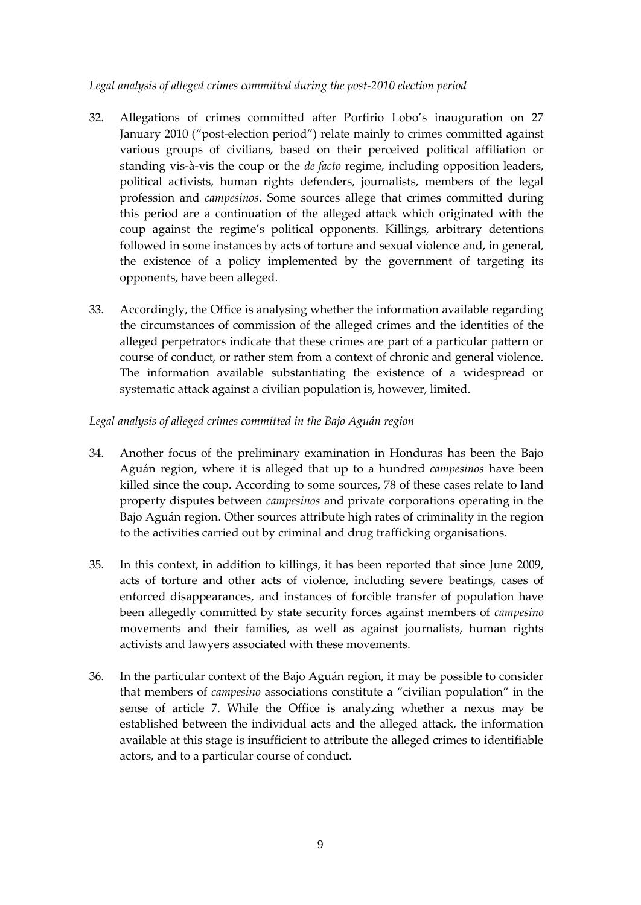*Legal analysis of alleged crimes committed during the post-2010 election period*

32. Allegations of crimes committed after Porfirio Lobo's inauguration on 27 January 2010 ("post-election period") relate mainly to crimes committed against various groups of civilians, based on their perceived political affiliation or standing vis-à-vis the coup or the *de facto* regime, including opposition leaders, political activists, human rights defenders, journalists, members of the legal profession and *campesinos*. Some sources allege that crimes committed during this period are a continuation of the alleged attack which originated with the coup against the regime's political opponents. Killings, arbitrary detentions followed in some instances by acts of torture and sexual violence and, in general, the existence of a policy implemented by the government of targeting its opponents, have been alleged.

33. Accordingly, the Office is analysing whether the information available regarding the circumstances of commission of the alleged crimes and the identities of the alleged perpetrators indicate that these crimes are part of a particular pattern or course of conduct, or rather stem from a context of chronic and general violence. The information available substantiating the existence of a widespread or systematic attack against a civilian population is, however, limited.

*Legal analysis of alleged crimes committed in the Bajo Aguán region*

34. Another focus of the preliminary examination in Honduras has been the Bajo Aguán region, where it is alleged that up to a hundred *campesinos* have been killed since the coup. According to some sources, 78 of these cases relate to land property disputes between *campesinos* and private corporations operating in the Bajo Aguán region. Other sources attribute high rates of criminality in the region to the activities carried out by criminal and drug trafficking organisations.

35. In this context, in addition to killings, it has been reported that since June 2009, acts of torture and other acts of violence, including severe beatings, cases of enforced disappearances, and instances of forcible transfer of population have been allegedly committed by state security forces against members of *campesino* movements and their families, as well as against journalists, human rights activists and lawyers associated with these movements.

36. In the particular context of the Bajo Aguán region, it may be possible to consider that members of *campesino* associations constitute a "civilian population" in the sense of article 7. While the Office is analyzing whether a nexus may be established between the individual acts and the alleged attack, the information available at this stage is insufficient to attribute the alleged crimes to identifiable actors, and to a particular course of conduct.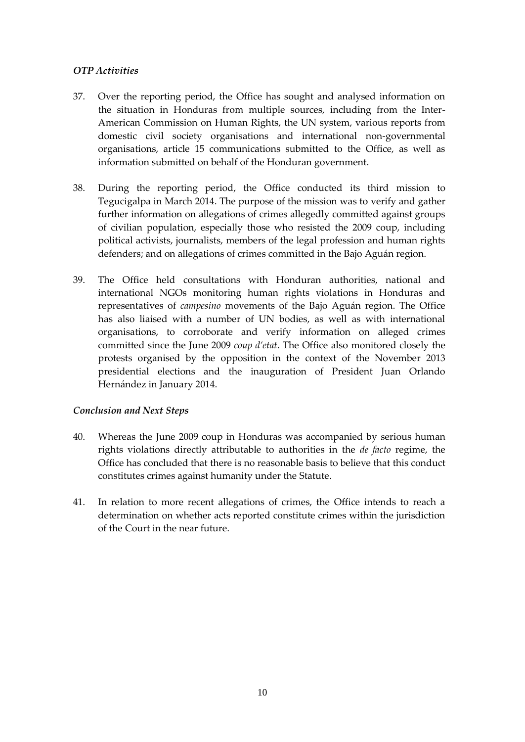*OTP Activities*

37. Over the reporting period, the Office has sought and analysed information on the situation in Honduras from multiple sources, including from the Inter-American Commission on Human Rights, the UN system, various reports from domestic civil society organisations and international non-governmental organisations, article 15 communications submitted to the Office, as well as information submitted on behalf of the Honduran government.

38. During the reporting period, the Office conducted its third mission to Tegucigalpa in March 2014. The purpose of the mission was to verify and gather further information on allegations of crimes allegedly committed against groups of civilian population, especially those who resisted the 2009 coup, including political activists, journalists, members of the legal profession and human rights defenders; and on allegations of crimes committed in the Bajo Aguán region.

39. The Office held consultations with Honduran authorities, national and international NGOs monitoring human rights violations in Honduras and representatives of *campesino* movements of the Bajo Aguán region. The Office has also liaised with a number of UN bodies, as well as with international organisations, to corroborate and verify information on alleged crimes committed since the June 2009 *coup d'etat*. The Office also monitored closely the protests organised by the opposition in the context of the November 2013 presidential elections and the inauguration of President Juan Orlando Hernández in January 2014.

*Conclusion and Next Steps*

40. Whereas the June 2009 coup in Honduras was accompanied by serious human rights violations directly attributable to authorities in the *de facto* regime, the Office has concluded that there is no reasonable basis to believe that this conduct constitutes crimes against humanity under the Statute.

41. In relation to more recent allegations of crimes, the Office intends to reach a determination on whether acts reported constitute crimes within the jurisdiction of the Court in the near future.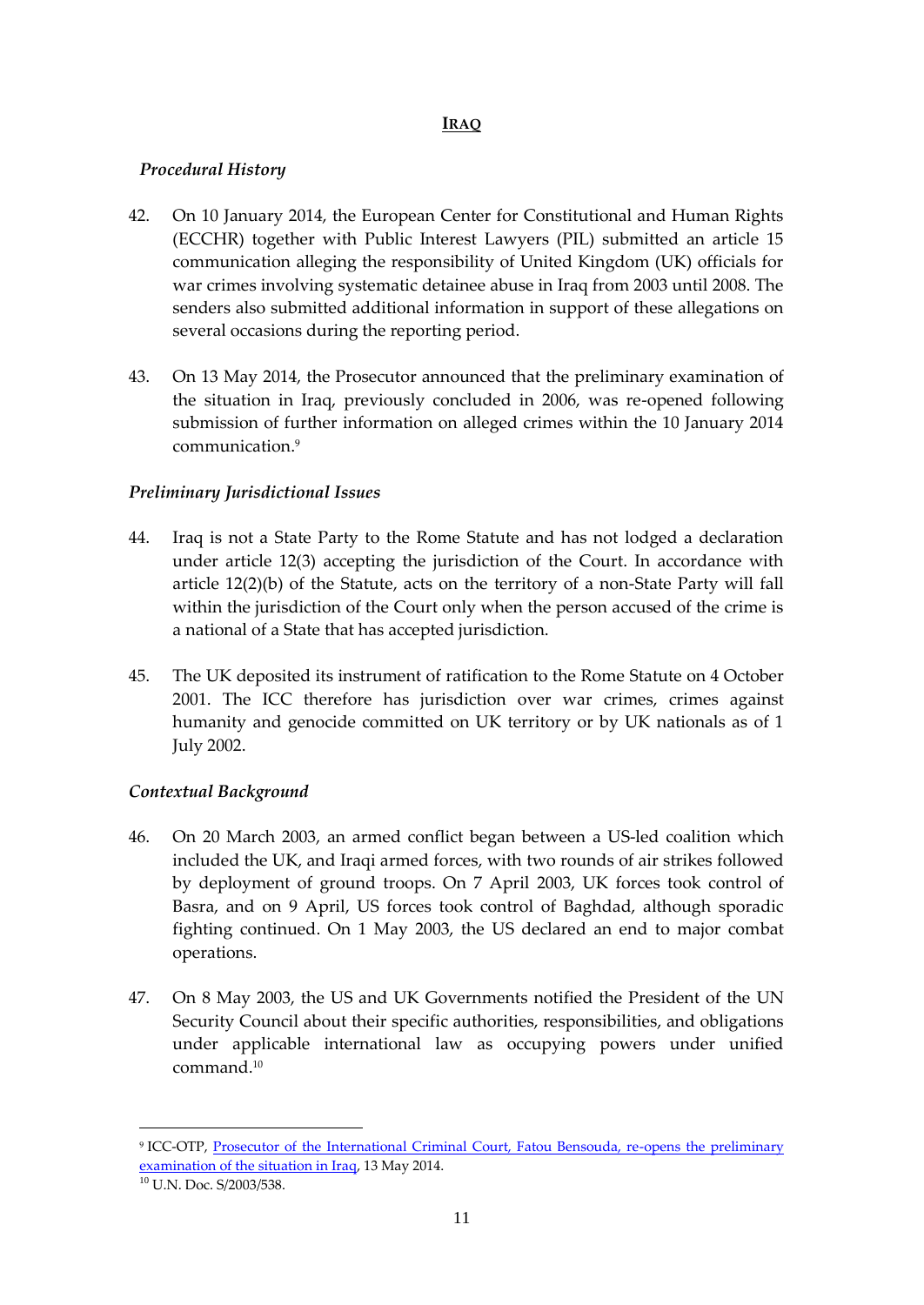## IRAQ

### *Procedural History*

42. On 10 January 2014, the European Center for Constitutional and Human Rights (ECCHR) together with Public Interest Lawyers (PIL) submitted an article 15 communication alleging the responsibility of United Kingdom (UK) officials for war crimes involving systematic detainee abuse in Iraq from 2003 until 2008. The senders also submitted additional information in support of these allegations on several occasions during the reporting period.

43. On 13 May 2014, the Prosecutor announced that the preliminary examination of the situation in Iraq, previously concluded in 2006, was re-opened following submission of further information on alleged crimes within the 10 January 2014 communication.[9]

### *Preliminary Jurisdictional Issues*

44. Iraq is not a State Party to the Rome Statute and has not lodged a declaration under article 12(3) accepting the jurisdiction of the Court. In accordance with article 12(2)(b) of the Statute, acts on the territory of a non-State Party will fall within the jurisdiction of the Court only when the person accused of the crime is a national of a State that has accepted jurisdiction.

45. The UK deposited its instrument of ratification to the Rome Statute on 4 October 2001. The ICC therefore has jurisdiction over war crimes, crimes against humanity and genocide committed on UK territory or by UK nationals as of 1 July 2002.

### *Contextual Background*

46. On 20 March 2003, an armed conflict began between a US-led coalition which included the UK, and Iraqi armed forces, with two rounds of air strikes followed by deployment of ground troops. On 7 April 2003, UK forces took control of Basra, and on 9 April, US forces took control of Baghdad, although sporadic fighting continued. On 1 May 2003, the US declared an end to major combat operations.

47. On 8 May 2003, the US and UK Governments notified the President of the UN Security Council about their specific authorities, responsibilities, and obligations under applicable international law as occupying powers under unified command.[10]

---

[9] ICC-OTP, Prosecutor of the International Criminal Court, Fatou Bensouda, re-opens the preliminary examination of the situation in Iraq, 13 May 2014.

[10] U.N. Doc. S/2003/538.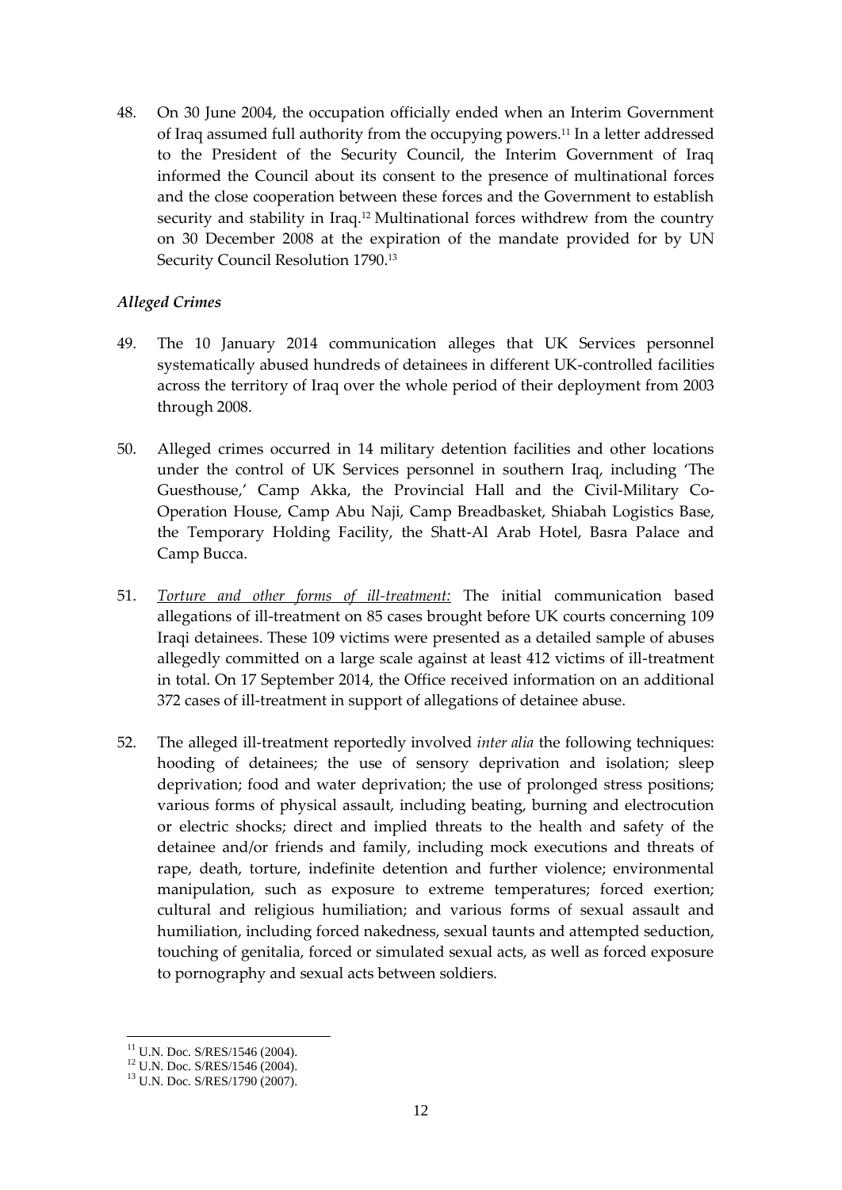48. On 30 June 2004, the occupation officially ended when an Interim Government of Iraq assumed full authority from the occupying powers.[11] In a letter addressed to the President of the Security Council, the Interim Government of Iraq informed the Council about its consent to the presence of multinational forces and the close cooperation between these forces and the Government to establish security and stability in Iraq.[12] Multinational forces withdrew from the country on 30 December 2008 at the expiration of the mandate provided for by UN Security Council Resolution 1790.[13]

### *Alleged Crimes*

49. The 10 January 2014 communication alleges that UK Services personnel systematically abused hundreds of detainees in different UK-controlled facilities across the territory of Iraq over the whole period of their deployment from 2003 through 2008.

50. Alleged crimes occurred in 14 military detention facilities and other locations under the control of UK Services personnel in southern Iraq, including 'The Guesthouse,' Camp Akka, the Provincial Hall and the Civil-Military Co-Operation House, Camp Abu Naji, Camp Breadbasket, Shiabah Logistics Base, the Temporary Holding Facility, the Shatt-Al Arab Hotel, Basra Palace and Camp Bucca.

51. *Torture and other forms of ill-treatment:* The initial communication based allegations of ill-treatment on 85 cases brought before UK courts concerning 109 Iraqi detainees. These 109 victims were presented as a detailed sample of abuses allegedly committed on a large scale against at least 412 victims of ill-treatment in total. On 17 September 2014, the Office received information on an additional 372 cases of ill-treatment in support of allegations of detainee abuse.

52. The alleged ill-treatment reportedly involved *inter alia* the following techniques: hooding of detainees; the use of sensory deprivation and isolation; sleep deprivation; food and water deprivation; the use of prolonged stress positions; various forms of physical assault, including beating, burning and electrocution or electric shocks; direct and implied threats to the health and safety of the detainee and/or friends and family, including mock executions and threats of rape, death, torture, indefinite detention and further violence; environmental manipulation, such as exposure to extreme temperatures; forced exertion; cultural and religious humiliation; and various forms of sexual assault and humiliation, including forced nakedness, sexual taunts and attempted seduction, touching of genitalia, forced or simulated sexual acts, as well as forced exposure to pornography and sexual acts between soldiers.

---

[11] U.N. Doc. S/RES/1546 (2004).

[12] U.N. Doc. S/RES/1546 (2004).

[13] U.N. Doc. S/RES/1790 (2007).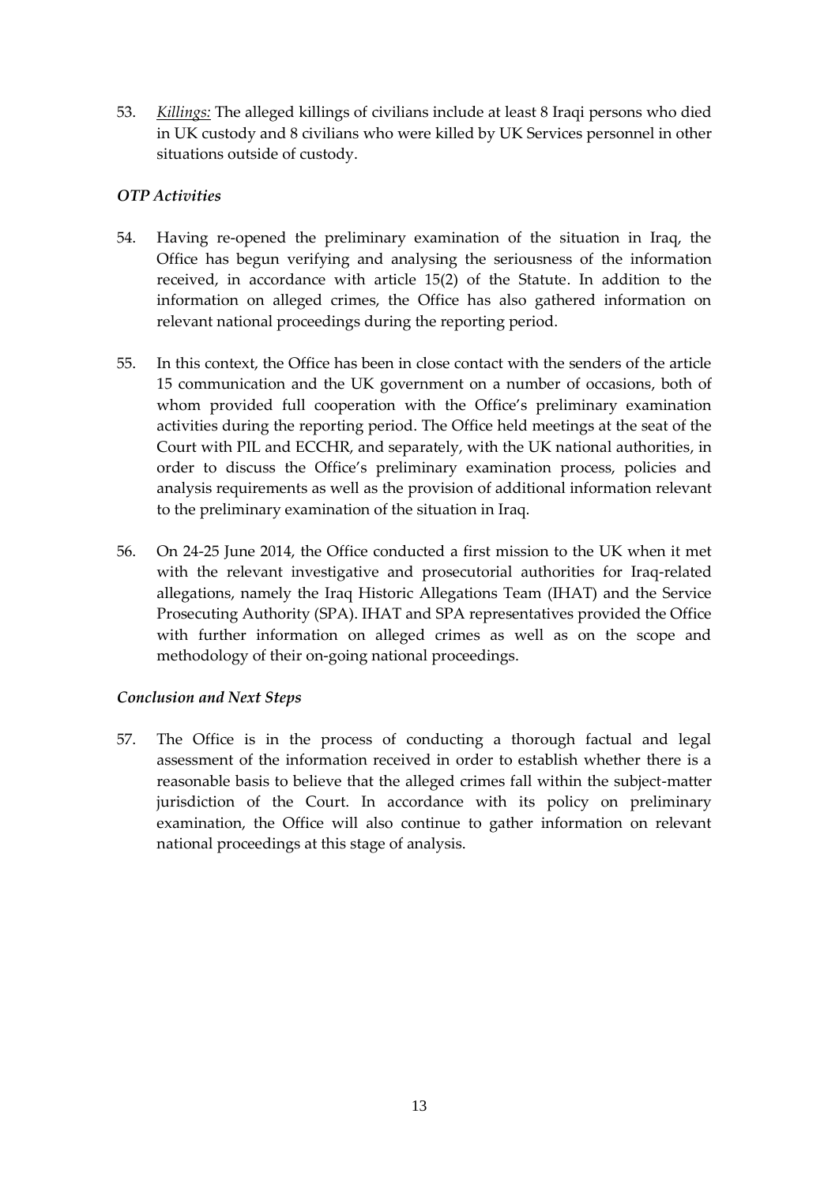53. *Killings:* The alleged killings of civilians include at least 8 Iraqi persons who died in UK custody and 8 civilians who were killed by UK Services personnel in other situations outside of custody.

### *OTP Activities*

54. Having re-opened the preliminary examination of the situation in Iraq, the Office has begun verifying and analysing the seriousness of the information received, in accordance with article 15(2) of the Statute. In addition to the information on alleged crimes, the Office has also gathered information on relevant national proceedings during the reporting period.

55. In this context, the Office has been in close contact with the senders of the article 15 communication and the UK government on a number of occasions, both of whom provided full cooperation with the Office's preliminary examination activities during the reporting period. The Office held meetings at the seat of the Court with PIL and ECCHR, and separately, with the UK national authorities, in order to discuss the Office's preliminary examination process, policies and analysis requirements as well as the provision of additional information relevant to the preliminary examination of the situation in Iraq.

56. On 24-25 June 2014, the Office conducted a first mission to the UK when it met with the relevant investigative and prosecutorial authorities for Iraq-related allegations, namely the Iraq Historic Allegations Team (IHAT) and the Service Prosecuting Authority (SPA). IHAT and SPA representatives provided the Office with further information on alleged crimes as well as on the scope and methodology of their on-going national proceedings.

### *Conclusion and Next Steps*

57. The Office is in the process of conducting a thorough factual and legal assessment of the information received in order to establish whether there is a reasonable basis to believe that the alleged crimes fall within the subject-matter jurisdiction of the Court. In accordance with its policy on preliminary examination, the Office will also continue to gather information on relevant national proceedings at this stage of analysis.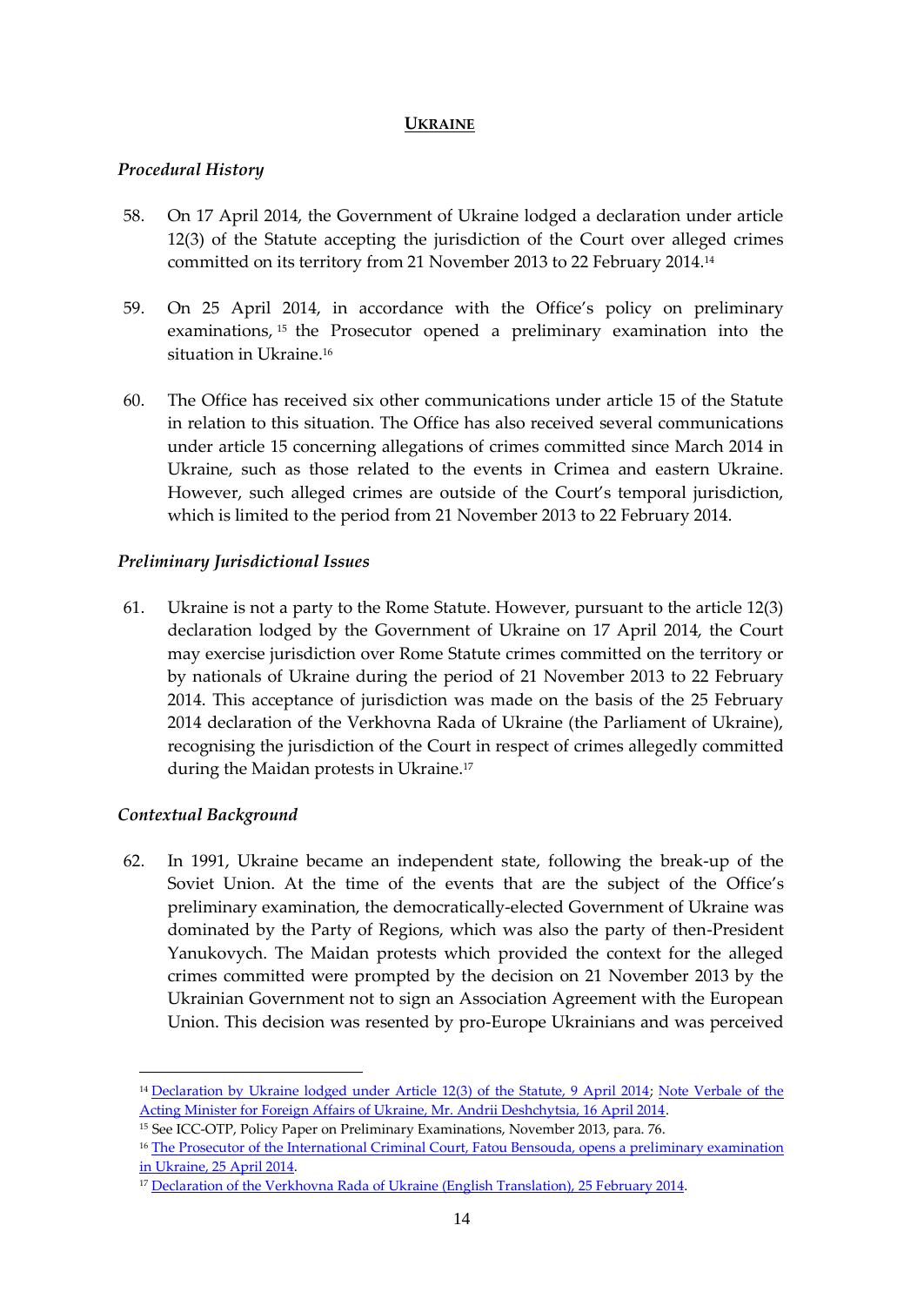## UKRAINE

### *Procedural History*

58. On 17 April 2014, the Government of Ukraine lodged a declaration under article 12(3) of the Statute accepting the jurisdiction of the Court over alleged crimes committed on its territory from 21 November 2013 to 22 February 2014.[14]

59. On 25 April 2014, in accordance with the Office's policy on preliminary examinations,[15] the Prosecutor opened a preliminary examination into the situation in Ukraine.[16]

60. The Office has received six other communications under article 15 of the Statute in relation to this situation. The Office has also received several communications under article 15 concerning allegations of crimes committed since March 2014 in Ukraine, such as those related to the events in Crimea and eastern Ukraine. However, such alleged crimes are outside of the Court's temporal jurisdiction, which is limited to the period from 21 November 2013 to 22 February 2014.

### *Preliminary Jurisdictional Issues*

61. Ukraine is not a party to the Rome Statute. However, pursuant to the article 12(3) declaration lodged by the Government of Ukraine on 17 April 2014, the Court may exercise jurisdiction over Rome Statute crimes committed on the territory or by nationals of Ukraine during the period of 21 November 2013 to 22 February 2014. This acceptance of jurisdiction was made on the basis of the 25 February 2014 declaration of the Verkhovna Rada of Ukraine (the Parliament of Ukraine), recognising the jurisdiction of the Court in respect of crimes allegedly committed during the Maidan protests in Ukraine.[17]

### *Contextual Background*

62. In 1991, Ukraine became an independent state, following the break-up of the Soviet Union. At the time of the events that are the subject of the Office's preliminary examination, the democratically-elected Government of Ukraine was dominated by the Party of Regions, which was also the party of then-President Yanukovych. The Maidan protests which provided the context for the alleged crimes committed were prompted by the decision on 21 November 2013 by the Ukrainian Government not to sign an Association Agreement with the European Union. This decision was resented by pro-Europe Ukrainians and was perceived

---

[14] Declaration by Ukraine lodged under Article 12(3) of the Statute, 9 April 2014; Note Verbale of the Acting Minister for Foreign Affairs of Ukraine, Mr. Andrii Deshchytsia, 16 April 2014.

[15] See ICC-OTP, Policy Paper on Preliminary Examinations, November 2013, para. 76.

[16] The Prosecutor of the International Criminal Court, Fatou Bensouda, opens a preliminary examination in Ukraine, 25 April 2014.

[17] Declaration of the Verkhovna Rada of Ukraine (English Translation), 25 February 2014.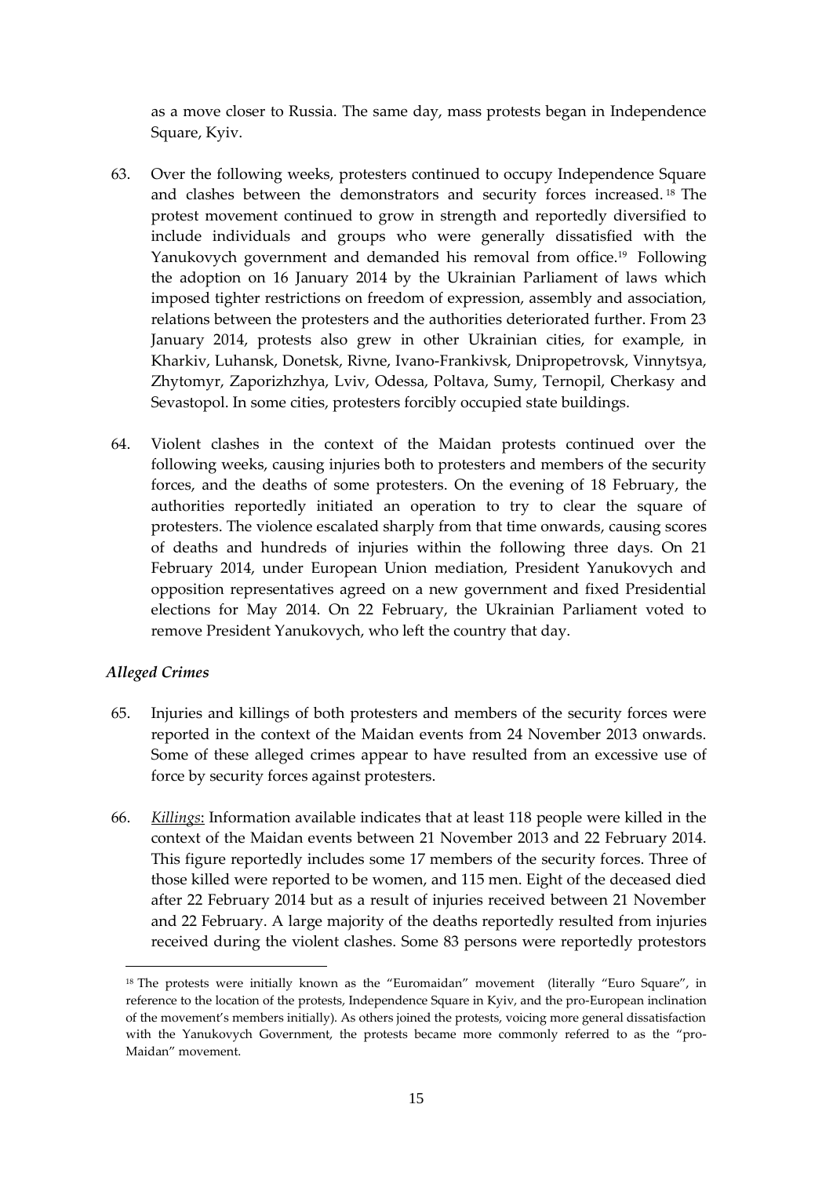as a move closer to Russia. The same day, mass protests began in Independence Square, Kyiv.

63. Over the following weeks, protesters continued to occupy Independence Square and clashes between the demonstrators and security forces increased.[18] The protest movement continued to grow in strength and reportedly diversified to include individuals and groups who were generally dissatisfied with the Yanukovych government and demanded his removal from office.[19] Following the adoption on 16 January 2014 by the Ukrainian Parliament of laws which imposed tighter restrictions on freedom of expression, assembly and association, relations between the protesters and the authorities deteriorated further. From 23 January 2014, protests also grew in other Ukrainian cities, for example, in Kharkiv, Luhansk, Donetsk, Rivne, Ivano-Frankivsk, Dnipropetrovsk, Vinnytsya, Zhytomyr, Zaporizhzhya, Lviv, Odessa, Poltava, Sumy, Ternopil, Cherkasy and Sevastopol. In some cities, protesters forcibly occupied state buildings.

64. Violent clashes in the context of the Maidan protests continued over the following weeks, causing injuries both to protesters and members of the security forces, and the deaths of some protesters. On the evening of 18 February, the authorities reportedly initiated an operation to try to clear the square of protesters. The violence escalated sharply from that time onwards, causing scores of deaths and hundreds of injuries within the following three days. On 21 February 2014, under European Union mediation, President Yanukovych and opposition representatives agreed on a new government and fixed Presidential elections for May 2014. On 22 February, the Ukrainian Parliament voted to remove President Yanukovych, who left the country that day.

### *Alleged Crimes*

65. Injuries and killings of both protesters and members of the security forces were reported in the context of the Maidan events from 24 November 2013 onwards. Some of these alleged crimes appear to have resulted from an excessive use of force by security forces against protesters.

66. *Killings*: Information available indicates that at least 118 people were killed in the context of the Maidan events between 21 November 2013 and 22 February 2014. This figure reportedly includes some 17 members of the security forces. Three of those killed were reported to be women, and 115 men. Eight of the deceased died after 22 February 2014 but as a result of injuries received between 21 November and 22 February. A large majority of the deaths reportedly resulted from injuries received during the violent clashes. Some 83 persons were reportedly protestors

---

[18] The protests were initially known as the "Euromaidan" movement (literally "Euro Square", in reference to the location of the protests, Independence Square in Kyiv, and the pro-European inclination of the movement's members initially). As others joined the protests, voicing more general dissatisfaction with the Yanukovych Government, the protests became more commonly referred to as the "pro-Maidan" movement.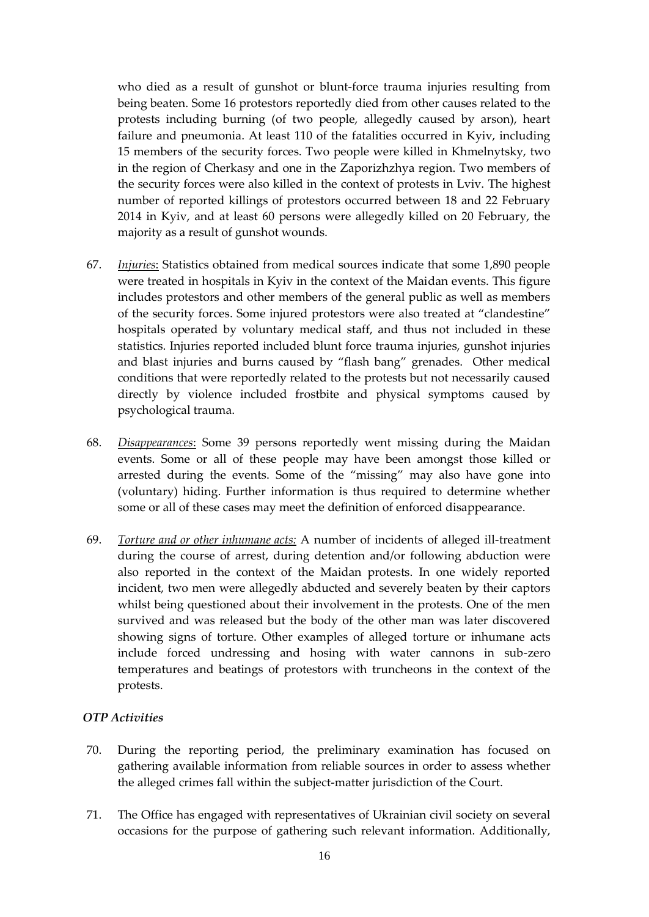who died as a result of gunshot or blunt-force trauma injuries resulting from being beaten. Some 16 protestors reportedly died from other causes related to the protests including burning (of two people, allegedly caused by arson), heart failure and pneumonia. At least 110 of the fatalities occurred in Kyiv, including 15 members of the security forces. Two people were killed in Khmelnytsky, two in the region of Cherkasy and one in the Zaporizhzhya region. Two members of the security forces were also killed in the context of protests in Lviv. The highest number of reported killings of protestors occurred between 18 and 22 February 2014 in Kyiv, and at least 60 persons were allegedly killed on 20 February, the majority as a result of gunshot wounds.

67. *Injuries*: Statistics obtained from medical sources indicate that some 1,890 people were treated in hospitals in Kyiv in the context of the Maidan events. This figure includes protestors and other members of the general public as well as members of the security forces. Some injured protestors were also treated at "clandestine" hospitals operated by voluntary medical staff, and thus not included in these statistics. Injuries reported included blunt force trauma injuries, gunshot injuries and blast injuries and burns caused by "flash bang" grenades. Other medical conditions that were reportedly related to the protests but not necessarily caused directly by violence included frostbite and physical symptoms caused by psychological trauma.

68. *Disappearances*: Some 39 persons reportedly went missing during the Maidan events. Some or all of these people may have been amongst those killed or arrested during the events. Some of the "missing" may also have gone into (voluntary) hiding. Further information is thus required to determine whether some or all of these cases may meet the definition of enforced disappearance.

69. *Torture and or other inhumane acts:* A number of incidents of alleged ill-treatment during the course of arrest, during detention and/or following abduction were also reported in the context of the Maidan protests. In one widely reported incident, two men were allegedly abducted and severely beaten by their captors whilst being questioned about their involvement in the protests. One of the men survived and was released but the body of the other man was later discovered showing signs of torture. Other examples of alleged torture or inhumane acts include forced undressing and hosing with water cannons in sub-zero temperatures and beatings of protestors with truncheons in the context of the protests.

### *OTP Activities*

70. During the reporting period, the preliminary examination has focused on gathering available information from reliable sources in order to assess whether the alleged crimes fall within the subject-matter jurisdiction of the Court.

71. The Office has engaged with representatives of Ukrainian civil society on several occasions for the purpose of gathering such relevant information. Additionally,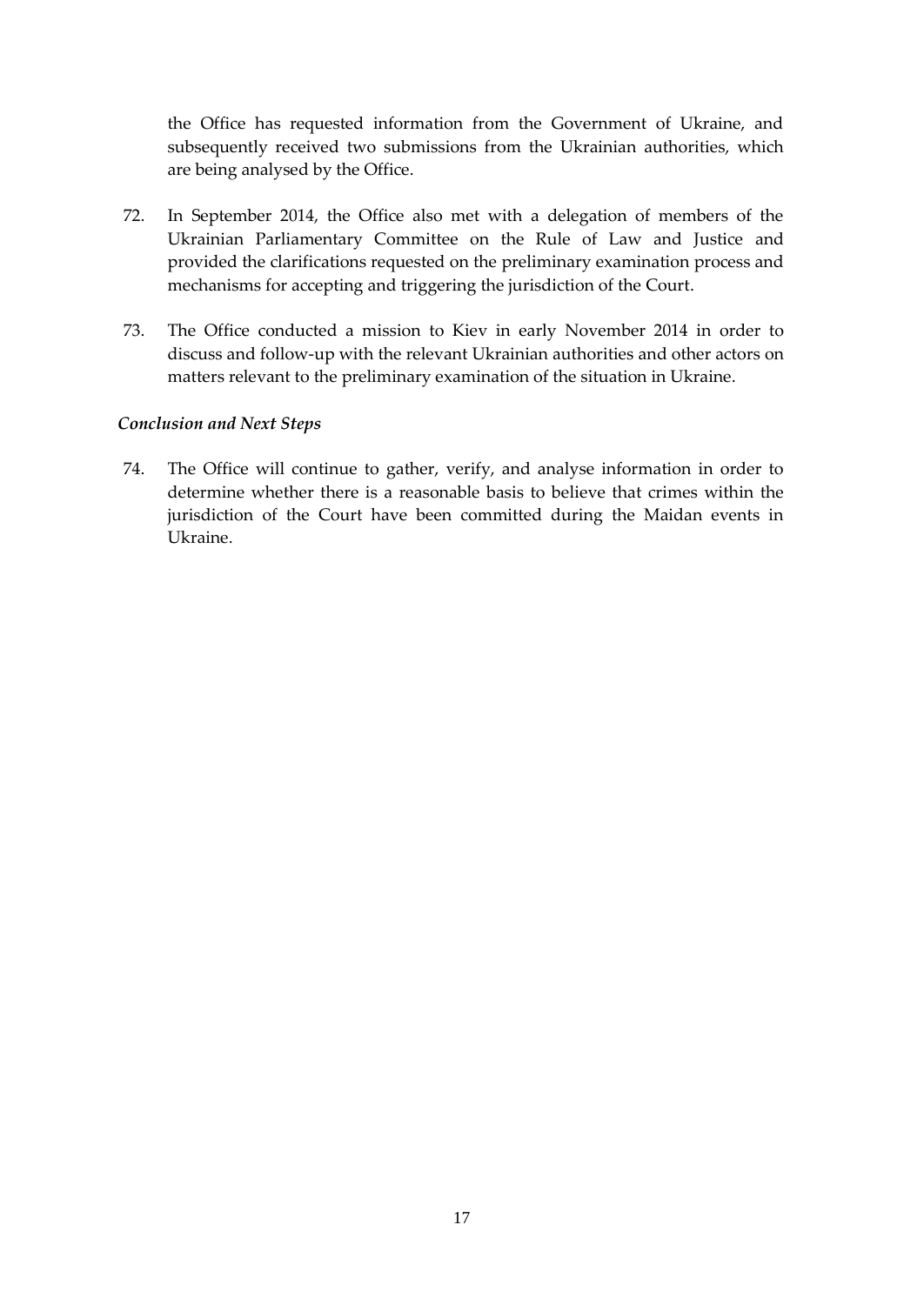the Office has requested information from the Government of Ukraine, and subsequently received two submissions from the Ukrainian authorities, which are being analysed by the Office.

72. In September 2014, the Office also met with a delegation of members of the Ukrainian Parliamentary Committee on the Rule of Law and Justice and provided the clarifications requested on the preliminary examination process and mechanisms for accepting and triggering the jurisdiction of the Court.

73. The Office conducted a mission to Kiev in early November 2014 in order to discuss and follow-up with the relevant Ukrainian authorities and other actors on matters relevant to the preliminary examination of the situation in Ukraine.

### *Conclusion and Next Steps*

74. The Office will continue to gather, verify, and analyse information in order to determine whether there is a reasonable basis to believe that crimes within the jurisdiction of the Court have been committed during the Maidan events in Ukraine.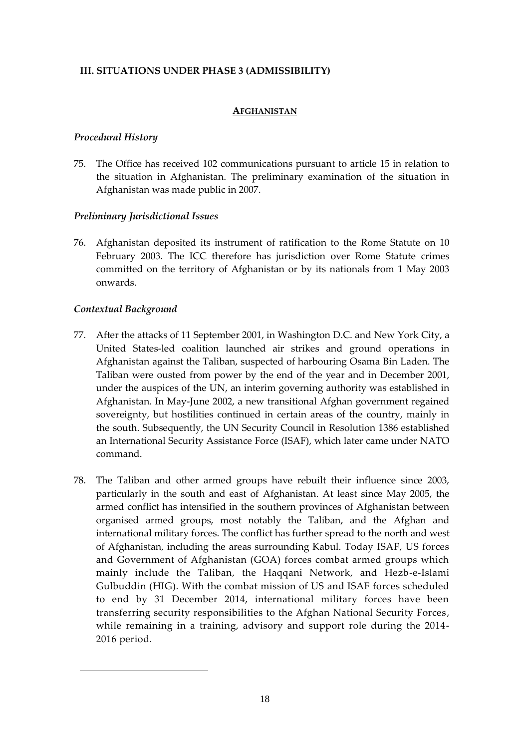## III. SITUATIONS UNDER PHASE 3 (ADMISSIBILITY)

### AFGHANISTAN

*Procedural History*

75. The Office has received 102 communications pursuant to article 15 in relation to the situation in Afghanistan. The preliminary examination of the situation in Afghanistan was made public in 2007.

*Preliminary Jurisdictional Issues*

76. Afghanistan deposited its instrument of ratification to the Rome Statute on 10 February 2003. The ICC therefore has jurisdiction over Rome Statute crimes committed on the territory of Afghanistan or by its nationals from 1 May 2003 onwards.

*Contextual Background*

77. After the attacks of 11 September 2001, in Washington D.C. and New York City, a United States-led coalition launched air strikes and ground operations in Afghanistan against the Taliban, suspected of harbouring Osama Bin Laden. The Taliban were ousted from power by the end of the year and in December 2001, under the auspices of the UN, an interim governing authority was established in Afghanistan. In May-June 2002, a new transitional Afghan government regained sovereignty, but hostilities continued in certain areas of the country, mainly in the south. Subsequently, the UN Security Council in Resolution 1386 established an International Security Assistance Force (ISAF), which later came under NATO command.

78. The Taliban and other armed groups have rebuilt their influence since 2003, particularly in the south and east of Afghanistan. At least since May 2005, the armed conflict has intensified in the southern provinces of Afghanistan between organised armed groups, most notably the Taliban, and the Afghan and international military forces. The conflict has further spread to the north and west of Afghanistan, including the areas surrounding Kabul. Today ISAF, US forces and Government of Afghanistan (GOA) forces combat armed groups which mainly include the Taliban, the Haqqani Network, and Hezb-e-Islami Gulbuddin (HIG). With the combat mission of US and ISAF forces scheduled to end by 31 December 2014, international military forces have been transferring security responsibilities to the Afghan National Security Forces, while remaining in a training, advisory and support role during the 2014-2016 period.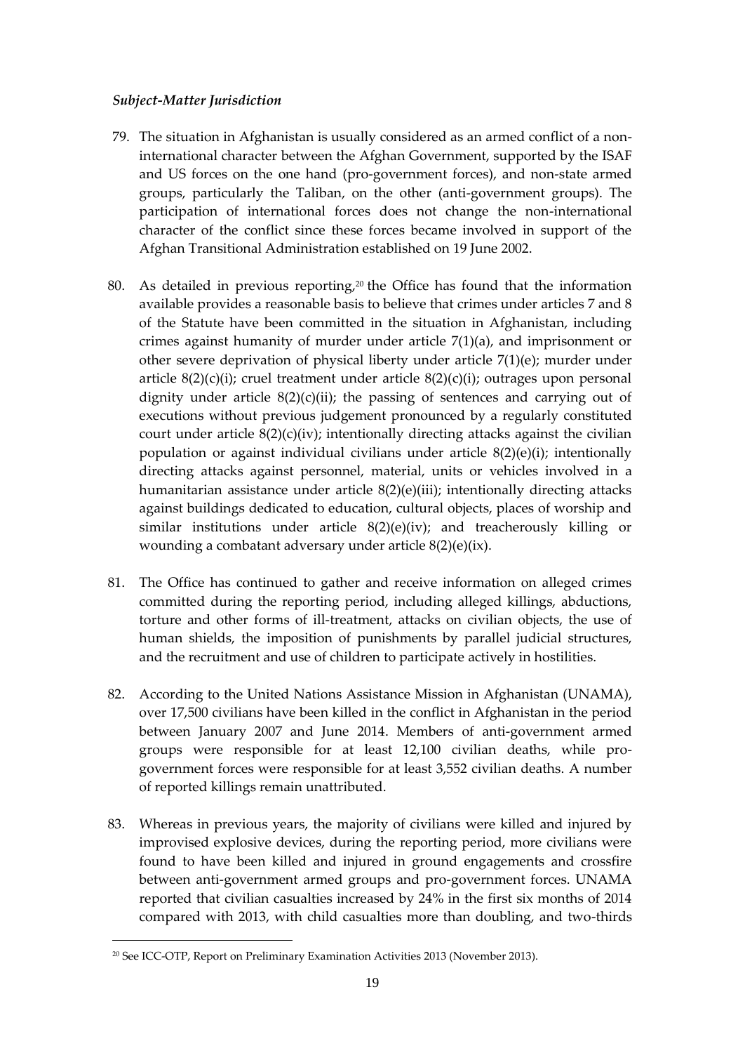*Subject-Matter Jurisdiction*

79. The situation in Afghanistan is usually considered as an armed conflict of a non-international character between the Afghan Government, supported by the ISAF and US forces on the one hand (pro-government forces), and non-state armed groups, particularly the Taliban, on the other (anti-government groups). The participation of international forces does not change the non-international character of the conflict since these forces became involved in support of the Afghan Transitional Administration established on 19 June 2002.

80. As detailed in previous reporting,[20] the Office has found that the information available provides a reasonable basis to believe that crimes under articles 7 and 8 of the Statute have been committed in the situation in Afghanistan, including crimes against humanity of murder under article 7(1)(a), and imprisonment or other severe deprivation of physical liberty under article 7(1)(e); murder under article 8(2)(c)(i); cruel treatment under article 8(2)(c)(i); outrages upon personal dignity under article 8(2)(c)(ii); the passing of sentences and carrying out of executions without previous judgement pronounced by a regularly constituted court under article 8(2)(c)(iv); intentionally directing attacks against the civilian population or against individual civilians under article 8(2)(e)(i); intentionally directing attacks against personnel, material, units or vehicles involved in a humanitarian assistance under article 8(2)(e)(iii); intentionally directing attacks against buildings dedicated to education, cultural objects, places of worship and similar institutions under article 8(2)(e)(iv); and treacherously killing or wounding a combatant adversary under article 8(2)(e)(ix).

81. The Office has continued to gather and receive information on alleged crimes committed during the reporting period, including alleged killings, abductions, torture and other forms of ill-treatment, attacks on civilian objects, the use of human shields, the imposition of punishments by parallel judicial structures, and the recruitment and use of children to participate actively in hostilities.

82. According to the United Nations Assistance Mission in Afghanistan (UNAMA), over 17,500 civilians have been killed in the conflict in Afghanistan in the period between January 2007 and June 2014. Members of anti-government armed groups were responsible for at least 12,100 civilian deaths, while pro-government forces were responsible for at least 3,552 civilian deaths. A number of reported killings remain unattributed.

83. Whereas in previous years, the majority of civilians were killed and injured by improvised explosive devices, during the reporting period, more civilians were found to have been killed and injured in ground engagements and crossfire between anti-government armed groups and pro-government forces. UNAMA reported that civilian casualties increased by 24% in the first six months of 2014 compared with 2013, with child casualties more than doubling, and two-thirds

[20] See ICC-OTP, Report on Preliminary Examination Activities 2013 (November 2013).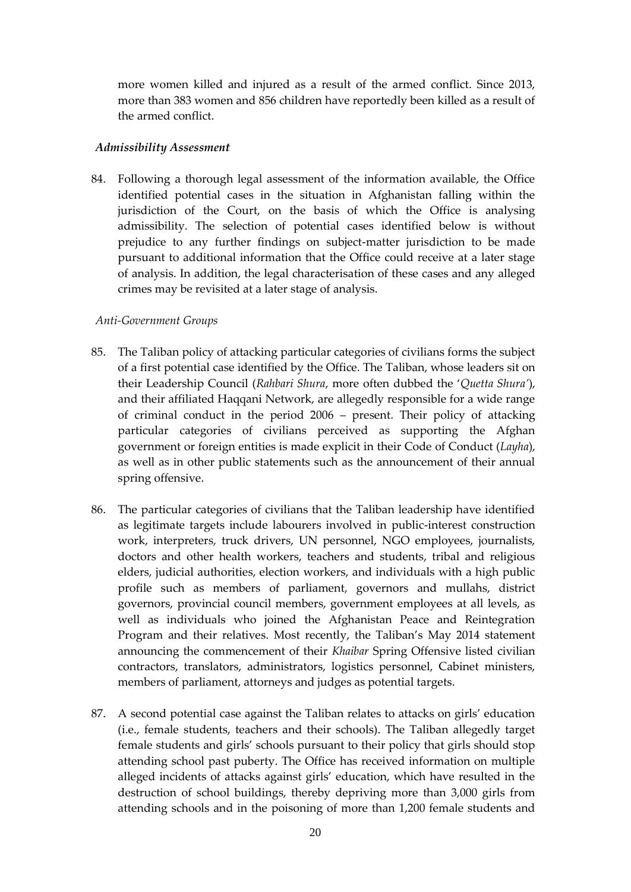more women killed and injured as a result of the armed conflict. Since 2013, more than 383 women and 856 children have reportedly been killed as a result of the armed conflict.

***Admissibility Assessment***

84. Following a thorough legal assessment of the information available, the Office identified potential cases in the situation in Afghanistan falling within the jurisdiction of the Court, on the basis of which the Office is analysing admissibility. The selection of potential cases identified below is without prejudice to any further findings on subject-matter jurisdiction to be made pursuant to additional information that the Office could receive at a later stage of analysis. In addition, the legal characterisation of these cases and any alleged crimes may be revisited at a later stage of analysis.

*Anti-Government Groups*

85. The Taliban policy of attacking particular categories of civilians forms the subject of a first potential case identified by the Office. The Taliban, whose leaders sit on their Leadership Council (*Rahbari Shura*, more often dubbed the '*Quetta Shura'*), and their affiliated Haqqani Network, are allegedly responsible for a wide range of criminal conduct in the period 2006 – present. Their policy of attacking particular categories of civilians perceived as supporting the Afghan government or foreign entities is made explicit in their Code of Conduct (*Layha*), as well as in other public statements such as the announcement of their annual spring offensive.

86. The particular categories of civilians that the Taliban leadership have identified as legitimate targets include labourers involved in public-interest construction work, interpreters, truck drivers, UN personnel, NGO employees, journalists, doctors and other health workers, teachers and students, tribal and religious elders, judicial authorities, election workers, and individuals with a high public profile such as members of parliament, governors and mullahs, district governors, provincial council members, government employees at all levels, as well as individuals who joined the Afghanistan Peace and Reintegration Program and their relatives. Most recently, the Taliban's May 2014 statement announcing the commencement of their *Khaibar* Spring Offensive listed civilian contractors, translators, administrators, logistics personnel, Cabinet ministers, members of parliament, attorneys and judges as potential targets.

87. A second potential case against the Taliban relates to attacks on girls' education (i.e., female students, teachers and their schools). The Taliban allegedly target female students and girls' schools pursuant to their policy that girls should stop attending school past puberty. The Office has received information on multiple alleged incidents of attacks against girls' education, which have resulted in the destruction of school buildings, thereby depriving more than 3,000 girls from attending schools and in the poisoning of more than 1,200 female students and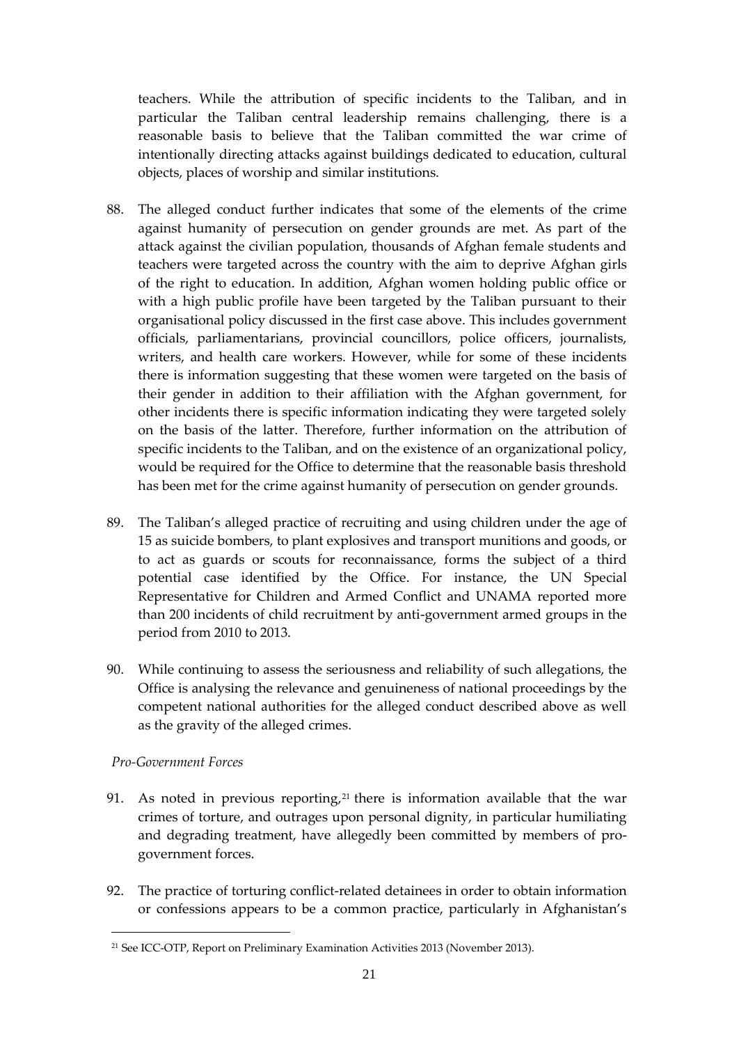teachers. While the attribution of specific incidents to the Taliban, and in particular the Taliban central leadership remains challenging, there is a reasonable basis to believe that the Taliban committed the war crime of intentionally directing attacks against buildings dedicated to education, cultural objects, places of worship and similar institutions.

88. The alleged conduct further indicates that some of the elements of the crime against humanity of persecution on gender grounds are met. As part of the attack against the civilian population, thousands of Afghan female students and teachers were targeted across the country with the aim to deprive Afghan girls of the right to education. In addition, Afghan women holding public office or with a high public profile have been targeted by the Taliban pursuant to their organisational policy discussed in the first case above. This includes government officials, parliamentarians, provincial councillors, police officers, journalists, writers, and health care workers. However, while for some of these incidents there is information suggesting that these women were targeted on the basis of their gender in addition to their affiliation with the Afghan government, for other incidents there is specific information indicating they were targeted solely on the basis of the latter. Therefore, further information on the attribution of specific incidents to the Taliban, and on the existence of an organizational policy, would be required for the Office to determine that the reasonable basis threshold has been met for the crime against humanity of persecution on gender grounds.

89. The Taliban's alleged practice of recruiting and using children under the age of 15 as suicide bombers, to plant explosives and transport munitions and goods, or to act as guards or scouts for reconnaissance, forms the subject of a third potential case identified by the Office. For instance, the UN Special Representative for Children and Armed Conflict and UNAMA reported more than 200 incidents of child recruitment by anti-government armed groups in the period from 2010 to 2013.

90. While continuing to assess the seriousness and reliability of such allegations, the Office is analysing the relevance and genuineness of national proceedings by the competent national authorities for the alleged conduct described above as well as the gravity of the alleged crimes.

*Pro-Government Forces*

91. As noted in previous reporting,[21] there is information available that the war crimes of torture, and outrages upon personal dignity, in particular humiliating and degrading treatment, have allegedly been committed by members of pro-government forces.

92. The practice of torturing conflict-related detainees in order to obtain information or confessions appears to be a common practice, particularly in Afghanistan's

[21] See ICC-OTP, Report on Preliminary Examination Activities 2013 (November 2013).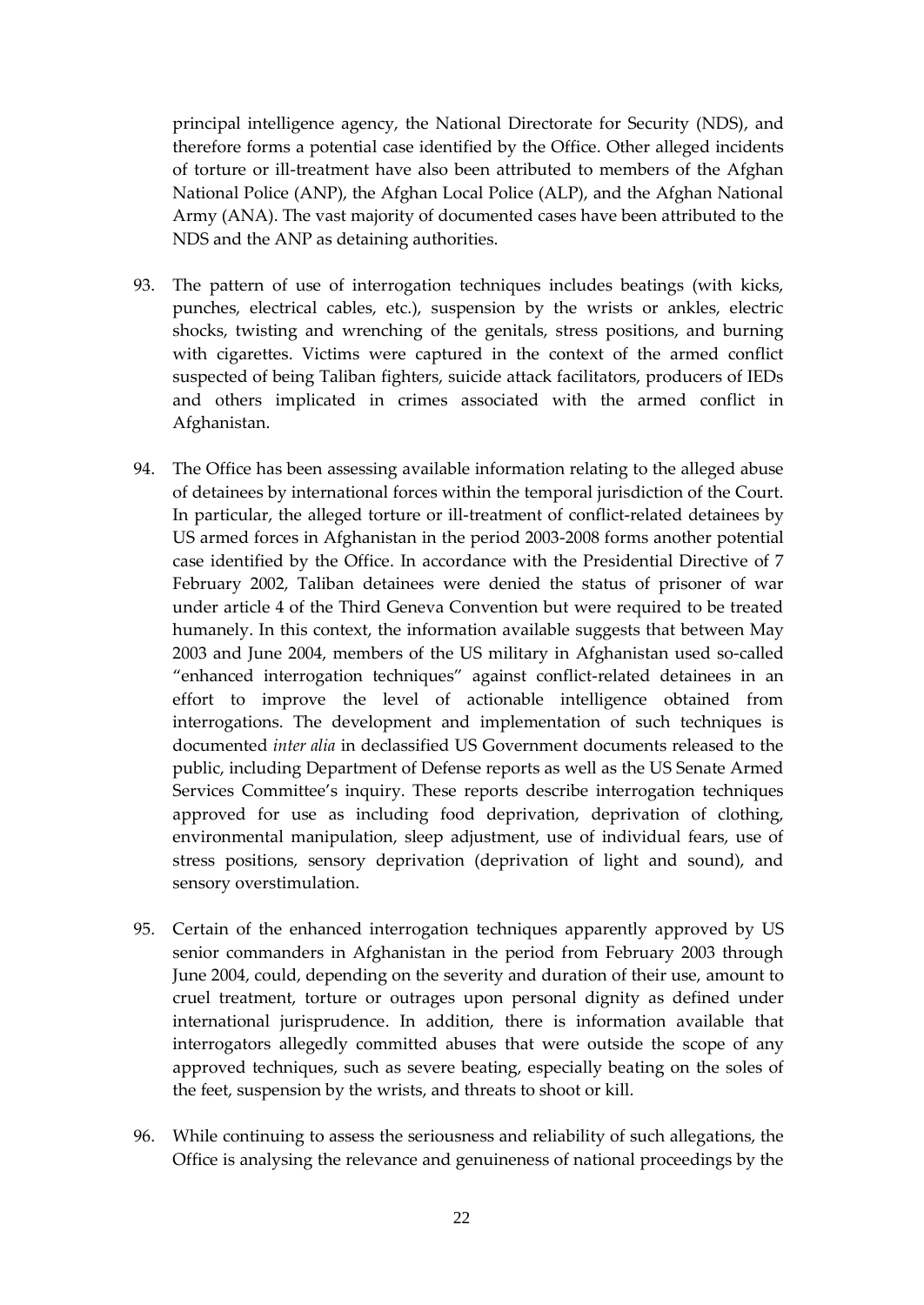principal intelligence agency, the National Directorate for Security (NDS), and therefore forms a potential case identified by the Office. Other alleged incidents of torture or ill-treatment have also been attributed to members of the Afghan National Police (ANP), the Afghan Local Police (ALP), and the Afghan National Army (ANA). The vast majority of documented cases have been attributed to the NDS and the ANP as detaining authorities.

93. The pattern of use of interrogation techniques includes beatings (with kicks, punches, electrical cables, etc.), suspension by the wrists or ankles, electric shocks, twisting and wrenching of the genitals, stress positions, and burning with cigarettes. Victims were captured in the context of the armed conflict suspected of being Taliban fighters, suicide attack facilitators, producers of IEDs and others implicated in crimes associated with the armed conflict in Afghanistan.

94. The Office has been assessing available information relating to the alleged abuse of detainees by international forces within the temporal jurisdiction of the Court. In particular, the alleged torture or ill-treatment of conflict-related detainees by US armed forces in Afghanistan in the period 2003-2008 forms another potential case identified by the Office. In accordance with the Presidential Directive of 7 February 2002, Taliban detainees were denied the status of prisoner of war under article 4 of the Third Geneva Convention but were required to be treated humanely. In this context, the information available suggests that between May 2003 and June 2004, members of the US military in Afghanistan used so-called "enhanced interrogation techniques" against conflict-related detainees in an effort to improve the level of actionable intelligence obtained from interrogations. The development and implementation of such techniques is documented *inter alia* in declassified US Government documents released to the public, including Department of Defense reports as well as the US Senate Armed Services Committee's inquiry. These reports describe interrogation techniques approved for use as including food deprivation, deprivation of clothing, environmental manipulation, sleep adjustment, use of individual fears, use of stress positions, sensory deprivation (deprivation of light and sound), and sensory overstimulation.

95. Certain of the enhanced interrogation techniques apparently approved by US senior commanders in Afghanistan in the period from February 2003 through June 2004, could, depending on the severity and duration of their use, amount to cruel treatment, torture or outrages upon personal dignity as defined under international jurisprudence. In addition, there is information available that interrogators allegedly committed abuses that were outside the scope of any approved techniques, such as severe beating, especially beating on the soles of the feet, suspension by the wrists, and threats to shoot or kill.

96. While continuing to assess the seriousness and reliability of such allegations, the Office is analysing the relevance and genuineness of national proceedings by the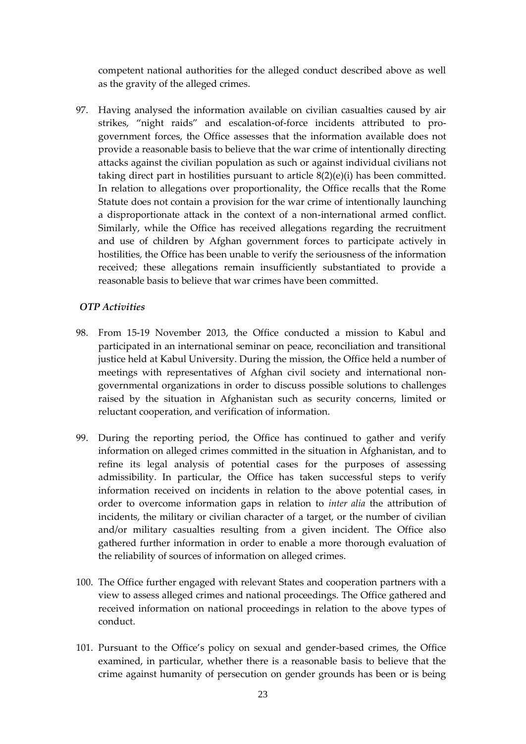competent national authorities for the alleged conduct described above as well as the gravity of the alleged crimes.

97. Having analysed the information available on civilian casualties caused by air strikes, "night raids" and escalation-of-force incidents attributed to pro-government forces, the Office assesses that the information available does not provide a reasonable basis to believe that the war crime of intentionally directing attacks against the civilian population as such or against individual civilians not taking direct part in hostilities pursuant to article 8(2)(e)(i) has been committed. In relation to allegations over proportionality, the Office recalls that the Rome Statute does not contain a provision for the war crime of intentionally launching a disproportionate attack in the context of a non-international armed conflict. Similarly, while the Office has received allegations regarding the recruitment and use of children by Afghan government forces to participate actively in hostilities, the Office has been unable to verify the seriousness of the information received; these allegations remain insufficiently substantiated to provide a reasonable basis to believe that war crimes have been committed.

*OTP Activities*

98. From 15-19 November 2013, the Office conducted a mission to Kabul and participated in an international seminar on peace, reconciliation and transitional justice held at Kabul University. During the mission, the Office held a number of meetings with representatives of Afghan civil society and international non-governmental organizations in order to discuss possible solutions to challenges raised by the situation in Afghanistan such as security concerns, limited or reluctant cooperation, and verification of information.

99. During the reporting period, the Office has continued to gather and verify information on alleged crimes committed in the situation in Afghanistan, and to refine its legal analysis of potential cases for the purposes of assessing admissibility. In particular, the Office has taken successful steps to verify information received on incidents in relation to the above potential cases, in order to overcome information gaps in relation to *inter alia* the attribution of incidents, the military or civilian character of a target, or the number of civilian and/or military casualties resulting from a given incident. The Office also gathered further information in order to enable a more thorough evaluation of the reliability of sources of information on alleged crimes.

100. The Office further engaged with relevant States and cooperation partners with a view to assess alleged crimes and national proceedings. The Office gathered and received information on national proceedings in relation to the above types of conduct.

101. Pursuant to the Office's policy on sexual and gender-based crimes, the Office examined, in particular, whether there is a reasonable basis to believe that the crime against humanity of persecution on gender grounds has been or is being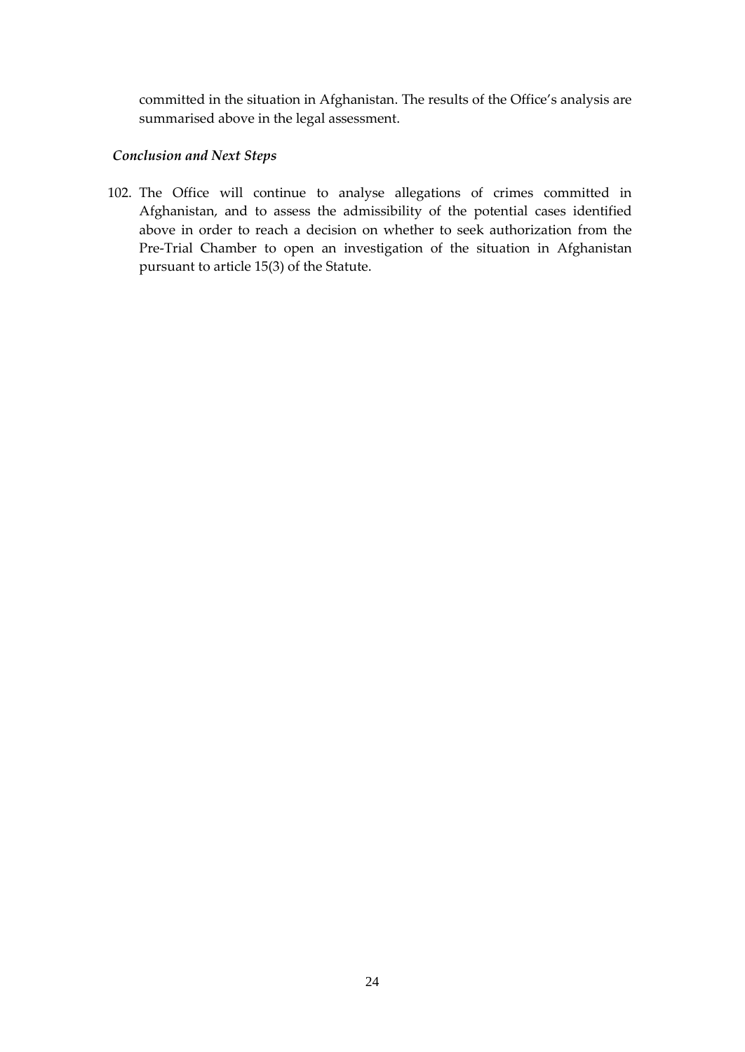committed in the situation in Afghanistan. The results of the Office's analysis are summarised above in the legal assessment.

*Conclusion and Next Steps*

102. The Office will continue to analyse allegations of crimes committed in Afghanistan, and to assess the admissibility of the potential cases identified above in order to reach a decision on whether to seek authorization from the Pre-Trial Chamber to open an investigation of the situation in Afghanistan pursuant to article 15(3) of the Statute.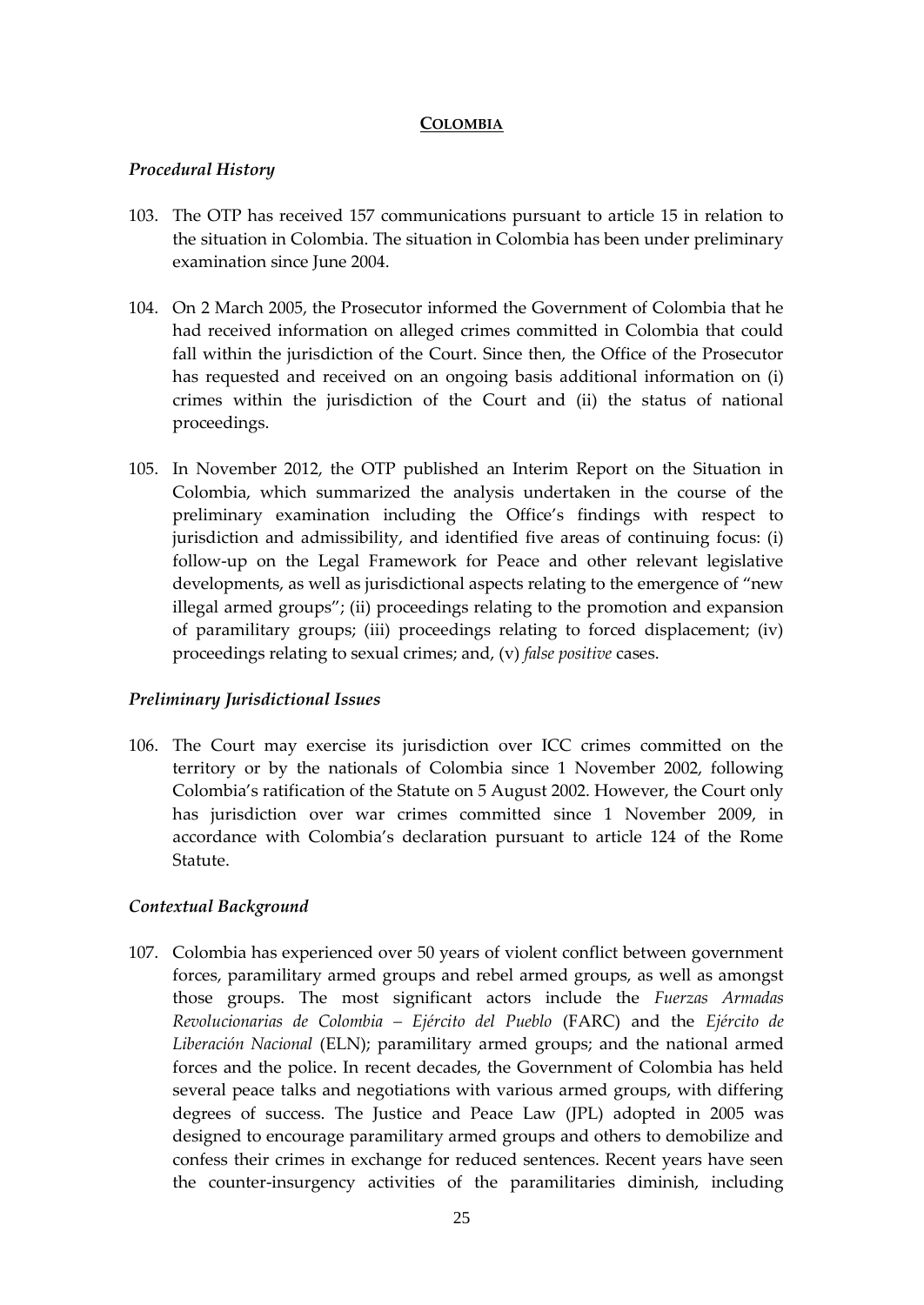## COLOMBIA

### *Procedural History*

103. The OTP has received 157 communications pursuant to article 15 in relation to the situation in Colombia. The situation in Colombia has been under preliminary examination since June 2004.

104. On 2 March 2005, the Prosecutor informed the Government of Colombia that he had received information on alleged crimes committed in Colombia that could fall within the jurisdiction of the Court. Since then, the Office of the Prosecutor has requested and received on an ongoing basis additional information on (i) crimes within the jurisdiction of the Court and (ii) the status of national proceedings.

105. In November 2012, the OTP published an Interim Report on the Situation in Colombia, which summarized the analysis undertaken in the course of the preliminary examination including the Office's findings with respect to jurisdiction and admissibility, and identified five areas of continuing focus: (i) follow-up on the Legal Framework for Peace and other relevant legislative developments, as well as jurisdictional aspects relating to the emergence of "new illegal armed groups"; (ii) proceedings relating to the promotion and expansion of paramilitary groups; (iii) proceedings relating to forced displacement; (iv) proceedings relating to sexual crimes; and, (v) *false positive* cases.

### *Preliminary Jurisdictional Issues*

106. The Court may exercise its jurisdiction over ICC crimes committed on the territory or by the nationals of Colombia since 1 November 2002, following Colombia's ratification of the Statute on 5 August 2002. However, the Court only has jurisdiction over war crimes committed since 1 November 2009, in accordance with Colombia's declaration pursuant to article 124 of the Rome Statute.

### *Contextual Background*

107. Colombia has experienced over 50 years of violent conflict between government forces, paramilitary armed groups and rebel armed groups, as well as amongst those groups. The most significant actors include the *Fuerzas Armadas Revolucionarias de Colombia – Ejército del Pueblo* (FARC) and the *Ejército de Liberación Nacional* (ELN); paramilitary armed groups; and the national armed forces and the police. In recent decades, the Government of Colombia has held several peace talks and negotiations with various armed groups, with differing degrees of success. The Justice and Peace Law (JPL) adopted in 2005 was designed to encourage paramilitary armed groups and others to demobilize and confess their crimes in exchange for reduced sentences. Recent years have seen the counter-insurgency activities of the paramilitaries diminish, including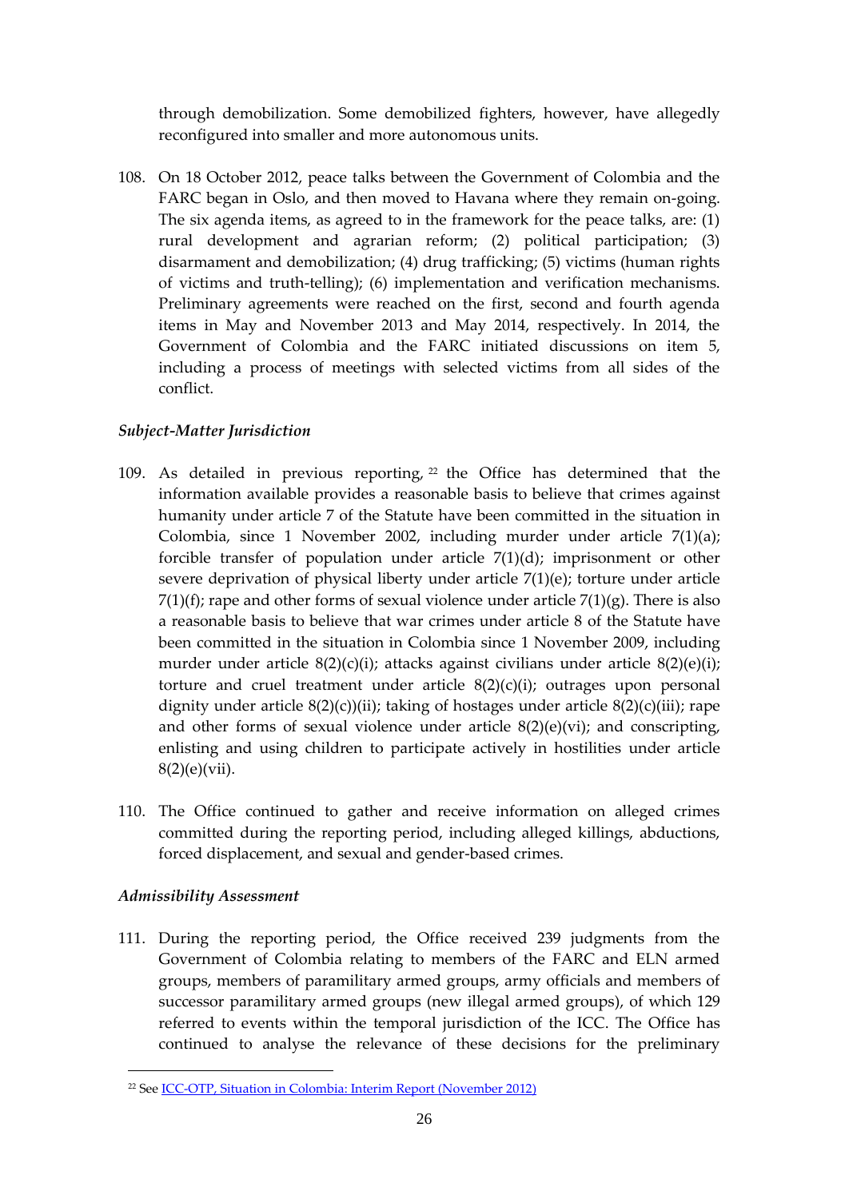through demobilization. Some demobilized fighters, however, have allegedly reconfigured into smaller and more autonomous units.

108. On 18 October 2012, peace talks between the Government of Colombia and the FARC began in Oslo, and then moved to Havana where they remain on-going. The six agenda items, as agreed to in the framework for the peace talks, are: (1) rural development and agrarian reform; (2) political participation; (3) disarmament and demobilization; (4) drug trafficking; (5) victims (human rights of victims and truth-telling); (6) implementation and verification mechanisms. Preliminary agreements were reached on the first, second and fourth agenda items in May and November 2013 and May 2014, respectively. In 2014, the Government of Colombia and the FARC initiated discussions on item 5, including a process of meetings with selected victims from all sides of the conflict.

### *Subject-Matter Jurisdiction*

109. As detailed in previous reporting,[22] the Office has determined that the information available provides a reasonable basis to believe that crimes against humanity under article 7 of the Statute have been committed in the situation in Colombia, since 1 November 2002, including murder under article 7(1)(a); forcible transfer of population under article 7(1)(d); imprisonment or other severe deprivation of physical liberty under article 7(1)(e); torture under article 7(1)(f); rape and other forms of sexual violence under article 7(1)(g). There is also a reasonable basis to believe that war crimes under article 8 of the Statute have been committed in the situation in Colombia since 1 November 2009, including murder under article 8(2)(c)(i); attacks against civilians under article 8(2)(e)(i); torture and cruel treatment under article 8(2)(c)(i); outrages upon personal dignity under article 8(2)(c))(ii); taking of hostages under article 8(2)(c)(iii); rape and other forms of sexual violence under article 8(2)(e)(vi); and conscripting, enlisting and using children to participate actively in hostilities under article 8(2)(e)(vii).

110. The Office continued to gather and receive information on alleged crimes committed during the reporting period, including alleged killings, abductions, forced displacement, and sexual and gender-based crimes.

### *Admissibility Assessment*

111. During the reporting period, the Office received 239 judgments from the Government of Colombia relating to members of the FARC and ELN armed groups, members of paramilitary armed groups, army officials and members of successor paramilitary armed groups (new illegal armed groups), of which 129 referred to events within the temporal jurisdiction of the ICC. The Office has continued to analyse the relevance of these decisions for the preliminary

[22] See ICC-OTP, Situation in Colombia: Interim Report (November 2012)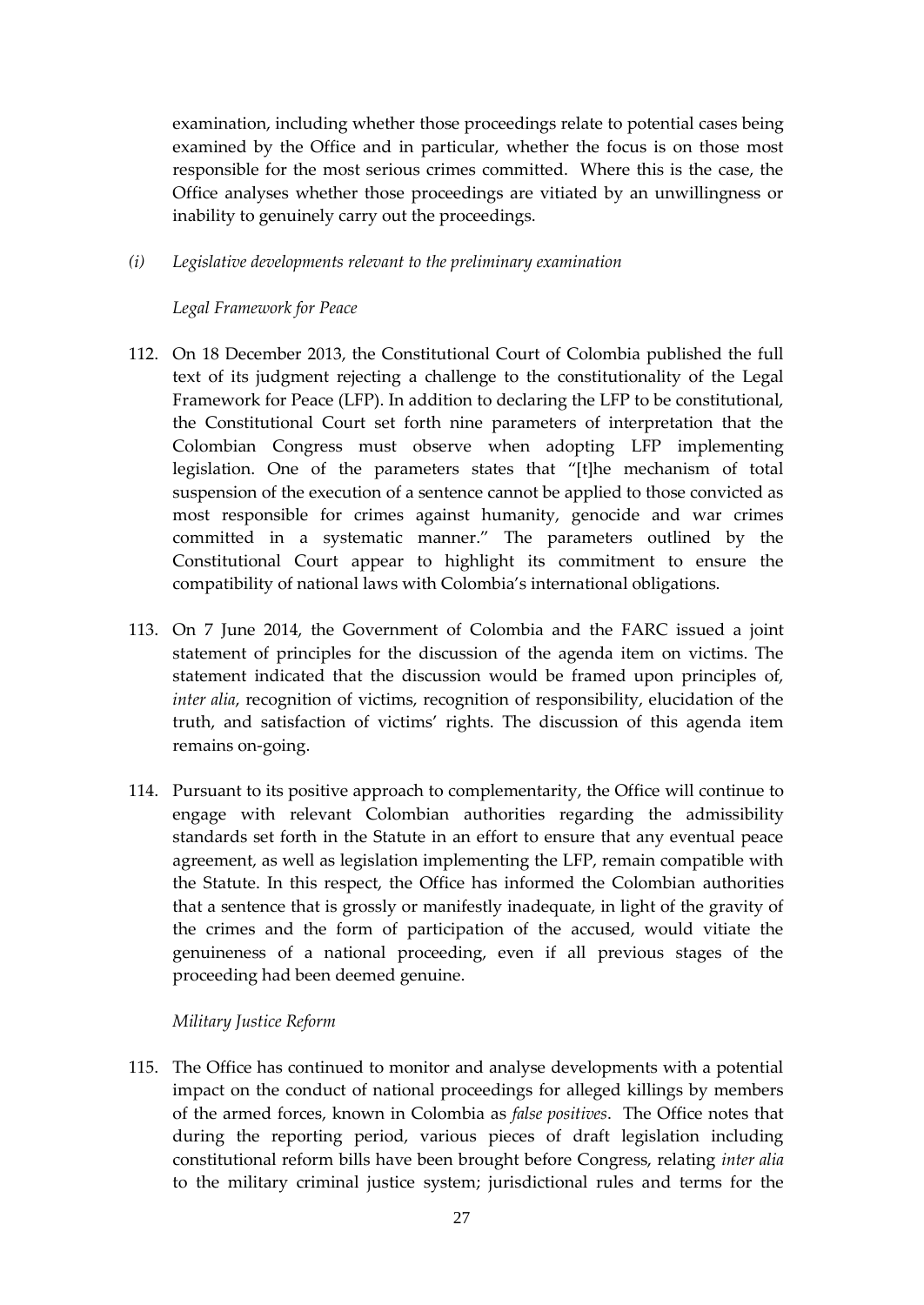examination, including whether those proceedings relate to potential cases being examined by the Office and in particular, whether the focus is on those most responsible for the most serious crimes committed. Where this is the case, the Office analyses whether those proceedings are vitiated by an unwillingness or inability to genuinely carry out the proceedings.

*(i) Legislative developments relevant to the preliminary examination*

*Legal Framework for Peace*

112. On 18 December 2013, the Constitutional Court of Colombia published the full text of its judgment rejecting a challenge to the constitutionality of the Legal Framework for Peace (LFP). In addition to declaring the LFP to be constitutional, the Constitutional Court set forth nine parameters of interpretation that the Colombian Congress must observe when adopting LFP implementing legislation. One of the parameters states that "[t]he mechanism of total suspension of the execution of a sentence cannot be applied to those convicted as most responsible for crimes against humanity, genocide and war crimes committed in a systematic manner." The parameters outlined by the Constitutional Court appear to highlight its commitment to ensure the compatibility of national laws with Colombia's international obligations.

113. On 7 June 2014, the Government of Colombia and the FARC issued a joint statement of principles for the discussion of the agenda item on victims. The statement indicated that the discussion would be framed upon principles of, *inter alia*, recognition of victims, recognition of responsibility, elucidation of the truth, and satisfaction of victims' rights. The discussion of this agenda item remains on-going.

114. Pursuant to its positive approach to complementarity, the Office will continue to engage with relevant Colombian authorities regarding the admissibility standards set forth in the Statute in an effort to ensure that any eventual peace agreement, as well as legislation implementing the LFP, remain compatible with the Statute. In this respect, the Office has informed the Colombian authorities that a sentence that is grossly or manifestly inadequate, in light of the gravity of the crimes and the form of participation of the accused, would vitiate the genuineness of a national proceeding, even if all previous stages of the proceeding had been deemed genuine.

*Military Justice Reform*

115. The Office has continued to monitor and analyse developments with a potential impact on the conduct of national proceedings for alleged killings by members of the armed forces, known in Colombia as *false positives*. The Office notes that during the reporting period, various pieces of draft legislation including constitutional reform bills have been brought before Congress, relating *inter alia* to the military criminal justice system; jurisdictional rules and terms for the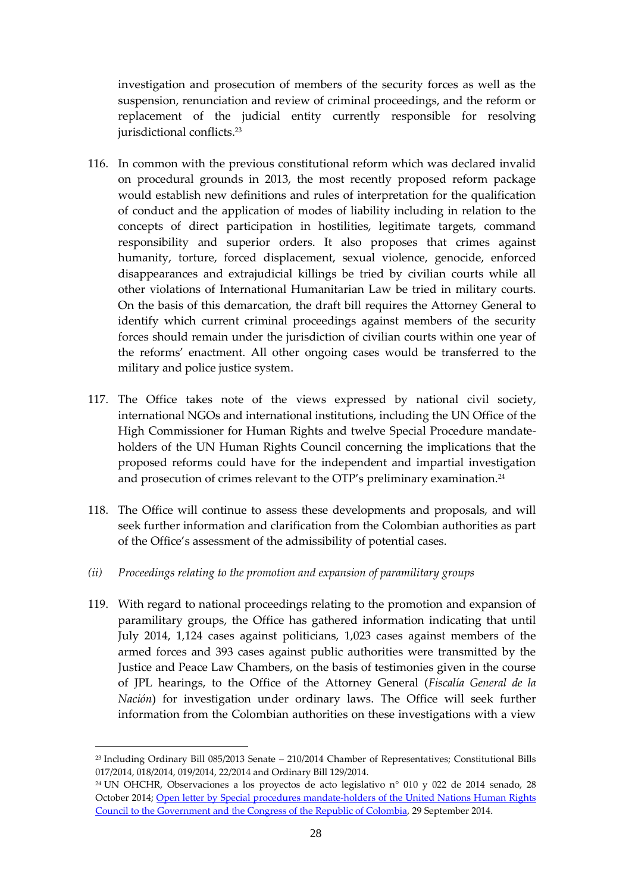investigation and prosecution of members of the security forces as well as the suspension, renunciation and review of criminal proceedings, and the reform or replacement of the judicial entity currently responsible for resolving jurisdictional conflicts.[23]

116. In common with the previous constitutional reform which was declared invalid on procedural grounds in 2013, the most recently proposed reform package would establish new definitions and rules of interpretation for the qualification of conduct and the application of modes of liability including in relation to the concepts of direct participation in hostilities, legitimate targets, command responsibility and superior orders. It also proposes that crimes against humanity, torture, forced displacement, sexual violence, genocide, enforced disappearances and extrajudicial killings be tried by civilian courts while all other violations of International Humanitarian Law be tried in military courts. On the basis of this demarcation, the draft bill requires the Attorney General to identify which current criminal proceedings against members of the security forces should remain under the jurisdiction of civilian courts within one year of the reforms' enactment. All other ongoing cases would be transferred to the military and police justice system.

117. The Office takes note of the views expressed by national civil society, international NGOs and international institutions, including the UN Office of the High Commissioner for Human Rights and twelve Special Procedure mandate-holders of the UN Human Rights Council concerning the implications that the proposed reforms could have for the independent and impartial investigation and prosecution of crimes relevant to the OTP's preliminary examination.[24]

118. The Office will continue to assess these developments and proposals, and will seek further information and clarification from the Colombian authorities as part of the Office's assessment of the admissibility of potential cases.

*(ii) Proceedings relating to the promotion and expansion of paramilitary groups*

119. With regard to national proceedings relating to the promotion and expansion of paramilitary groups, the Office has gathered information indicating that until July 2014, 1,124 cases against politicians, 1,023 cases against members of the armed forces and 393 cases against public authorities were transmitted by the Justice and Peace Law Chambers, on the basis of testimonies given in the course of JPL hearings, to the Office of the Attorney General (*Fiscalía General de la Nación*) for investigation under ordinary laws. The Office will seek further information from the Colombian authorities on these investigations with a view

---

[23] Including Ordinary Bill 085/2013 Senate – 210/2014 Chamber of Representatives; Constitutional Bills 017/2014, 018/2014, 019/2014, 22/2014 and Ordinary Bill 129/2014.

[24] UN OHCHR, Observaciones a los proyectos de acto legislativo n° 010 y 022 de 2014 senado, 28 October 2014; Open letter by Special procedures mandate-holders of the United Nations Human Rights Council to the Government and the Congress of the Republic of Colombia, 29 September 2014.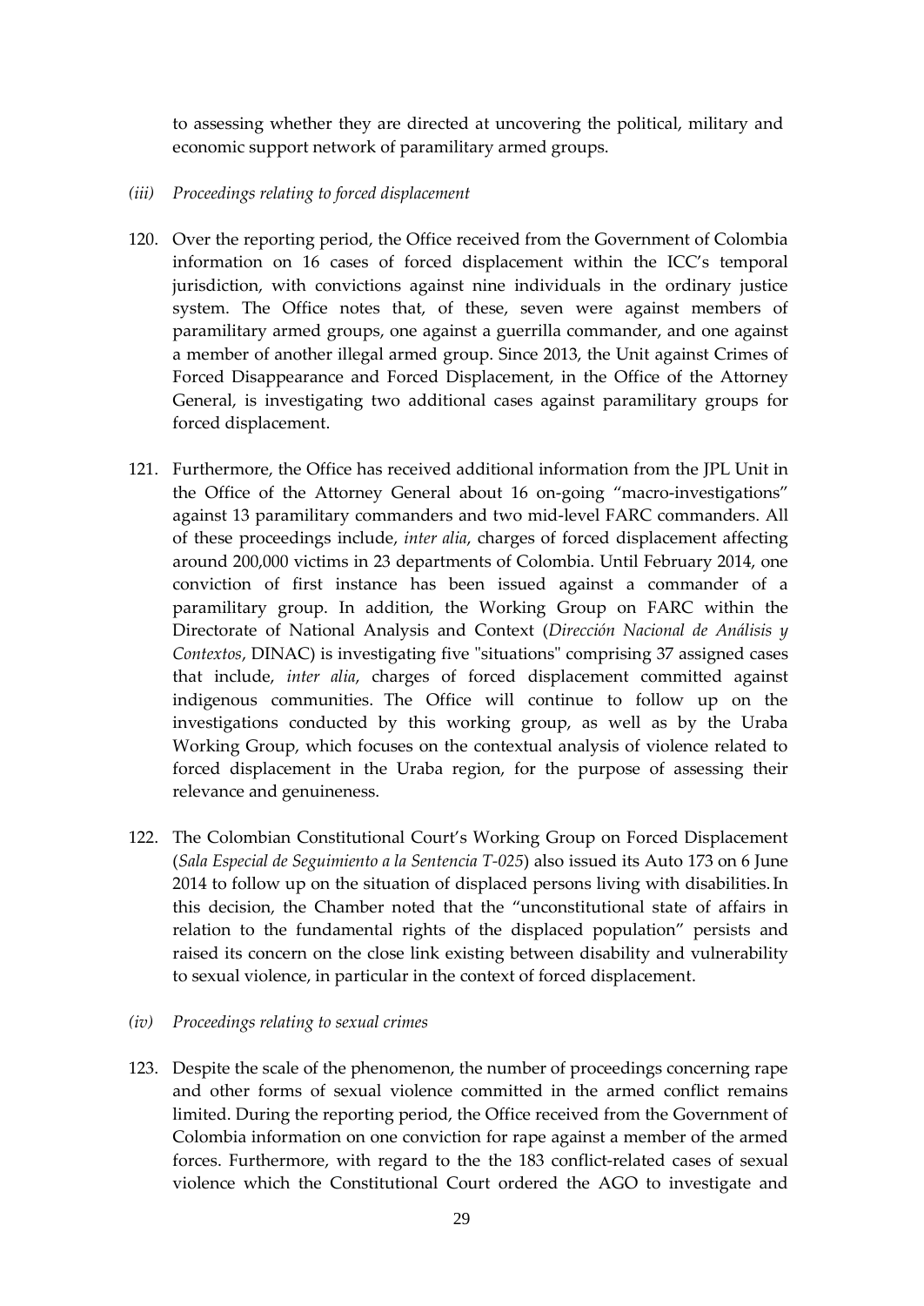to assessing whether they are directed at uncovering the political, military and economic support network of paramilitary armed groups.

*(iii) Proceedings relating to forced displacement*

120. Over the reporting period, the Office received from the Government of Colombia information on 16 cases of forced displacement within the ICC's temporal jurisdiction, with convictions against nine individuals in the ordinary justice system. The Office notes that, of these, seven were against members of paramilitary armed groups, one against a guerrilla commander, and one against a member of another illegal armed group. Since 2013, the Unit against Crimes of Forced Disappearance and Forced Displacement, in the Office of the Attorney General, is investigating two additional cases against paramilitary groups for forced displacement.

121. Furthermore, the Office has received additional information from the JPL Unit in the Office of the Attorney General about 16 on-going "macro-investigations" against 13 paramilitary commanders and two mid-level FARC commanders. All of these proceedings include, *inter alia*, charges of forced displacement affecting around 200,000 victims in 23 departments of Colombia. Until February 2014, one conviction of first instance has been issued against a commander of a paramilitary group. In addition, the Working Group on FARC within the Directorate of National Analysis and Context (*Dirección Nacional de Análisis y Contextos*, DINAC) is investigating five "situations" comprising 37 assigned cases that include, *inter alia*, charges of forced displacement committed against indigenous communities. The Office will continue to follow up on the investigations conducted by this working group, as well as by the Uraba Working Group, which focuses on the contextual analysis of violence related to forced displacement in the Uraba region, for the purpose of assessing their relevance and genuineness.

122. The Colombian Constitutional Court's Working Group on Forced Displacement (*Sala Especial de Seguimiento a la Sentencia T-025*) also issued its Auto 173 on 6 June 2014 to follow up on the situation of displaced persons living with disabilities. In this decision, the Chamber noted that the "unconstitutional state of affairs in relation to the fundamental rights of the displaced population" persists and raised its concern on the close link existing between disability and vulnerability to sexual violence, in particular in the context of forced displacement.

*(iv) Proceedings relating to sexual crimes*

123. Despite the scale of the phenomenon, the number of proceedings concerning rape and other forms of sexual violence committed in the armed conflict remains limited. During the reporting period, the Office received from the Government of Colombia information on one conviction for rape against a member of the armed forces. Furthermore, with regard to the the 183 conflict-related cases of sexual violence which the Constitutional Court ordered the AGO to investigate and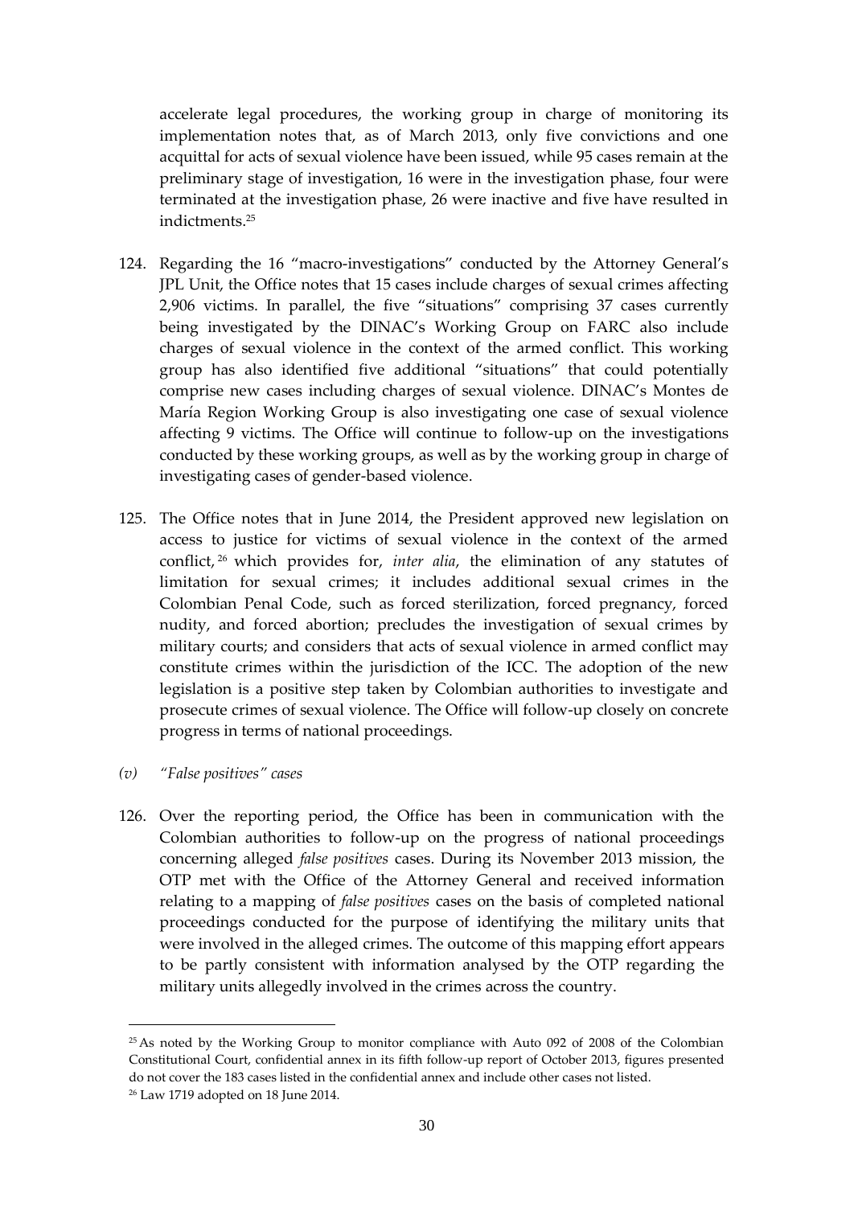accelerate legal procedures, the working group in charge of monitoring its implementation notes that, as of March 2013, only five convictions and one acquittal for acts of sexual violence have been issued, while 95 cases remain at the preliminary stage of investigation, 16 were in the investigation phase, four were terminated at the investigation phase, 26 were inactive and five have resulted in indictments.[25]

124. Regarding the 16 "macro-investigations" conducted by the Attorney General's JPL Unit, the Office notes that 15 cases include charges of sexual crimes affecting 2,906 victims. In parallel, the five "situations" comprising 37 cases currently being investigated by the DINAC's Working Group on FARC also include charges of sexual violence in the context of the armed conflict. This working group has also identified five additional "situations" that could potentially comprise new cases including charges of sexual violence. DINAC's Montes de María Region Working Group is also investigating one case of sexual violence affecting 9 victims. The Office will continue to follow-up on the investigations conducted by these working groups, as well as by the working group in charge of investigating cases of gender-based violence.

125. The Office notes that in June 2014, the President approved new legislation on access to justice for victims of sexual violence in the context of the armed conflict,[26] which provides for, *inter alia*, the elimination of any statutes of limitation for sexual crimes; it includes additional sexual crimes in the Colombian Penal Code, such as forced sterilization, forced pregnancy, forced nudity, and forced abortion; precludes the investigation of sexual crimes by military courts; and considers that acts of sexual violence in armed conflict may constitute crimes within the jurisdiction of the ICC. The adoption of the new legislation is a positive step taken by Colombian authorities to investigate and prosecute crimes of sexual violence. The Office will follow-up closely on concrete progress in terms of national proceedings.

*(v) "False positives" cases*

126. Over the reporting period, the Office has been in communication with the Colombian authorities to follow-up on the progress of national proceedings concerning alleged *false positives* cases. During its November 2013 mission, the OTP met with the Office of the Attorney General and received information relating to a mapping of *false positives* cases on the basis of completed national proceedings conducted for the purpose of identifying the military units that were involved in the alleged crimes. The outcome of this mapping effort appears to be partly consistent with information analysed by the OTP regarding the military units allegedly involved in the crimes across the country.

---

[25] As noted by the Working Group to monitor compliance with Auto 092 of 2008 of the Colombian Constitutional Court, confidential annex in its fifth follow-up report of October 2013, figures presented do not cover the 183 cases listed in the confidential annex and include other cases not listed.

[26] Law 1719 adopted on 18 June 2014.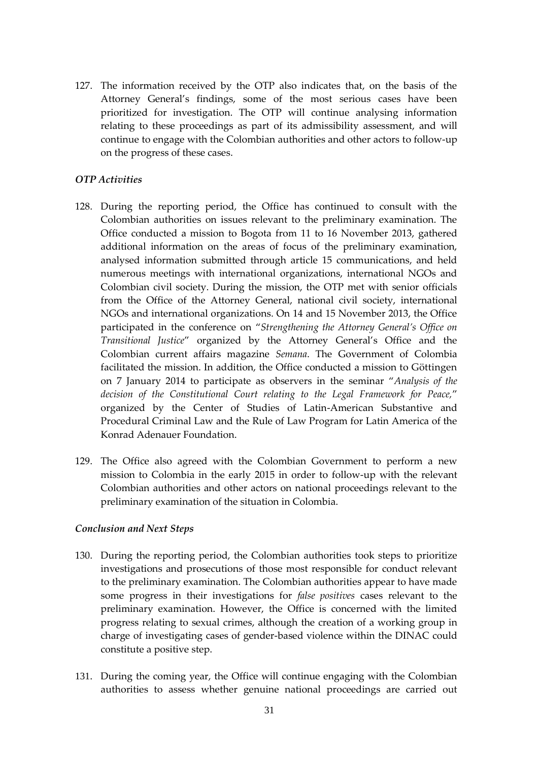127. The information received by the OTP also indicates that, on the basis of the Attorney General's findings, some of the most serious cases have been prioritized for investigation. The OTP will continue analysing information relating to these proceedings as part of its admissibility assessment, and will continue to engage with the Colombian authorities and other actors to follow-up on the progress of these cases.

### *OTP Activities*

128. During the reporting period, the Office has continued to consult with the Colombian authorities on issues relevant to the preliminary examination. The Office conducted a mission to Bogota from 11 to 16 November 2013, gathered additional information on the areas of focus of the preliminary examination, analysed information submitted through article 15 communications, and held numerous meetings with international organizations, international NGOs and Colombian civil society. During the mission, the OTP met with senior officials from the Office of the Attorney General, national civil society, international NGOs and international organizations. On 14 and 15 November 2013, the Office participated in the conference on "*Strengthening the Attorney General's Office on Transitional Justice*" organized by the Attorney General's Office and the Colombian current affairs magazine *Semana*. The Government of Colombia facilitated the mission. In addition, the Office conducted a mission to Göttingen on 7 January 2014 to participate as observers in the seminar "*Analysis of the decision of the Constitutional Court relating to the Legal Framework for Peace,*" organized by the Center of Studies of Latin-American Substantive and Procedural Criminal Law and the Rule of Law Program for Latin America of the Konrad Adenauer Foundation.

129. The Office also agreed with the Colombian Government to perform a new mission to Colombia in the early 2015 in order to follow-up with the relevant Colombian authorities and other actors on national proceedings relevant to the preliminary examination of the situation in Colombia.

### *Conclusion and Next Steps*

130. During the reporting period, the Colombian authorities took steps to prioritize investigations and prosecutions of those most responsible for conduct relevant to the preliminary examination. The Colombian authorities appear to have made some progress in their investigations for *false positives* cases relevant to the preliminary examination. However, the Office is concerned with the limited progress relating to sexual crimes, although the creation of a working group in charge of investigating cases of gender-based violence within the DINAC could constitute a positive step.

131. During the coming year, the Office will continue engaging with the Colombian authorities to assess whether genuine national proceedings are carried out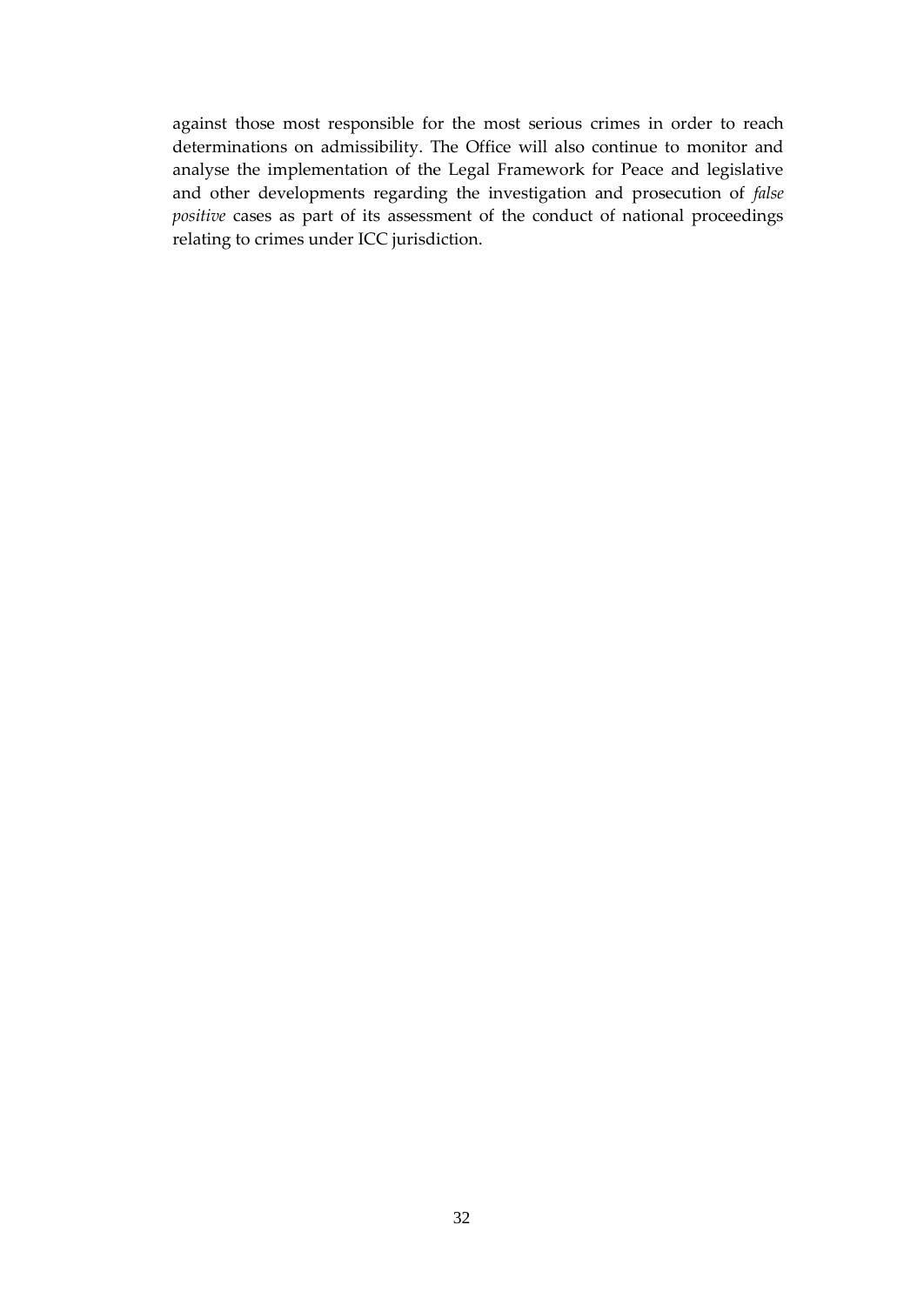against those most responsible for the most serious crimes in order to reach determinations on admissibility. The Office will also continue to monitor and analyse the implementation of the Legal Framework for Peace and legislative and other developments regarding the investigation and prosecution of *false positive* cases as part of its assessment of the conduct of national proceedings relating to crimes under ICC jurisdiction.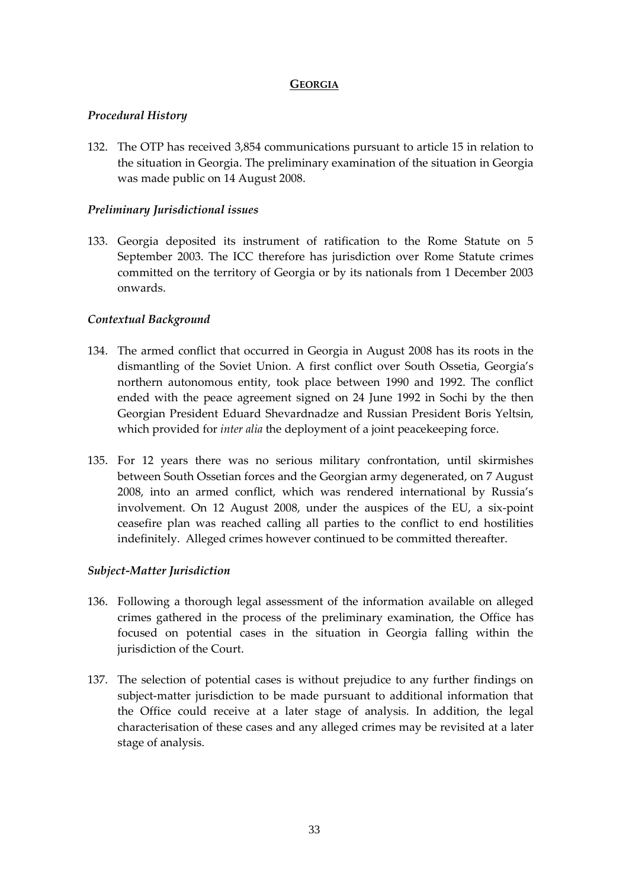## GEORGIA

### *Procedural History*

132. The OTP has received 3,854 communications pursuant to article 15 in relation to the situation in Georgia. The preliminary examination of the situation in Georgia was made public on 14 August 2008.

### *Preliminary Jurisdictional issues*

133. Georgia deposited its instrument of ratification to the Rome Statute on 5 September 2003. The ICC therefore has jurisdiction over Rome Statute crimes committed on the territory of Georgia or by its nationals from 1 December 2003 onwards.

### *Contextual Background*

134. The armed conflict that occurred in Georgia in August 2008 has its roots in the dismantling of the Soviet Union. A first conflict over South Ossetia, Georgia's northern autonomous entity, took place between 1990 and 1992. The conflict ended with the peace agreement signed on 24 June 1992 in Sochi by the then Georgian President Eduard Shevardnadze and Russian President Boris Yeltsin, which provided for *inter alia* the deployment of a joint peacekeeping force.

135. For 12 years there was no serious military confrontation, until skirmishes between South Ossetian forces and the Georgian army degenerated, on 7 August 2008, into an armed conflict, which was rendered international by Russia's involvement. On 12 August 2008, under the auspices of the EU, a six-point ceasefire plan was reached calling all parties to the conflict to end hostilities indefinitely. Alleged crimes however continued to be committed thereafter.

### *Subject-Matter Jurisdiction*

136. Following a thorough legal assessment of the information available on alleged crimes gathered in the process of the preliminary examination, the Office has focused on potential cases in the situation in Georgia falling within the jurisdiction of the Court.

137. The selection of potential cases is without prejudice to any further findings on subject-matter jurisdiction to be made pursuant to additional information that the Office could receive at a later stage of analysis. In addition, the legal characterisation of these cases and any alleged crimes may be revisited at a later stage of analysis.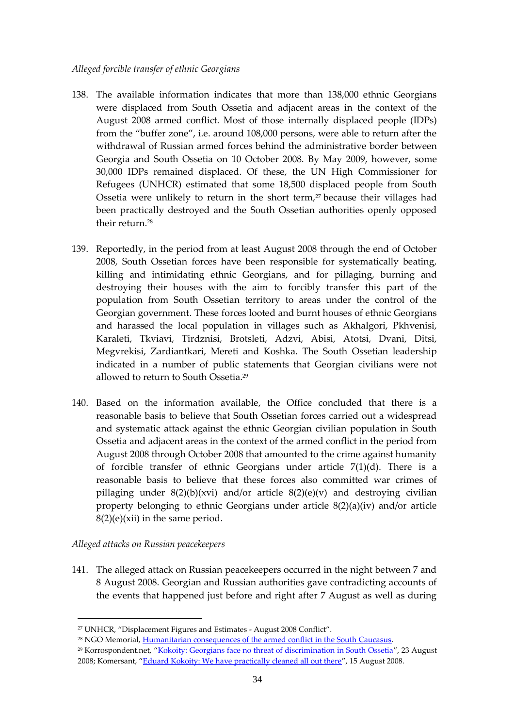*Alleged forcible transfer of ethnic Georgians*

138. The available information indicates that more than 138,000 ethnic Georgians were displaced from South Ossetia and adjacent areas in the context of the August 2008 armed conflict. Most of those internally displaced people (IDPs) from the "buffer zone", i.e. around 108,000 persons, were able to return after the withdrawal of Russian armed forces behind the administrative border between Georgia and South Ossetia on 10 October 2008. By May 2009, however, some 30,000 IDPs remained displaced. Of these, the UN High Commissioner for Refugees (UNHCR) estimated that some 18,500 displaced people from South Ossetia were unlikely to return in the short term,[27] because their villages had been practically destroyed and the South Ossetian authorities openly opposed their return.[28]

139. Reportedly, in the period from at least August 2008 through the end of October 2008, South Ossetian forces have been responsible for systematically beating, killing and intimidating ethnic Georgians, and for pillaging, burning and destroying their houses with the aim to forcibly transfer this part of the population from South Ossetian territory to areas under the control of the Georgian government. These forces looted and burnt houses of ethnic Georgians and harassed the local population in villages such as Akhalgori, Pkhvenisi, Karaleti, Tkviavi, Tirdznisi, Brotsleti, Adzvi, Abisi, Atotsi, Dvani, Ditsi, Megvrekisi, Zardiantkari, Mereti and Koshka. The South Ossetian leadership indicated in a number of public statements that Georgian civilians were not allowed to return to South Ossetia.[29]

140. Based on the information available, the Office concluded that there is a reasonable basis to believe that South Ossetian forces carried out a widespread and systematic attack against the ethnic Georgian civilian population in South Ossetia and adjacent areas in the context of the armed conflict in the period from August 2008 through October 2008 that amounted to the crime against humanity of forcible transfer of ethnic Georgians under article 7(1)(d). There is a reasonable basis to believe that these forces also committed war crimes of pillaging under 8(2)(b)(xvi) and/or article 8(2)(e)(v) and destroying civilian property belonging to ethnic Georgians under article 8(2)(a)(iv) and/or article 8(2)(e)(xii) in the same period.

*Alleged attacks on Russian peacekeepers*

141. The alleged attack on Russian peacekeepers occurred in the night between 7 and 8 August 2008. Georgian and Russian authorities gave contradicting accounts of the events that happened just before and right after 7 August as well as during

---

[27] UNHCR, "Displacement Figures and Estimates - August 2008 Conflict".

[28] NGO Memorial, [Humanitarian consequences of the armed conflict in the South Caucasus](#).

[29] Korrospondent.net, "[Kokoity: Georgians face no threat of discrimination in South Ossetia](#)", 23 August 2008; Komersant, "[Eduard Kokoity: We have practically cleaned all out there](#)", 15 August 2008.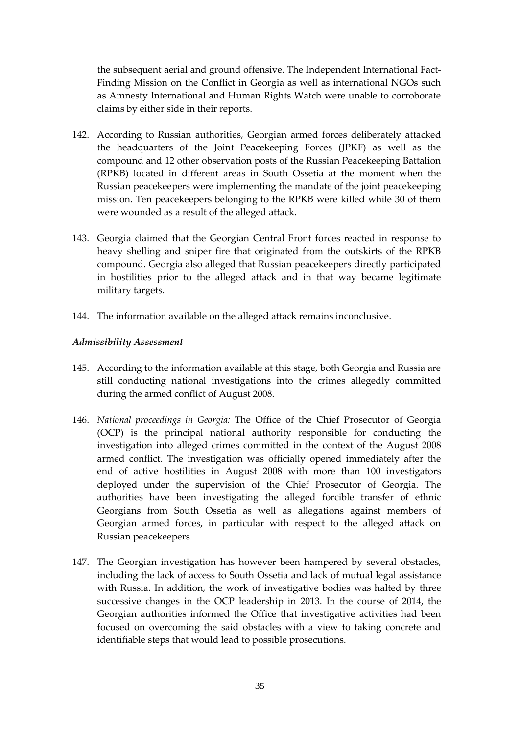the subsequent aerial and ground offensive. The Independent International Fact-Finding Mission on the Conflict in Georgia as well as international NGOs such as Amnesty International and Human Rights Watch were unable to corroborate claims by either side in their reports.

142. According to Russian authorities, Georgian armed forces deliberately attacked the headquarters of the Joint Peacekeeping Forces (JPKF) as well as the compound and 12 other observation posts of the Russian Peacekeeping Battalion (RPKB) located in different areas in South Ossetia at the moment when the Russian peacekeepers were implementing the mandate of the joint peacekeeping mission. Ten peacekeepers belonging to the RPKB were killed while 30 of them were wounded as a result of the alleged attack.

143. Georgia claimed that the Georgian Central Front forces reacted in response to heavy shelling and sniper fire that originated from the outskirts of the RPKB compound. Georgia also alleged that Russian peacekeepers directly participated in hostilities prior to the alleged attack and in that way became legitimate military targets.

144. The information available on the alleged attack remains inconclusive.

***Admissibility Assessment***

145. According to the information available at this stage, both Georgia and Russia are still conducting national investigations into the crimes allegedly committed during the armed conflict of August 2008.

146. *National proceedings in Georgia:* The Office of the Chief Prosecutor of Georgia (OCP) is the principal national authority responsible for conducting the investigation into alleged crimes committed in the context of the August 2008 armed conflict. The investigation was officially opened immediately after the end of active hostilities in August 2008 with more than 100 investigators deployed under the supervision of the Chief Prosecutor of Georgia. The authorities have been investigating the alleged forcible transfer of ethnic Georgians from South Ossetia as well as allegations against members of Georgian armed forces, in particular with respect to the alleged attack on Russian peacekeepers.

147. The Georgian investigation has however been hampered by several obstacles, including the lack of access to South Ossetia and lack of mutual legal assistance with Russia. In addition, the work of investigative bodies was halted by three successive changes in the OCP leadership in 2013. In the course of 2014, the Georgian authorities informed the Office that investigative activities had been focused on overcoming the said obstacles with a view to taking concrete and identifiable steps that would lead to possible prosecutions.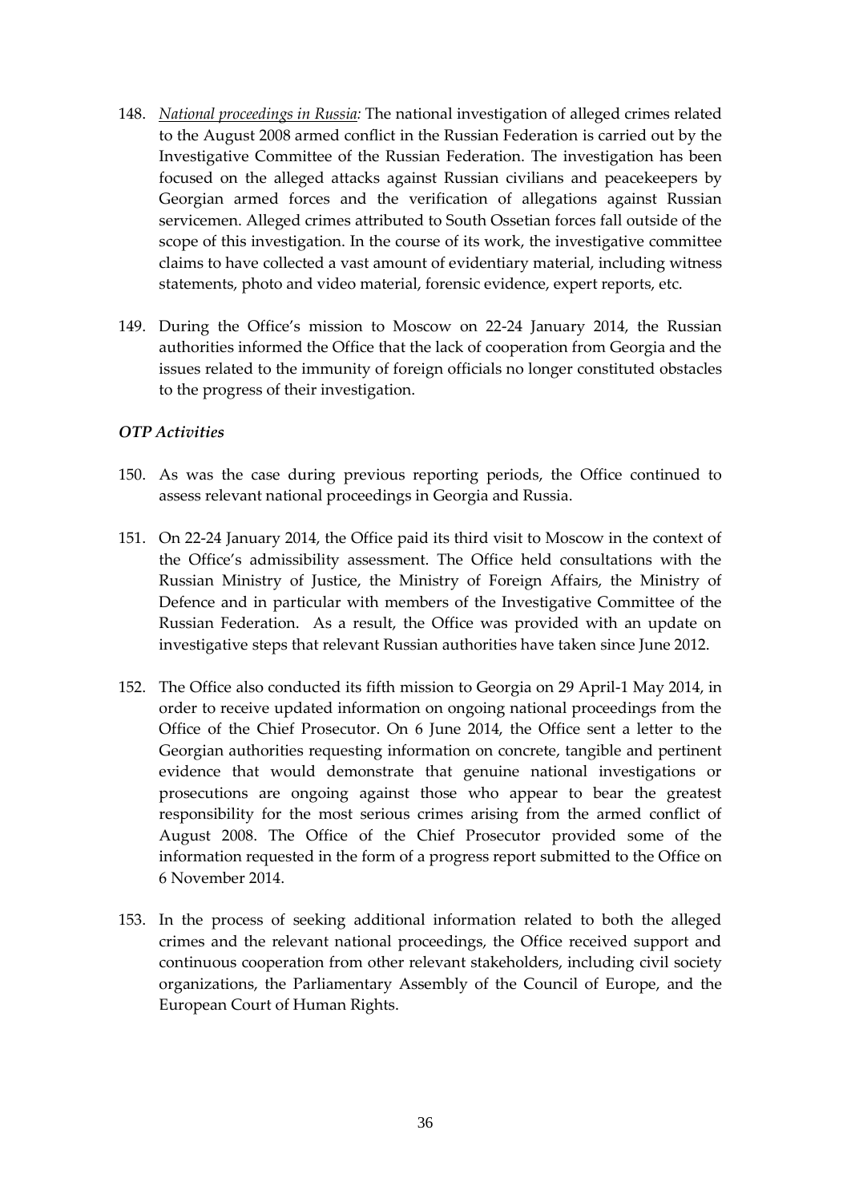148. *National proceedings in Russia:* The national investigation of alleged crimes related to the August 2008 armed conflict in the Russian Federation is carried out by the Investigative Committee of the Russian Federation. The investigation has been focused on the alleged attacks against Russian civilians and peacekeepers by Georgian armed forces and the verification of allegations against Russian servicemen. Alleged crimes attributed to South Ossetian forces fall outside of the scope of this investigation. In the course of its work, the investigative committee claims to have collected a vast amount of evidentiary material, including witness statements, photo and video material, forensic evidence, expert reports, etc.

149. During the Office's mission to Moscow on 22-24 January 2014, the Russian authorities informed the Office that the lack of cooperation from Georgia and the issues related to the immunity of foreign officials no longer constituted obstacles to the progress of their investigation.

### *OTP Activities*

150. As was the case during previous reporting periods, the Office continued to assess relevant national proceedings in Georgia and Russia.

151. On 22-24 January 2014, the Office paid its third visit to Moscow in the context of the Office's admissibility assessment. The Office held consultations with the Russian Ministry of Justice, the Ministry of Foreign Affairs, the Ministry of Defence and in particular with members of the Investigative Committee of the Russian Federation. As a result, the Office was provided with an update on investigative steps that relevant Russian authorities have taken since June 2012.

152. The Office also conducted its fifth mission to Georgia on 29 April-1 May 2014, in order to receive updated information on ongoing national proceedings from the Office of the Chief Prosecutor. On 6 June 2014, the Office sent a letter to the Georgian authorities requesting information on concrete, tangible and pertinent evidence that would demonstrate that genuine national investigations or prosecutions are ongoing against those who appear to bear the greatest responsibility for the most serious crimes arising from the armed conflict of August 2008. The Office of the Chief Prosecutor provided some of the information requested in the form of a progress report submitted to the Office on 6 November 2014.

153. In the process of seeking additional information related to both the alleged crimes and the relevant national proceedings, the Office received support and continuous cooperation from other relevant stakeholders, including civil society organizations, the Parliamentary Assembly of the Council of Europe, and the European Court of Human Rights.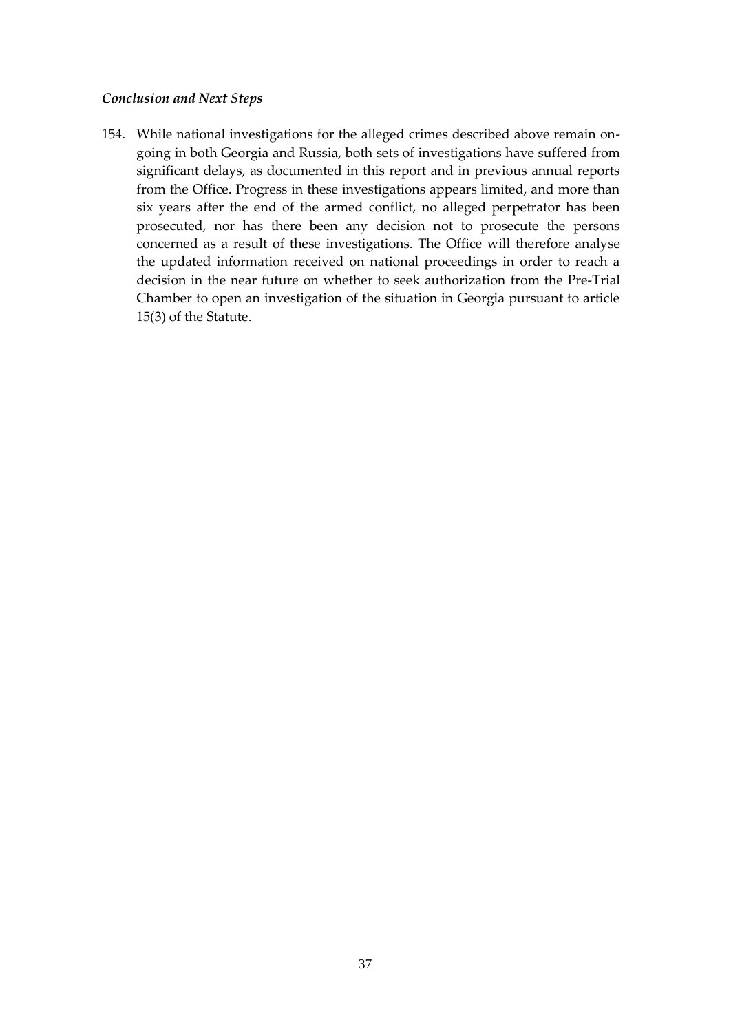*Conclusion and Next Steps*

154. While national investigations for the alleged crimes described above remain on-going in both Georgia and Russia, both sets of investigations have suffered from significant delays, as documented in this report and in previous annual reports from the Office. Progress in these investigations appears limited, and more than six years after the end of the armed conflict, no alleged perpetrator has been prosecuted, nor has there been any decision not to prosecute the persons concerned as a result of these investigations. The Office will therefore analyse the updated information received on national proceedings in order to reach a decision in the near future on whether to seek authorization from the Pre-Trial Chamber to open an investigation of the situation in Georgia pursuant to article 15(3) of the Statute.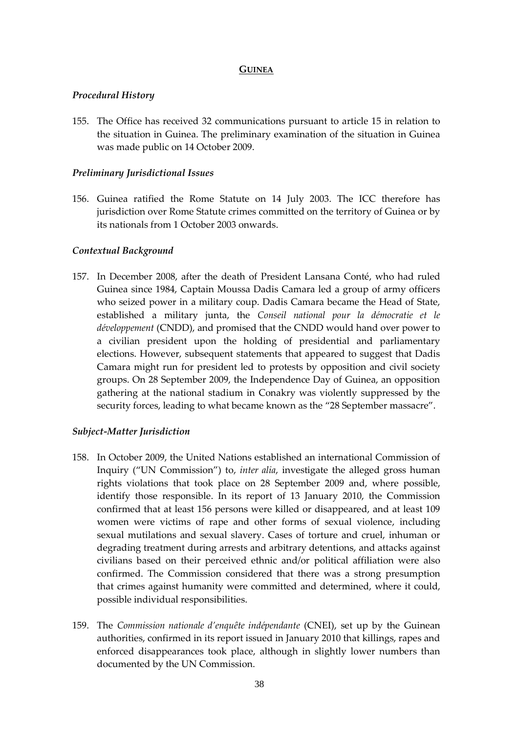## GUINEA

### *Procedural History*

155. The Office has received 32 communications pursuant to article 15 in relation to the situation in Guinea. The preliminary examination of the situation in Guinea was made public on 14 October 2009.

### *Preliminary Jurisdictional Issues*

156. Guinea ratified the Rome Statute on 14 July 2003. The ICC therefore has jurisdiction over Rome Statute crimes committed on the territory of Guinea or by its nationals from 1 October 2003 onwards.

### *Contextual Background*

157. In December 2008, after the death of President Lansana Conté, who had ruled Guinea since 1984, Captain Moussa Dadis Camara led a group of army officers who seized power in a military coup. Dadis Camara became the Head of State, established a military junta, the *Conseil national pour la démocratie et le développement* (CNDD), and promised that the CNDD would hand over power to a civilian president upon the holding of presidential and parliamentary elections. However, subsequent statements that appeared to suggest that Dadis Camara might run for president led to protests by opposition and civil society groups. On 28 September 2009, the Independence Day of Guinea, an opposition gathering at the national stadium in Conakry was violently suppressed by the security forces, leading to what became known as the "28 September massacre".

### *Subject-Matter Jurisdiction*

158. In October 2009, the United Nations established an international Commission of Inquiry ("UN Commission") to, *inter alia*, investigate the alleged gross human rights violations that took place on 28 September 2009 and, where possible, identify those responsible. In its report of 13 January 2010, the Commission confirmed that at least 156 persons were killed or disappeared, and at least 109 women were victims of rape and other forms of sexual violence, including sexual mutilations and sexual slavery. Cases of torture and cruel, inhuman or degrading treatment during arrests and arbitrary detentions, and attacks against civilians based on their perceived ethnic and/or political affiliation were also confirmed. The Commission considered that there was a strong presumption that crimes against humanity were committed and determined, where it could, possible individual responsibilities.

159. The *Commission nationale d'enquête indépendante* (CNEI), set up by the Guinean authorities, confirmed in its report issued in January 2010 that killings, rapes and enforced disappearances took place, although in slightly lower numbers than documented by the UN Commission.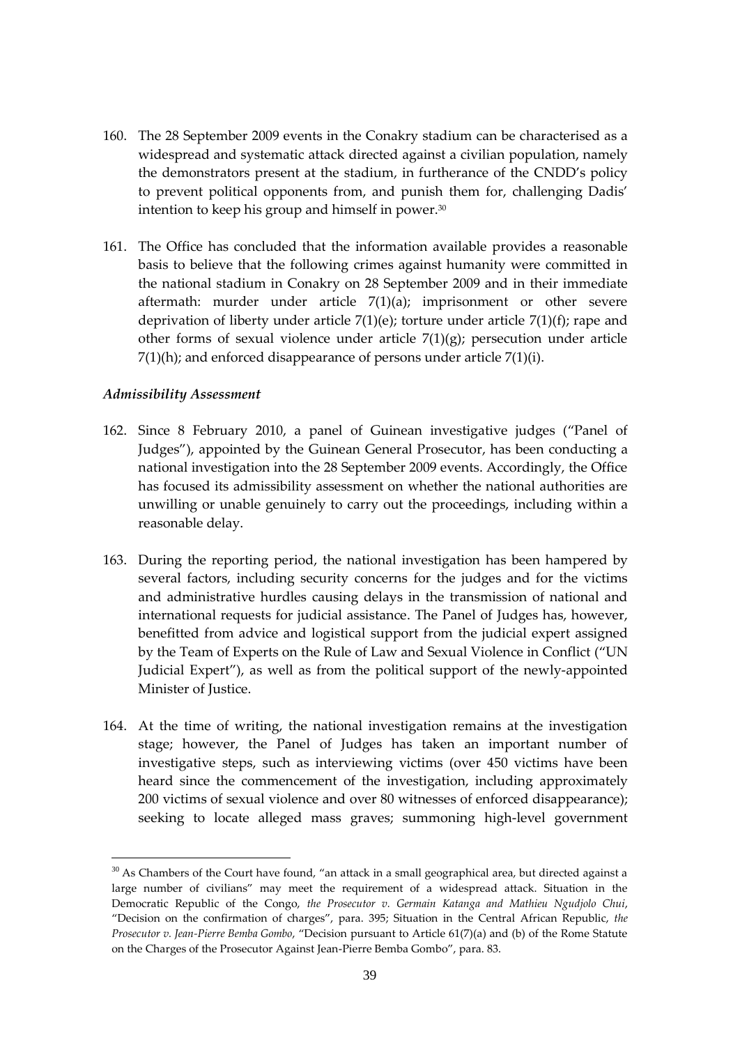160. The 28 September 2009 events in the Conakry stadium can be characterised as a widespread and systematic attack directed against a civilian population, namely the demonstrators present at the stadium, in furtherance of the CNDD's policy to prevent political opponents from, and punish them for, challenging Dadis' intention to keep his group and himself in power.[30]

161. The Office has concluded that the information available provides a reasonable basis to believe that the following crimes against humanity were committed in the national stadium in Conakry on 28 September 2009 and in their immediate aftermath: murder under article 7(1)(a); imprisonment or other severe deprivation of liberty under article 7(1)(e); torture under article 7(1)(f); rape and other forms of sexual violence under article 7(1)(g); persecution under article 7(1)(h); and enforced disappearance of persons under article 7(1)(i).

*Admissibility Assessment*

162. Since 8 February 2010, a panel of Guinean investigative judges ("Panel of Judges"), appointed by the Guinean General Prosecutor, has been conducting a national investigation into the 28 September 2009 events. Accordingly, the Office has focused its admissibility assessment on whether the national authorities are unwilling or unable genuinely to carry out the proceedings, including within a reasonable delay.

163. During the reporting period, the national investigation has been hampered by several factors, including security concerns for the judges and for the victims and administrative hurdles causing delays in the transmission of national and international requests for judicial assistance. The Panel of Judges has, however, benefitted from advice and logistical support from the judicial expert assigned by the Team of Experts on the Rule of Law and Sexual Violence in Conflict ("UN Judicial Expert"), as well as from the political support of the newly-appointed Minister of Justice.

164. At the time of writing, the national investigation remains at the investigation stage; however, the Panel of Judges has taken an important number of investigative steps, such as interviewing victims (over 450 victims have been heard since the commencement of the investigation, including approximately 200 victims of sexual violence and over 80 witnesses of enforced disappearance); seeking to locate alleged mass graves; summoning high-level government

[30] As Chambers of the Court have found, "an attack in a small geographical area, but directed against a large number of civilians" may meet the requirement of a widespread attack. Situation in the Democratic Republic of the Congo, *the Prosecutor v. Germain Katanga and Mathieu Ngudjolo Chui*, "Decision on the confirmation of charges", para. 395; Situation in the Central African Republic, *the Prosecutor v. Jean-Pierre Bemba Gombo*, "Decision pursuant to Article 61(7)(a) and (b) of the Rome Statute on the Charges of the Prosecutor Against Jean-Pierre Bemba Gombo", para. 83.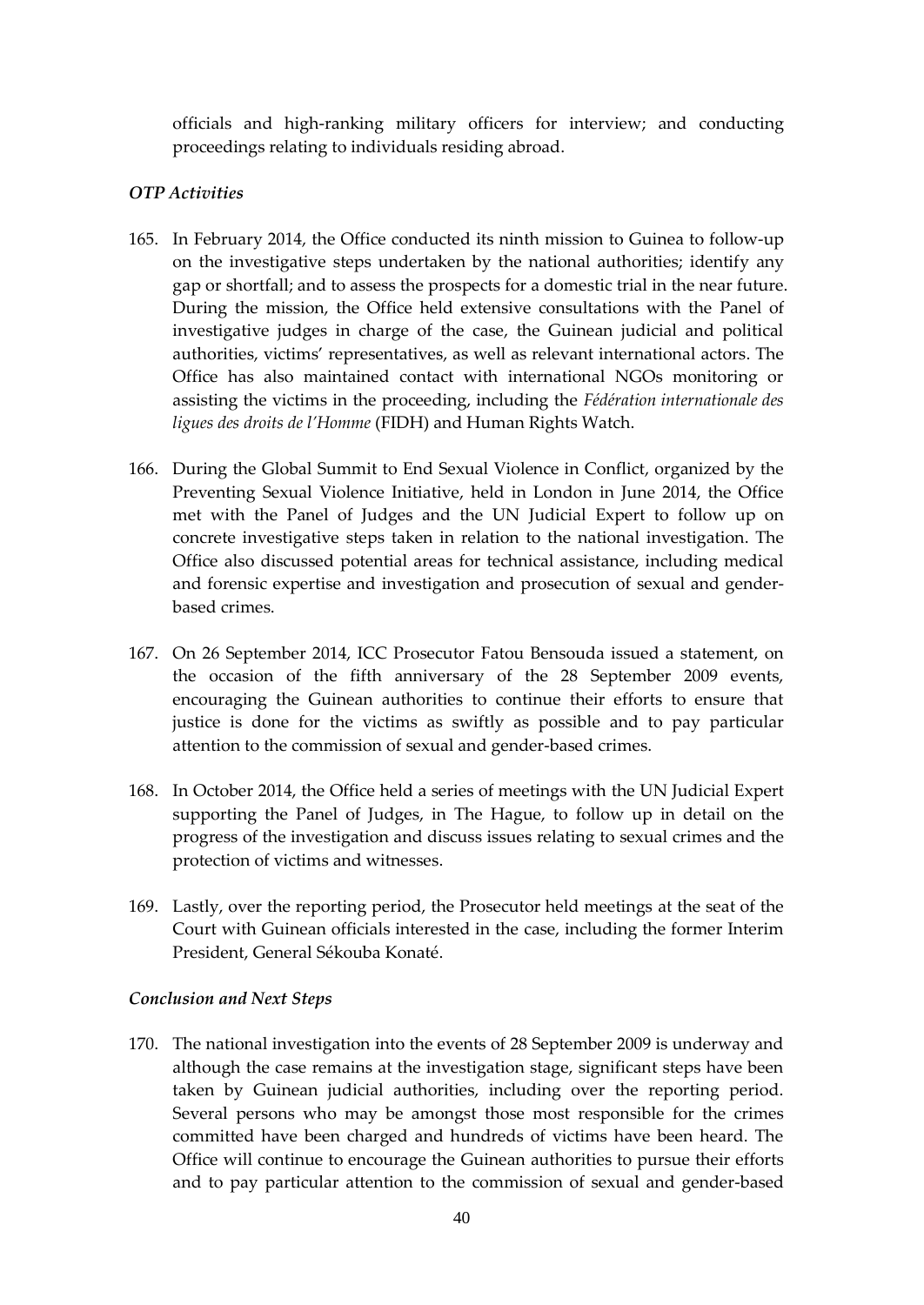officials and high-ranking military officers for interview; and conducting proceedings relating to individuals residing abroad.

### *OTP Activities*

165. In February 2014, the Office conducted its ninth mission to Guinea to follow-up on the investigative steps undertaken by the national authorities; identify any gap or shortfall; and to assess the prospects for a domestic trial in the near future. During the mission, the Office held extensive consultations with the Panel of investigative judges in charge of the case, the Guinean judicial and political authorities, victims' representatives, as well as relevant international actors. The Office has also maintained contact with international NGOs monitoring or assisting the victims in the proceeding, including the *Fédération internationale des ligues des droits de l'Homme* (FIDH) and Human Rights Watch.

166. During the Global Summit to End Sexual Violence in Conflict, organized by the Preventing Sexual Violence Initiative, held in London in June 2014, the Office met with the Panel of Judges and the UN Judicial Expert to follow up on concrete investigative steps taken in relation to the national investigation. The Office also discussed potential areas for technical assistance, including medical and forensic expertise and investigation and prosecution of sexual and gender-based crimes.

167. On 26 September 2014, ICC Prosecutor Fatou Bensouda issued a statement, on the occasion of the fifth anniversary of the 28 September 2009 events, encouraging the Guinean authorities to continue their efforts to ensure that justice is done for the victims as swiftly as possible and to pay particular attention to the commission of sexual and gender-based crimes.

168. In October 2014, the Office held a series of meetings with the UN Judicial Expert supporting the Panel of Judges, in The Hague, to follow up in detail on the progress of the investigation and discuss issues relating to sexual crimes and the protection of victims and witnesses.

169. Lastly, over the reporting period, the Prosecutor held meetings at the seat of the Court with Guinean officials interested in the case, including the former Interim President, General Sékouba Konaté.

### *Conclusion and Next Steps*

170. The national investigation into the events of 28 September 2009 is underway and although the case remains at the investigation stage, significant steps have been taken by Guinean judicial authorities, including over the reporting period. Several persons who may be amongst those most responsible for the crimes committed have been charged and hundreds of victims have been heard. The Office will continue to encourage the Guinean authorities to pursue their efforts and to pay particular attention to the commission of sexual and gender-based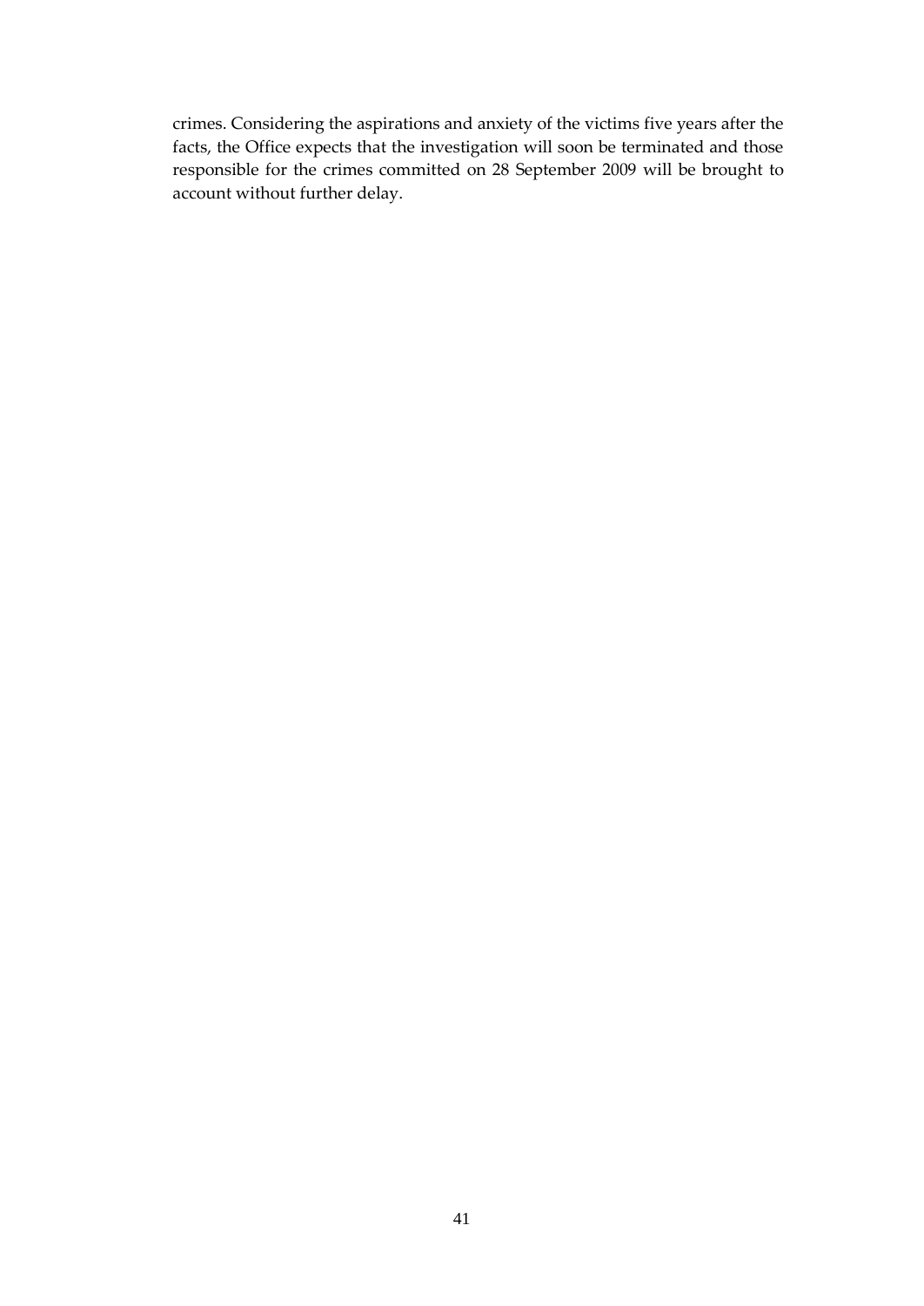crimes. Considering the aspirations and anxiety of the victims five years after the facts, the Office expects that the investigation will soon be terminated and those responsible for the crimes committed on 28 September 2009 will be brought to account without further delay.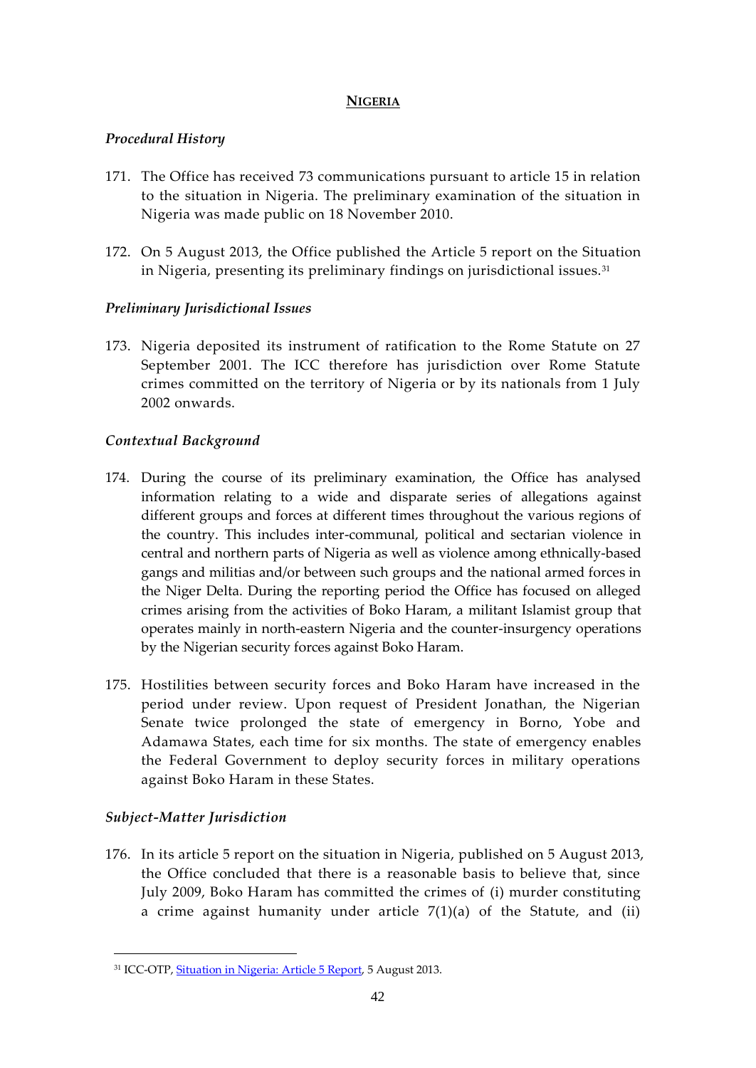## NIGERIA

### *Procedural History*

171. The Office has received 73 communications pursuant to article 15 in relation to the situation in Nigeria. The preliminary examination of the situation in Nigeria was made public on 18 November 2010.

172. On 5 August 2013, the Office published the Article 5 report on the Situation in Nigeria, presenting its preliminary findings on jurisdictional issues.[31]

### *Preliminary Jurisdictional Issues*

173. Nigeria deposited its instrument of ratification to the Rome Statute on 27 September 2001. The ICC therefore has jurisdiction over Rome Statute crimes committed on the territory of Nigeria or by its nationals from 1 July 2002 onwards.

### *Contextual Background*

174. During the course of its preliminary examination, the Office has analysed information relating to a wide and disparate series of allegations against different groups and forces at different times throughout the various regions of the country. This includes inter-communal, political and sectarian violence in central and northern parts of Nigeria as well as violence among ethnically-based gangs and militias and/or between such groups and the national armed forces in the Niger Delta. During the reporting period the Office has focused on alleged crimes arising from the activities of Boko Haram, a militant Islamist group that operates mainly in north-eastern Nigeria and the counter-insurgency operations by the Nigerian security forces against Boko Haram.

175. Hostilities between security forces and Boko Haram have increased in the period under review. Upon request of President Jonathan, the Nigerian Senate twice prolonged the state of emergency in Borno, Yobe and Adamawa States, each time for six months. The state of emergency enables the Federal Government to deploy security forces in military operations against Boko Haram in these States.

### *Subject-Matter Jurisdiction*

176. In its article 5 report on the situation in Nigeria, published on 5 August 2013, the Office concluded that there is a reasonable basis to believe that, since July 2009, Boko Haram has committed the crimes of (i) murder constituting a crime against humanity under article 7(1)(a) of the Statute, and (ii)

---

[31] ICC-OTP, Situation in Nigeria: Article 5 Report, 5 August 2013.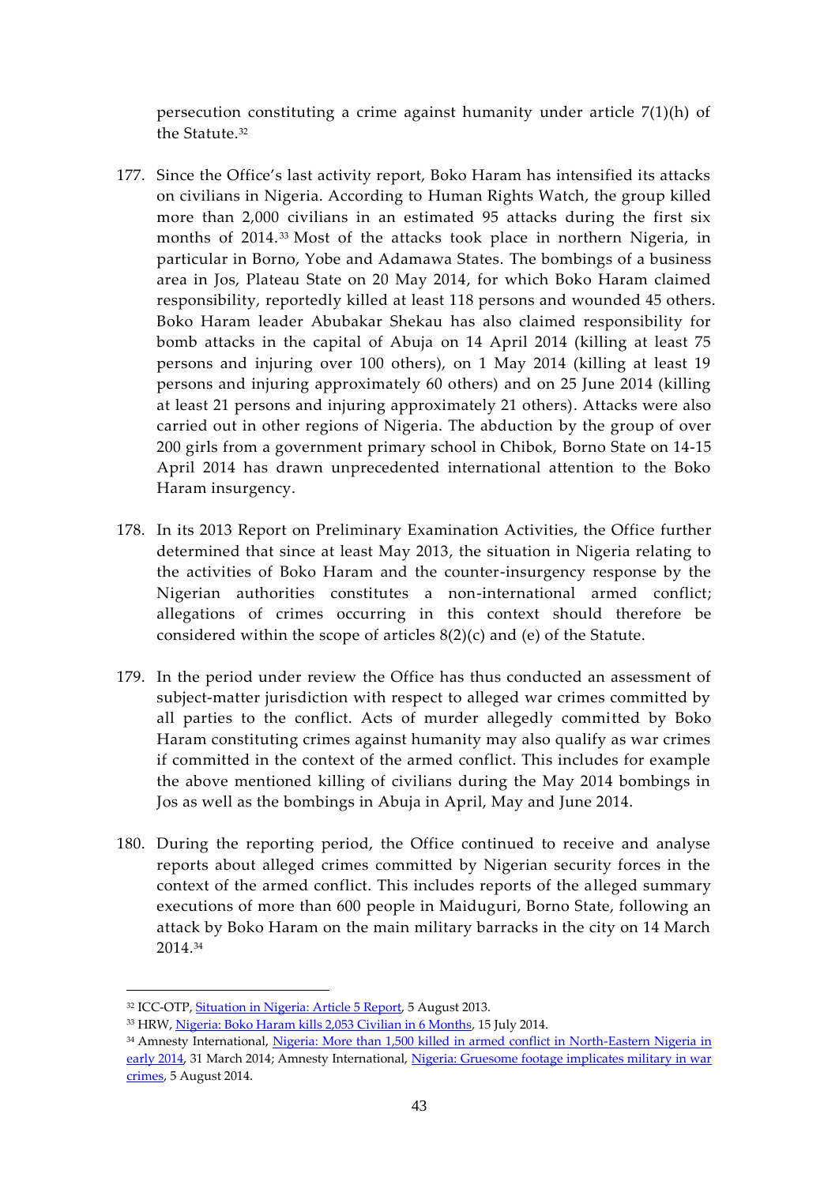persecution constituting a crime against humanity under article 7(1)(h) of the Statute.[32]

177. Since the Office's last activity report, Boko Haram has intensified its attacks on civilians in Nigeria. According to Human Rights Watch, the group killed more than 2,000 civilians in an estimated 95 attacks during the first six months of 2014.[33] Most of the attacks took place in northern Nigeria, in particular in Borno, Yobe and Adamawa States. The bombings of a business area in Jos, Plateau State on 20 May 2014, for which Boko Haram claimed responsibility, reportedly killed at least 118 persons and wounded 45 others. Boko Haram leader Abubakar Shekau has also claimed responsibility for bomb attacks in the capital of Abuja on 14 April 2014 (killing at least 75 persons and injuring over 100 others), on 1 May 2014 (killing at least 19 persons and injuring approximately 60 others) and on 25 June 2014 (killing at least 21 persons and injuring approximately 21 others). Attacks were also carried out in other regions of Nigeria. The abduction by the group of over 200 girls from a government primary school in Chibok, Borno State on 14-15 April 2014 has drawn unprecedented international attention to the Boko Haram insurgency.

178. In its 2013 Report on Preliminary Examination Activities, the Office further determined that since at least May 2013, the situation in Nigeria relating to the activities of Boko Haram and the counter-insurgency response by the Nigerian authorities constitutes a non-international armed conflict; allegations of crimes occurring in this context should therefore be considered within the scope of articles 8(2)(c) and (e) of the Statute.

179. In the period under review the Office has thus conducted an assessment of subject-matter jurisdiction with respect to alleged war crimes committed by all parties to the conflict. Acts of murder allegedly committed by Boko Haram constituting crimes against humanity may also qualify as war crimes if committed in the context of the armed conflict. This includes for example the above mentioned killing of civilians during the May 2014 bombings in Jos as well as the bombings in Abuja in April, May and June 2014.

180. During the reporting period, the Office continued to receive and analyse reports about alleged crimes committed by Nigerian security forces in the context of the armed conflict. This includes reports of the alleged summary executions of more than 600 people in Maiduguri, Borno State, following an attack by Boko Haram on the main military barracks in the city on 14 March 2014.[34]

---

[32] ICC-OTP, Situation in Nigeria: Article 5 Report, 5 August 2013.

[33] HRW, Nigeria: Boko Haram kills 2,053 Civilian in 6 Months, 15 July 2014.

[34] Amnesty International, Nigeria: More than 1,500 killed in armed conflict in North-Eastern Nigeria in early 2014, 31 March 2014; Amnesty International, Nigeria: Gruesome footage implicates military in war crimes, 5 August 2014.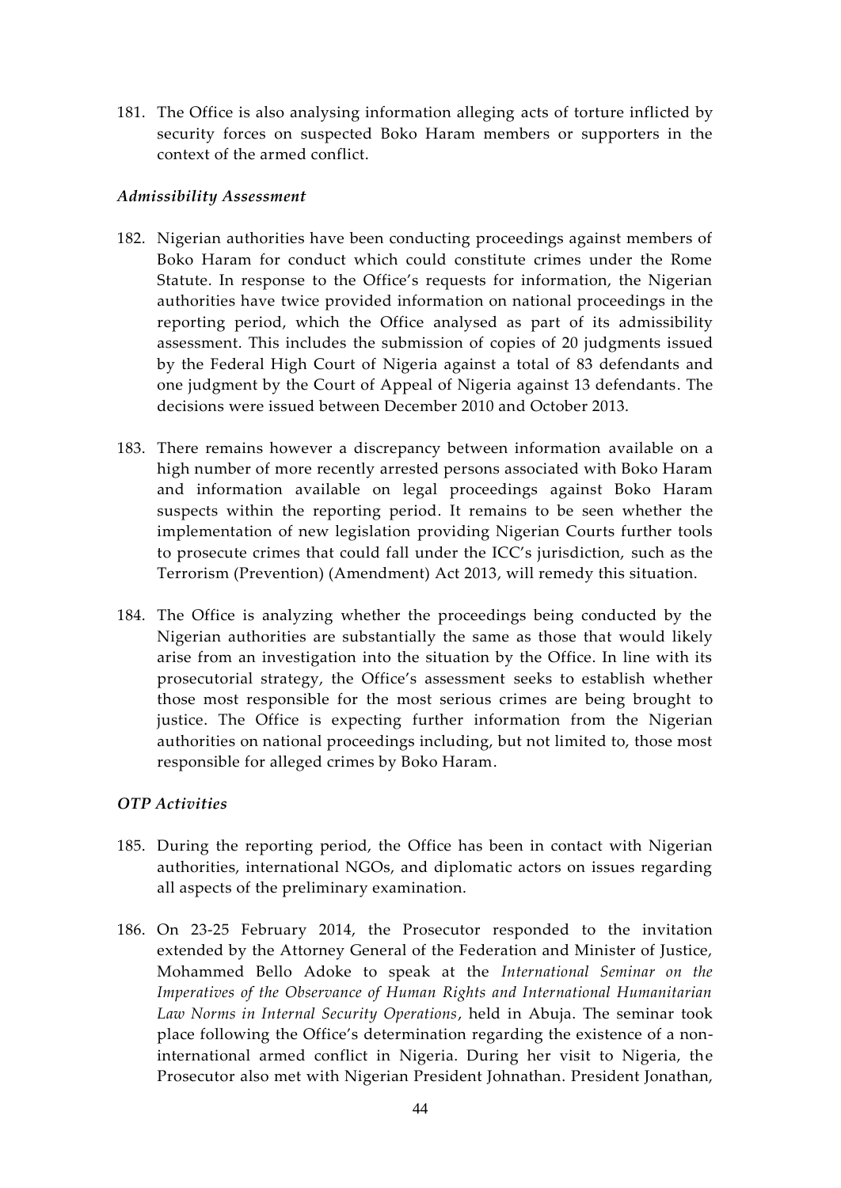181. The Office is also analysing information alleging acts of torture inflicted by security forces on suspected Boko Haram members or supporters in the context of the armed conflict.

### *Admissibility Assessment*

182. Nigerian authorities have been conducting proceedings against members of Boko Haram for conduct which could constitute crimes under the Rome Statute. In response to the Office's requests for information, the Nigerian authorities have twice provided information on national proceedings in the reporting period, which the Office analysed as part of its admissibility assessment. This includes the submission of copies of 20 judgments issued by the Federal High Court of Nigeria against a total of 83 defendants and one judgment by the Court of Appeal of Nigeria against 13 defendants. The decisions were issued between December 2010 and October 2013.

183. There remains however a discrepancy between information available on a high number of more recently arrested persons associated with Boko Haram and information available on legal proceedings against Boko Haram suspects within the reporting period. It remains to be seen whether the implementation of new legislation providing Nigerian Courts further tools to prosecute crimes that could fall under the ICC's jurisdiction, such as the Terrorism (Prevention) (Amendment) Act 2013, will remedy this situation.

184. The Office is analyzing whether the proceedings being conducted by the Nigerian authorities are substantially the same as those that would likely arise from an investigation into the situation by the Office. In line with its prosecutorial strategy, the Office's assessment seeks to establish whether those most responsible for the most serious crimes are being brought to justice. The Office is expecting further information from the Nigerian authorities on national proceedings including, but not limited to, those most responsible for alleged crimes by Boko Haram.

### *OTP Activities*

185. During the reporting period, the Office has been in contact with Nigerian authorities, international NGOs, and diplomatic actors on issues regarding all aspects of the preliminary examination.

186. On 23-25 February 2014, the Prosecutor responded to the invitation extended by the Attorney General of the Federation and Minister of Justice, Mohammed Bello Adoke to speak at the *International Seminar on the Imperatives of the Observance of Human Rights and International Humanitarian Law Norms in Internal Security Operations*, held in Abuja. The seminar took place following the Office's determination regarding the existence of a non-international armed conflict in Nigeria. During her visit to Nigeria, the Prosecutor also met with Nigerian President Johnathan. President Jonathan,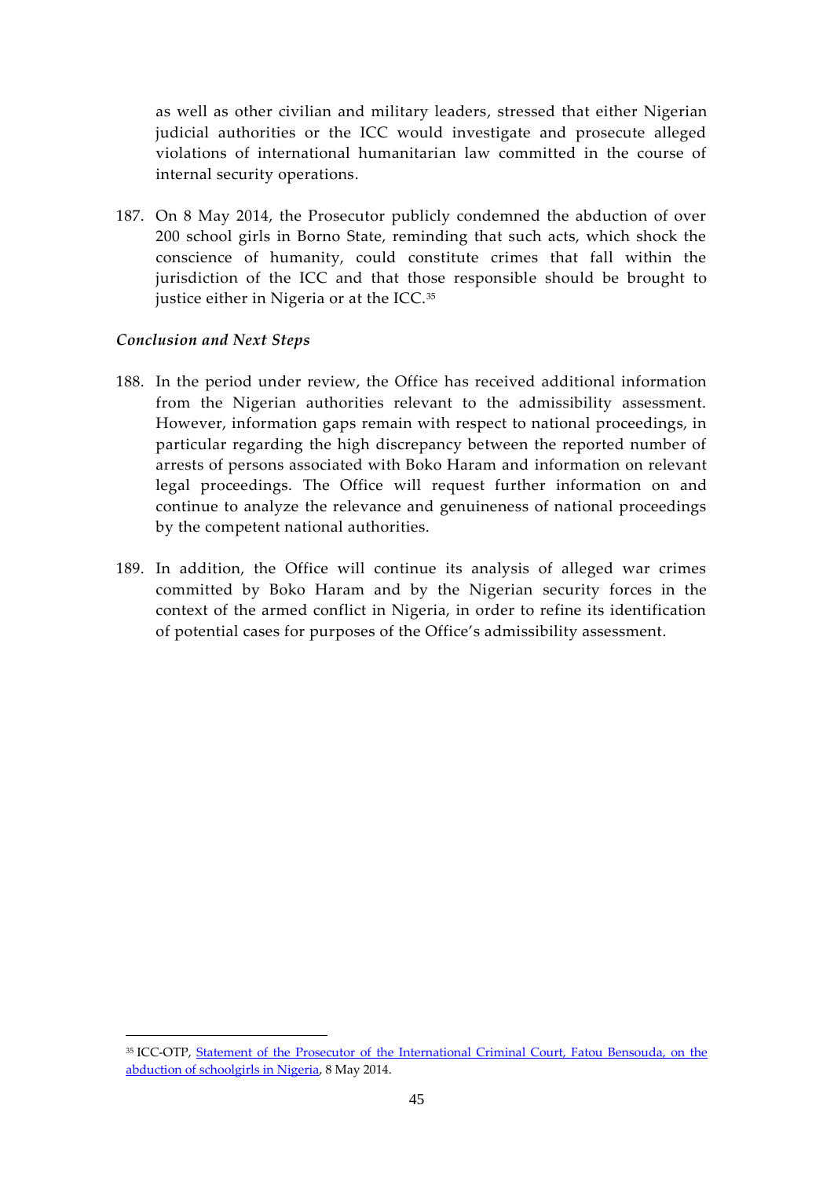as well as other civilian and military leaders, stressed that either Nigerian judicial authorities or the ICC would investigate and prosecute alleged violations of international humanitarian law committed in the course of internal security operations.

187. On 8 May 2014, the Prosecutor publicly condemned the abduction of over 200 school girls in Borno State, reminding that such acts, which shock the conscience of humanity, could constitute crimes that fall within the jurisdiction of the ICC and that those responsible should be brought to justice either in Nigeria or at the ICC.[35]

***Conclusion and Next Steps***

188. In the period under review, the Office has received additional information from the Nigerian authorities relevant to the admissibility assessment. However, information gaps remain with respect to national proceedings, in particular regarding the high discrepancy between the reported number of arrests of persons associated with Boko Haram and information on relevant legal proceedings. The Office will request further information on and continue to analyze the relevance and genuineness of national proceedings by the competent national authorities.

189. In addition, the Office will continue its analysis of alleged war crimes committed by Boko Haram and by the Nigerian security forces in the context of the armed conflict in Nigeria, in order to refine its identification of potential cases for purposes of the Office's admissibility assessment.

---

[35] ICC-OTP, Statement of the Prosecutor of the International Criminal Court, Fatou Bensouda, on the abduction of schoolgirls in Nigeria, 8 May 2014.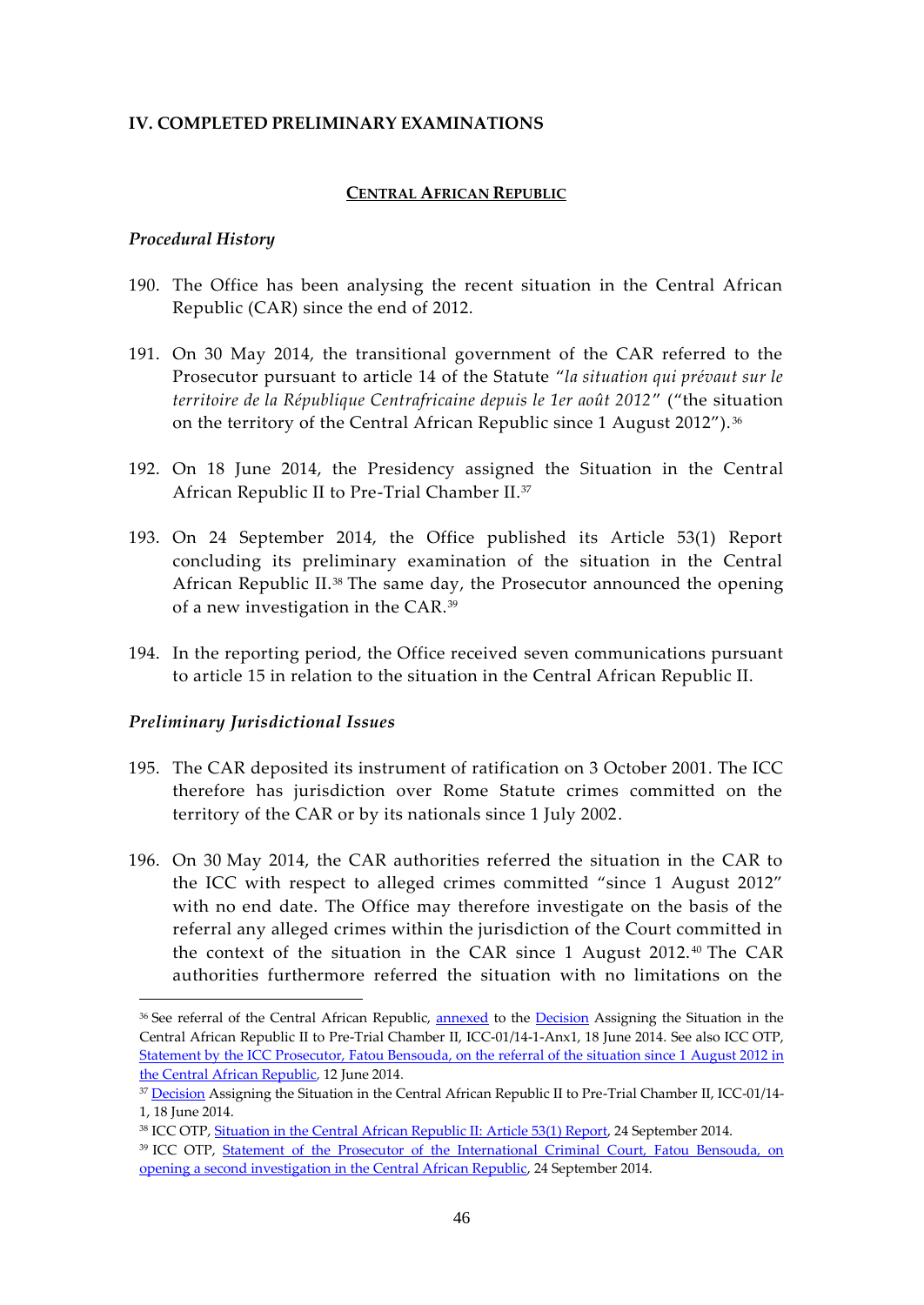## IV. COMPLETED PRELIMINARY EXAMINATIONS

### CENTRAL AFRICAN REPUBLIC

#### *Procedural History*

190. The Office has been analysing the recent situation in the Central African Republic (CAR) since the end of 2012.

191. On 30 May 2014, the transitional government of the CAR referred to the Prosecutor pursuant to article 14 of the Statute "*la situation qui prévaut sur le territoire de la République Centrafricaine depuis le 1er août 2012*" ("the situation on the territory of the Central African Republic since 1 August 2012").[36]

192. On 18 June 2014, the Presidency assigned the Situation in the Central African Republic II to Pre-Trial Chamber II.[37]

193. On 24 September 2014, the Office published its Article 53(1) Report concluding its preliminary examination of the situation in the Central African Republic II.[38] The same day, the Prosecutor announced the opening of a new investigation in the CAR.[39]

194. In the reporting period, the Office received seven communications pursuant to article 15 in relation to the situation in the Central African Republic II.

#### *Preliminary Jurisdictional Issues*

195. The CAR deposited its instrument of ratification on 3 October 2001. The ICC therefore has jurisdiction over Rome Statute crimes committed on the territory of the CAR or by its nationals since 1 July 2002.

196. On 30 May 2014, the CAR authorities referred the situation in the CAR to the ICC with respect to alleged crimes committed "since 1 August 2012" with no end date. The Office may therefore investigate on the basis of the referral any alleged crimes within the jurisdiction of the Court committed in the context of the situation in the CAR since 1 August 2012.[40] The CAR authorities furthermore referred the situation with no limitations on the

---

[36] See referral of the Central African Republic, annexed to the Decision Assigning the Situation in the Central African Republic II to Pre-Trial Chamber II, ICC-01/14-1-Anx1, 18 June 2014. See also ICC OTP, Statement by the ICC Prosecutor, Fatou Bensouda, on the referral of the situation since 1 August 2012 in the Central African Republic, 12 June 2014.

[37] Decision Assigning the Situation in the Central African Republic II to Pre-Trial Chamber II, ICC-01/14-1, 18 June 2014.

[38] ICC OTP, Situation in the Central African Republic II: Article 53(1) Report, 24 September 2014.

[39] ICC OTP, Statement of the Prosecutor of the International Criminal Court, Fatou Bensouda, on opening a second investigation in the Central African Republic, 24 September 2014.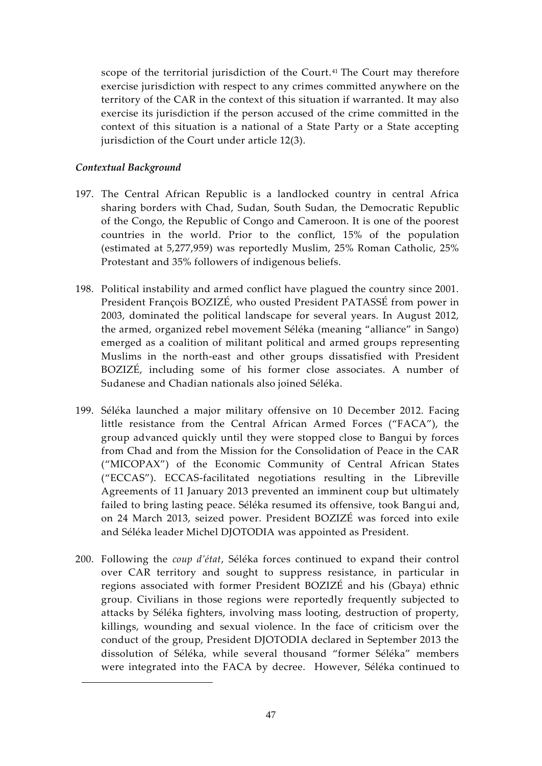scope of the territorial jurisdiction of the Court.[41] The Court may therefore exercise jurisdiction with respect to any crimes committed anywhere on the territory of the CAR in the context of this situation if warranted. It may also exercise its jurisdiction if the person accused of the crime committed in the context of this situation is a national of a State Party or a State accepting jurisdiction of the Court under article 12(3).

### *Contextual Background*

197. The Central African Republic is a landlocked country in central Africa sharing borders with Chad, Sudan, South Sudan, the Democratic Republic of the Congo, the Republic of Congo and Cameroon. It is one of the poorest countries in the world. Prior to the conflict, 15% of the population (estimated at 5,277,959) was reportedly Muslim, 25% Roman Catholic, 25% Protestant and 35% followers of indigenous beliefs.

198. Political instability and armed conflict have plagued the country since 2001. President François BOZIZÉ, who ousted President PATASSÉ from power in 2003, dominated the political landscape for several years. In August 2012, the armed, organized rebel movement Séléka (meaning "alliance" in Sango) emerged as a coalition of militant political and armed groups representing Muslims in the north-east and other groups dissatisfied with President BOZIZÉ, including some of his former close associates. A number of Sudanese and Chadian nationals also joined Séléka.

199. Séléka launched a major military offensive on 10 December 2012. Facing little resistance from the Central African Armed Forces ("FACA"), the group advanced quickly until they were stopped close to Bangui by forces from Chad and from the Mission for the Consolidation of Peace in the CAR ("MICOPAX") of the Economic Community of Central African States ("ECCAS"). ECCAS-facilitated negotiations resulting in the Libreville Agreements of 11 January 2013 prevented an imminent coup but ultimately failed to bring lasting peace. Séléka resumed its offensive, took Bangui and, on 24 March 2013, seized power. President BOZIZÉ was forced into exile and Séléka leader Michel DJOTODIA was appointed as President.

200. Following the *coup d'état*, Séléka forces continued to expand their control over CAR territory and sought to suppress resistance, in particular in regions associated with former President BOZIZÉ and his (Gbaya) ethnic group. Civilians in those regions were reportedly frequently subjected to attacks by Séléka fighters, involving mass looting, destruction of property, killings, wounding and sexual violence. In the face of criticism over the conduct of the group, President DJOTODIA declared in September 2013 the dissolution of Séléka, while several thousand "former Séléka" members were integrated into the FACA by decree. However, Séléka continued to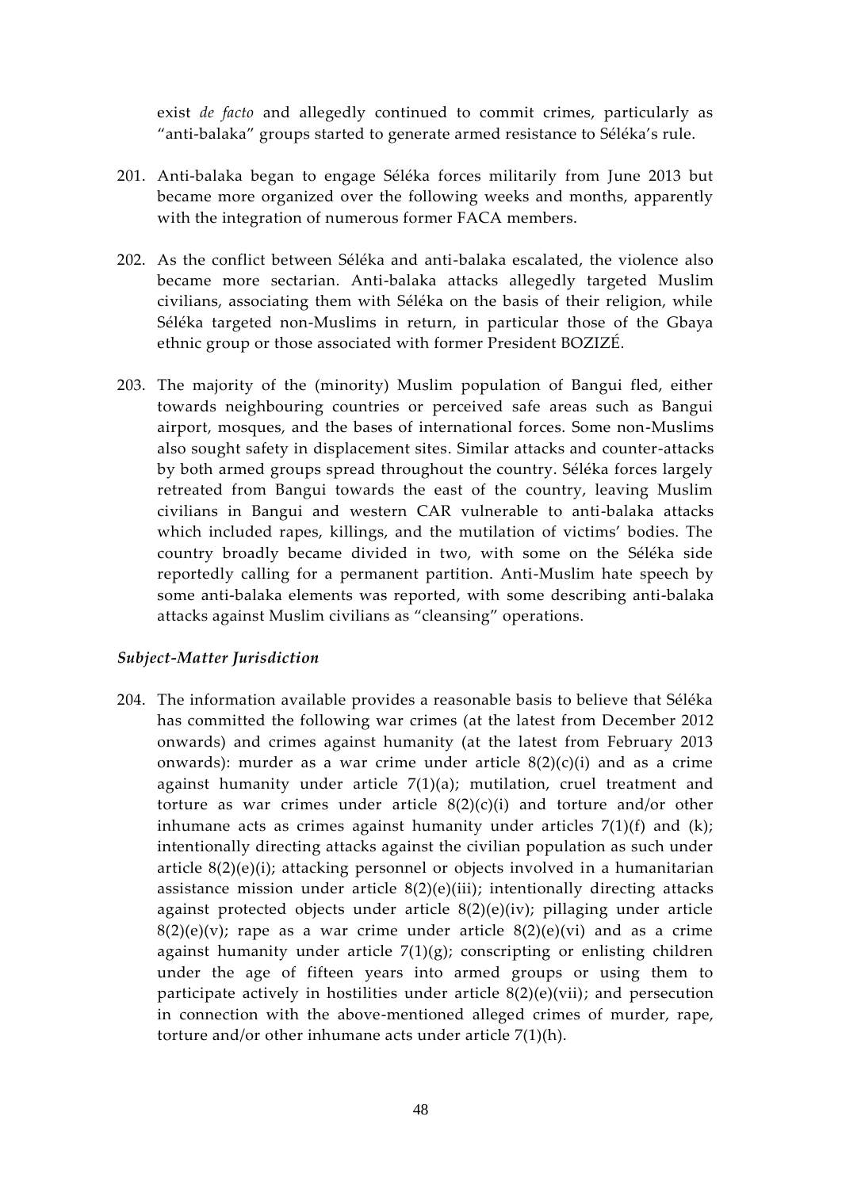exist *de facto* and allegedly continued to commit crimes, particularly as "anti-balaka" groups started to generate armed resistance to Séléka's rule.

201. Anti-balaka began to engage Séléka forces militarily from June 2013 but became more organized over the following weeks and months, apparently with the integration of numerous former FACA members.

202. As the conflict between Séléka and anti-balaka escalated, the violence also became more sectarian. Anti-balaka attacks allegedly targeted Muslim civilians, associating them with Séléka on the basis of their religion, while Séléka targeted non-Muslims in return, in particular those of the Gbaya ethnic group or those associated with former President BOZIZÉ.

203. The majority of the (minority) Muslim population of Bangui fled, either towards neighbouring countries or perceived safe areas such as Bangui airport, mosques, and the bases of international forces. Some non-Muslims also sought safety in displacement sites. Similar attacks and counter-attacks by both armed groups spread throughout the country. Séléka forces largely retreated from Bangui towards the east of the country, leaving Muslim civilians in Bangui and western CAR vulnerable to anti-balaka attacks which included rapes, killings, and the mutilation of victims' bodies. The country broadly became divided in two, with some on the Séléka side reportedly calling for a permanent partition. Anti-Muslim hate speech by some anti-balaka elements was reported, with some describing anti-balaka attacks against Muslim civilians as "cleansing" operations.

### *Subject-Matter Jurisdiction*

204. The information available provides a reasonable basis to believe that Séléka has committed the following war crimes (at the latest from December 2012 onwards) and crimes against humanity (at the latest from February 2013 onwards): murder as a war crime under article 8(2)(c)(i) and as a crime against humanity under article 7(1)(a); mutilation, cruel treatment and torture as war crimes under article 8(2)(c)(i) and torture and/or other inhumane acts as crimes against humanity under articles 7(1)(f) and (k); intentionally directing attacks against the civilian population as such under article 8(2)(e)(i); attacking personnel or objects involved in a humanitarian assistance mission under article 8(2)(e)(iii); intentionally directing attacks against protected objects under article 8(2)(e)(iv); pillaging under article 8(2)(e)(v); rape as a war crime under article 8(2)(e)(vi) and as a crime against humanity under article 7(1)(g); conscripting or enlisting children under the age of fifteen years into armed groups or using them to participate actively in hostilities under article 8(2)(e)(vii); and persecution in connection with the above-mentioned alleged crimes of murder, rape, torture and/or other inhumane acts under article 7(1)(h).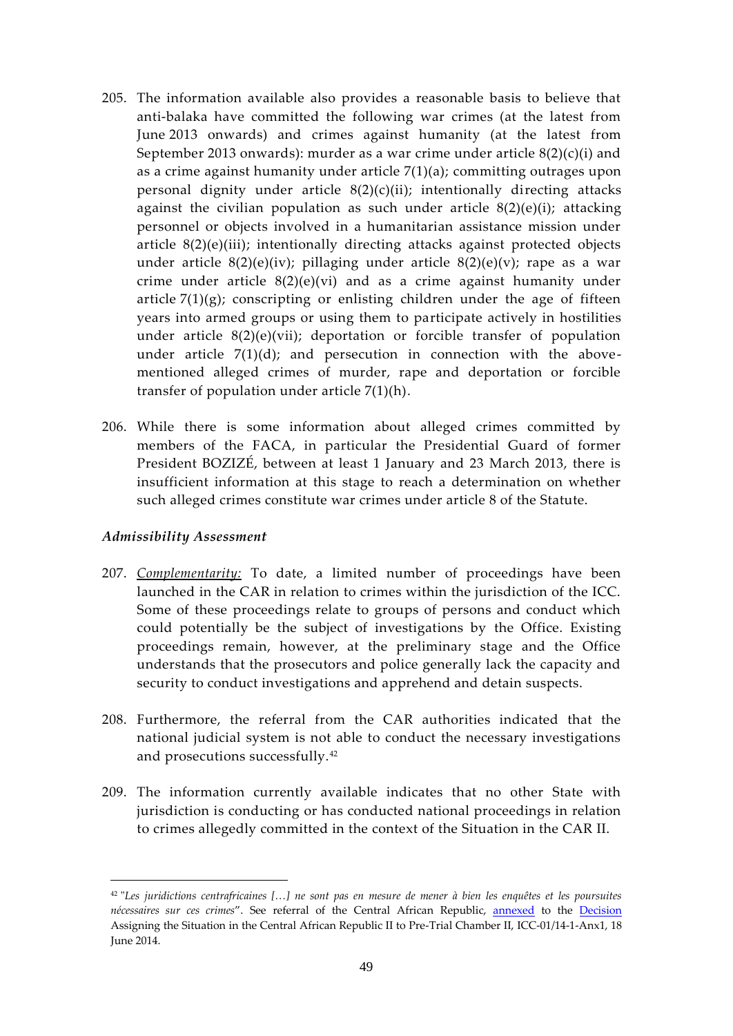205. The information available also provides a reasonable basis to believe that anti-balaka have committed the following war crimes (at the latest from June 2013 onwards) and crimes against humanity (at the latest from September 2013 onwards): murder as a war crime under article 8(2)(c)(i) and as a crime against humanity under article 7(1)(a); committing outrages upon personal dignity under article 8(2)(c)(ii); intentionally directing attacks against the civilian population as such under article 8(2)(e)(i); attacking personnel or objects involved in a humanitarian assistance mission under article 8(2)(e)(iii); intentionally directing attacks against protected objects under article 8(2)(e)(iv); pillaging under article 8(2)(e)(v); rape as a war crime under article 8(2)(e)(vi) and as a crime against humanity under article 7(1)(g); conscripting or enlisting children under the age of fifteen years into armed groups or using them to participate actively in hostilities under article 8(2)(e)(vii); deportation or forcible transfer of population under article 7(1)(d); and persecution in connection with the above-mentioned alleged crimes of murder, rape and deportation or forcible transfer of population under article 7(1)(h).

206. While there is some information about alleged crimes committed by members of the FACA, in particular the Presidential Guard of former President BOZIZÉ, between at least 1 January and 23 March 2013, there is insufficient information at this stage to reach a determination on whether such alleged crimes constitute war crimes under article 8 of the Statute.

### *Admissibility Assessment*

207. *Complementarity:* To date, a limited number of proceedings have been launched in the CAR in relation to crimes within the jurisdiction of the ICC. Some of these proceedings relate to groups of persons and conduct which could potentially be the subject of investigations by the Office. Existing proceedings remain, however, at the preliminary stage and the Office understands that the prosecutors and police generally lack the capacity and security to conduct investigations and apprehend and detain suspects.

208. Furthermore, the referral from the CAR authorities indicated that the national judicial system is not able to conduct the necessary investigations and prosecutions successfully.[42]

209. The information currently available indicates that no other State with jurisdiction is conducting or has conducted national proceedings in relation to crimes allegedly committed in the context of the Situation in the CAR II.

---

[42] "*Les juridictions centrafricaines […] ne sont pas en mesure de mener à bien les enquêtes et les poursuites nécessaires sur ces crimes*". See referral of the Central African Republic, annexed to the Decision Assigning the Situation in the Central African Republic II to Pre-Trial Chamber II, ICC-01/14-1-Anx1, 18 June 2014.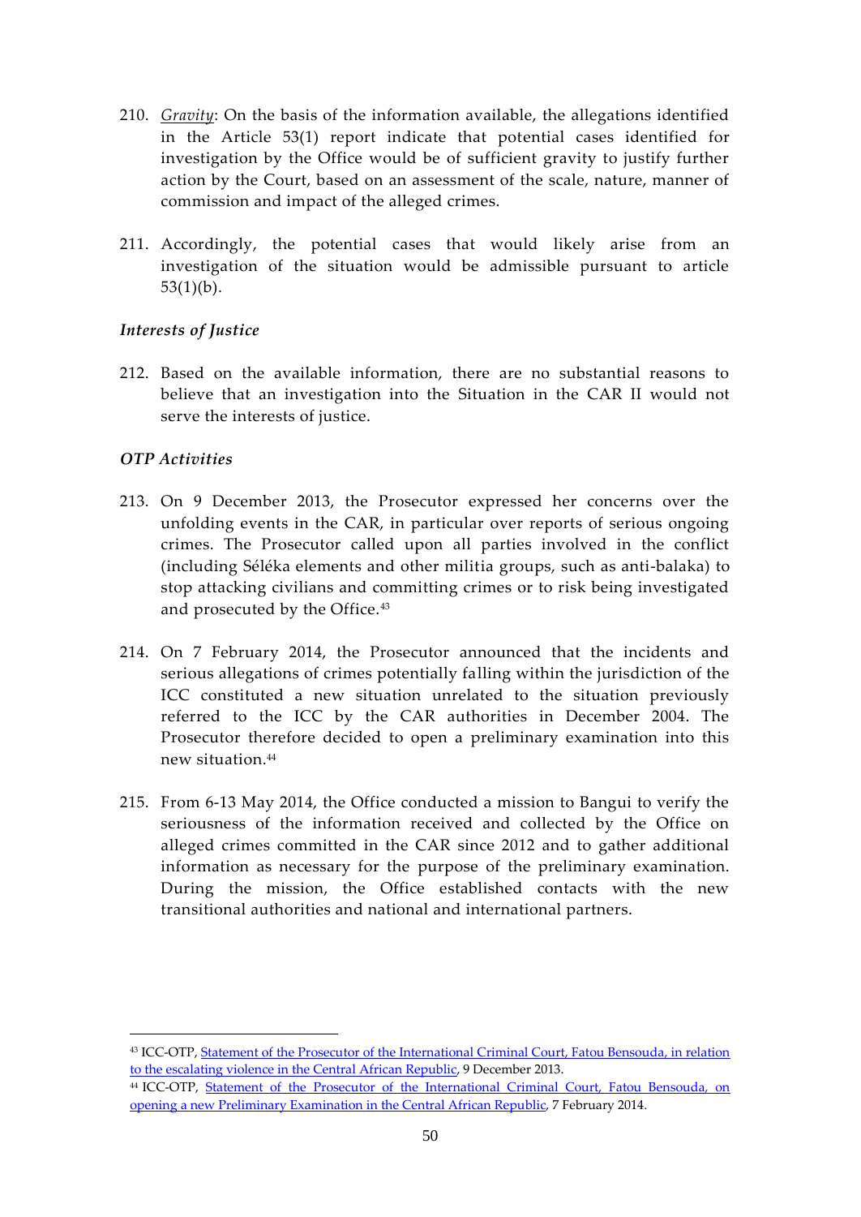210. *Gravity*: On the basis of the information available, the allegations identified in the Article 53(1) report indicate that potential cases identified for investigation by the Office would be of sufficient gravity to justify further action by the Court, based on an assessment of the scale, nature, manner of commission and impact of the alleged crimes.

211. Accordingly, the potential cases that would likely arise from an investigation of the situation would be admissible pursuant to article 53(1)(b).

*Interests of Justice*

212. Based on the available information, there are no substantial reasons to believe that an investigation into the Situation in the CAR II would not serve the interests of justice.

*OTP Activities*

213. On 9 December 2013, the Prosecutor expressed her concerns over the unfolding events in the CAR, in particular over reports of serious ongoing crimes. The Prosecutor called upon all parties involved in the conflict (including Séléka elements and other militia groups, such as anti-balaka) to stop attacking civilians and committing crimes or to risk being investigated and prosecuted by the Office.[43]

214. On 7 February 2014, the Prosecutor announced that the incidents and serious allegations of crimes potentially falling within the jurisdiction of the ICC constituted a new situation unrelated to the situation previously referred to the ICC by the CAR authorities in December 2004. The Prosecutor therefore decided to open a preliminary examination into this new situation.[44]

215. From 6-13 May 2014, the Office conducted a mission to Bangui to verify the seriousness of the information received and collected by the Office on alleged crimes committed in the CAR since 2012 and to gather additional information as necessary for the purpose of the preliminary examination. During the mission, the Office established contacts with the new transitional authorities and national and international partners.

---

[43] ICC-OTP, Statement of the Prosecutor of the International Criminal Court, Fatou Bensouda, in relation to the escalating violence in the Central African Republic, 9 December 2013.

[44] ICC-OTP, Statement of the Prosecutor of the International Criminal Court, Fatou Bensouda, on opening a new Preliminary Examination in the Central African Republic, 7 February 2014.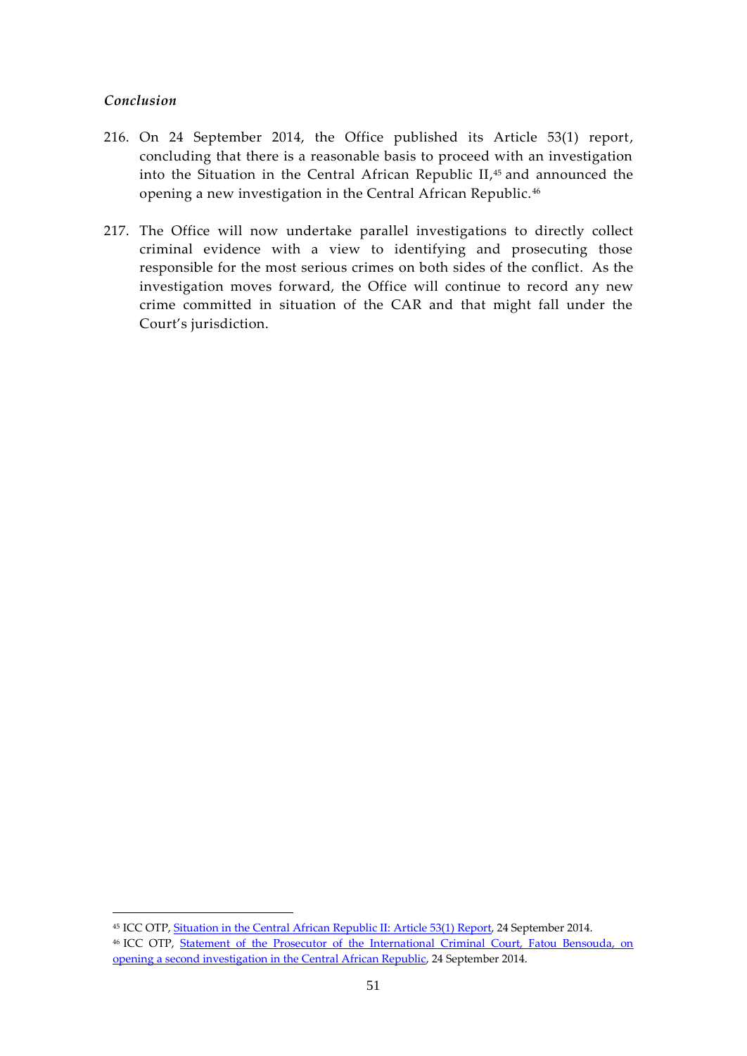*Conclusion*

216. On 24 September 2014, the Office published its Article 53(1) report, concluding that there is a reasonable basis to proceed with an investigation into the Situation in the Central African Republic II,[45] and announced the opening a new investigation in the Central African Republic.[46]

217. The Office will now undertake parallel investigations to directly collect criminal evidence with a view to identifying and prosecuting those responsible for the most serious crimes on both sides of the conflict. As the investigation moves forward, the Office will continue to record any new crime committed in situation of the CAR and that might fall under the Court's jurisdiction.

---

[45] ICC OTP, Situation in the Central African Republic II: Article 53(1) Report, 24 September 2014.

[46] ICC OTP, Statement of the Prosecutor of the International Criminal Court, Fatou Bensouda, on opening a second investigation in the Central African Republic, 24 September 2014.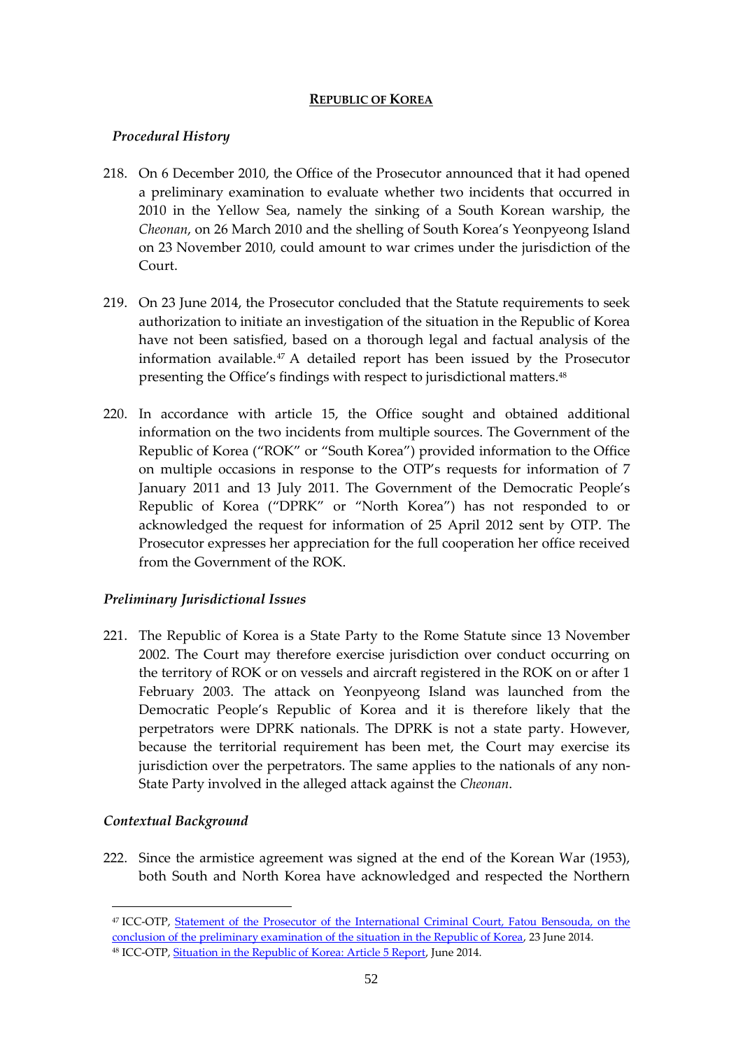## **REPUBLIC OF KOREA**

### *Procedural History*

218. On 6 December 2010, the Office of the Prosecutor announced that it had opened a preliminary examination to evaluate whether two incidents that occurred in 2010 in the Yellow Sea, namely the sinking of a South Korean warship, the *Cheonan*, on 26 March 2010 and the shelling of South Korea's Yeonpyeong Island on 23 November 2010, could amount to war crimes under the jurisdiction of the Court.

219. On 23 June 2014, the Prosecutor concluded that the Statute requirements to seek authorization to initiate an investigation of the situation in the Republic of Korea have not been satisfied, based on a thorough legal and factual analysis of the information available.[47] A detailed report has been issued by the Prosecutor presenting the Office's findings with respect to jurisdictional matters.[48]

220. In accordance with article 15, the Office sought and obtained additional information on the two incidents from multiple sources. The Government of the Republic of Korea ("ROK" or "South Korea") provided information to the Office on multiple occasions in response to the OTP's requests for information of 7 January 2011 and 13 July 2011. The Government of the Democratic People's Republic of Korea ("DPRK" or "North Korea") has not responded to or acknowledged the request for information of 25 April 2012 sent by OTP. The Prosecutor expresses her appreciation for the full cooperation her office received from the Government of the ROK.

### *Preliminary Jurisdictional Issues*

221. The Republic of Korea is a State Party to the Rome Statute since 13 November 2002. The Court may therefore exercise jurisdiction over conduct occurring on the territory of ROK or on vessels and aircraft registered in the ROK on or after 1 February 2003. The attack on Yeonpyeong Island was launched from the Democratic People's Republic of Korea and it is therefore likely that the perpetrators were DPRK nationals. The DPRK is not a state party. However, because the territorial requirement has been met, the Court may exercise its jurisdiction over the perpetrators. The same applies to the nationals of any non-State Party involved in the alleged attack against the *Cheonan*.

### *Contextual Background*

222. Since the armistice agreement was signed at the end of the Korean War (1953), both South and North Korea have acknowledged and respected the Northern

---

[47] ICC-OTP, Statement of the Prosecutor of the International Criminal Court, Fatou Bensouda, on the conclusion of the preliminary examination of the situation in the Republic of Korea, 23 June 2014.

[48] ICC-OTP, Situation in the Republic of Korea: Article 5 Report, June 2014.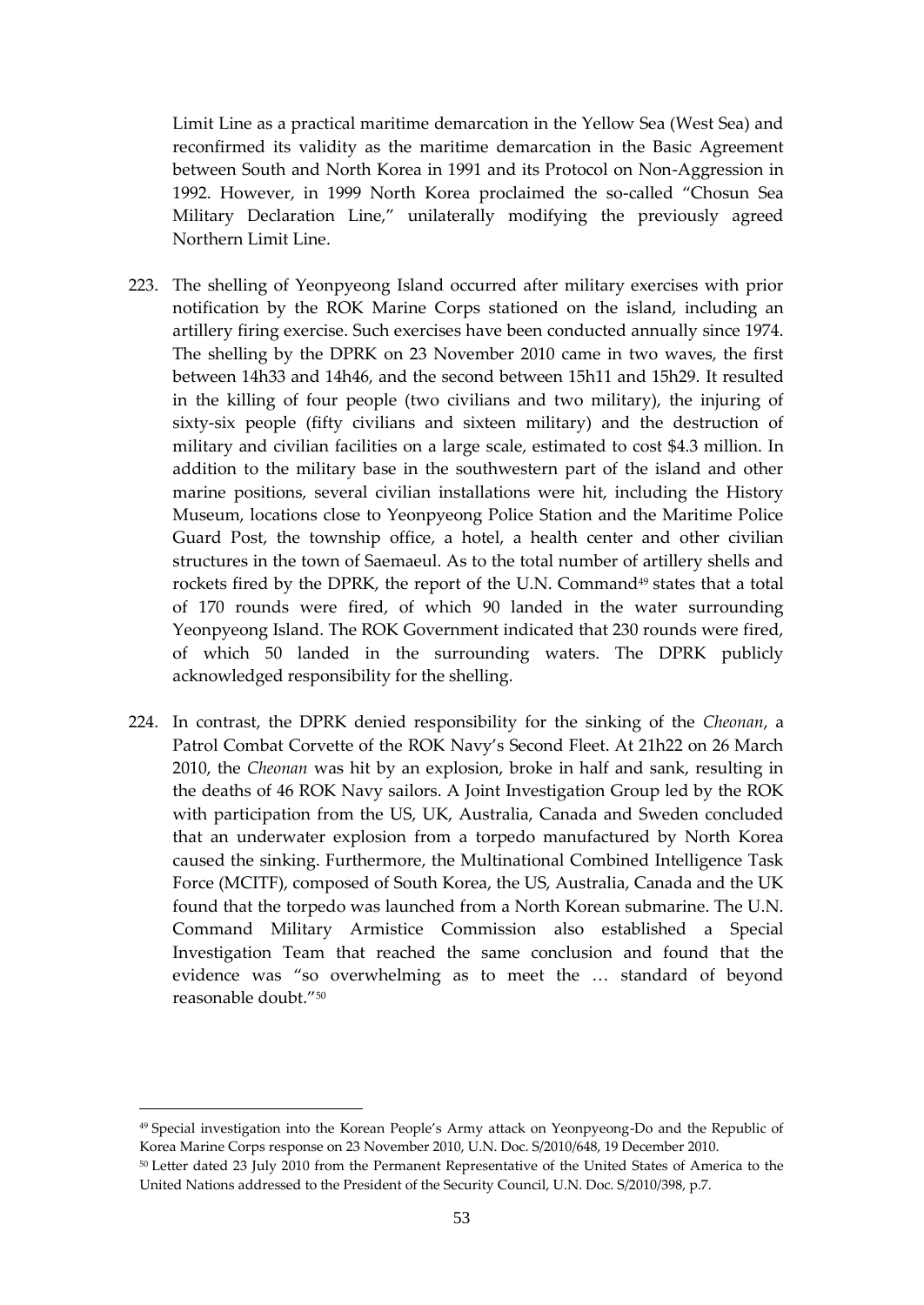Limit Line as a practical maritime demarcation in the Yellow Sea (West Sea) and reconfirmed its validity as the maritime demarcation in the Basic Agreement between South and North Korea in 1991 and its Protocol on Non-Aggression in 1992. However, in 1999 North Korea proclaimed the so-called "Chosun Sea Military Declaration Line," unilaterally modifying the previously agreed Northern Limit Line.

223. The shelling of Yeonpyeong Island occurred after military exercises with prior notification by the ROK Marine Corps stationed on the island, including an artillery firing exercise. Such exercises have been conducted annually since 1974. The shelling by the DPRK on 23 November 2010 came in two waves, the first between 14h33 and 14h46, and the second between 15h11 and 15h29. It resulted in the killing of four people (two civilians and two military), the injuring of sixty-six people (fifty civilians and sixteen military) and the destruction of military and civilian facilities on a large scale, estimated to cost $4.3 million. In addition to the military base in the southwestern part of the island and other marine positions, several civilian installations were hit, including the History Museum, locations close to Yeonpyeong Police Station and the Maritime Police Guard Post, the township office, a hotel, a health center and other civilian structures in the town of Saemaeul. As to the total number of artillery shells and rockets fired by the DPRK, the report of the U.N. Command[49] states that a total of 170 rounds were fired, of which 90 landed in the water surrounding Yeonpyeong Island. The ROK Government indicated that 230 rounds were fired, of which 50 landed in the surrounding waters. The DPRK publicly acknowledged responsibility for the shelling.

224. In contrast, the DPRK denied responsibility for the sinking of the *Cheonan*, a Patrol Combat Corvette of the ROK Navy's Second Fleet. At 21h22 on 26 March 2010, the *Cheonan* was hit by an explosion, broke in half and sank, resulting in the deaths of 46 ROK Navy sailors. A Joint Investigation Group led by the ROK with participation from the US, UK, Australia, Canada and Sweden concluded that an underwater explosion from a torpedo manufactured by North Korea caused the sinking. Furthermore, the Multinational Combined Intelligence Task Force (MCITF), composed of South Korea, the US, Australia, Canada and the UK found that the torpedo was launched from a North Korean submarine. The U.N. Command Military Armistice Commission also established a Special Investigation Team that reached the same conclusion and found that the evidence was "so overwhelming as to meet the … standard of beyond reasonable doubt."[50]

---

[49] Special investigation into the Korean People's Army attack on Yeonpyeong-Do and the Republic of Korea Marine Corps response on 23 November 2010, U.N. Doc. S/2010/648, 19 December 2010.

[50] Letter dated 23 July 2010 from the Permanent Representative of the United States of America to the United Nations addressed to the President of the Security Council, U.N. Doc. S/2010/398, p.7.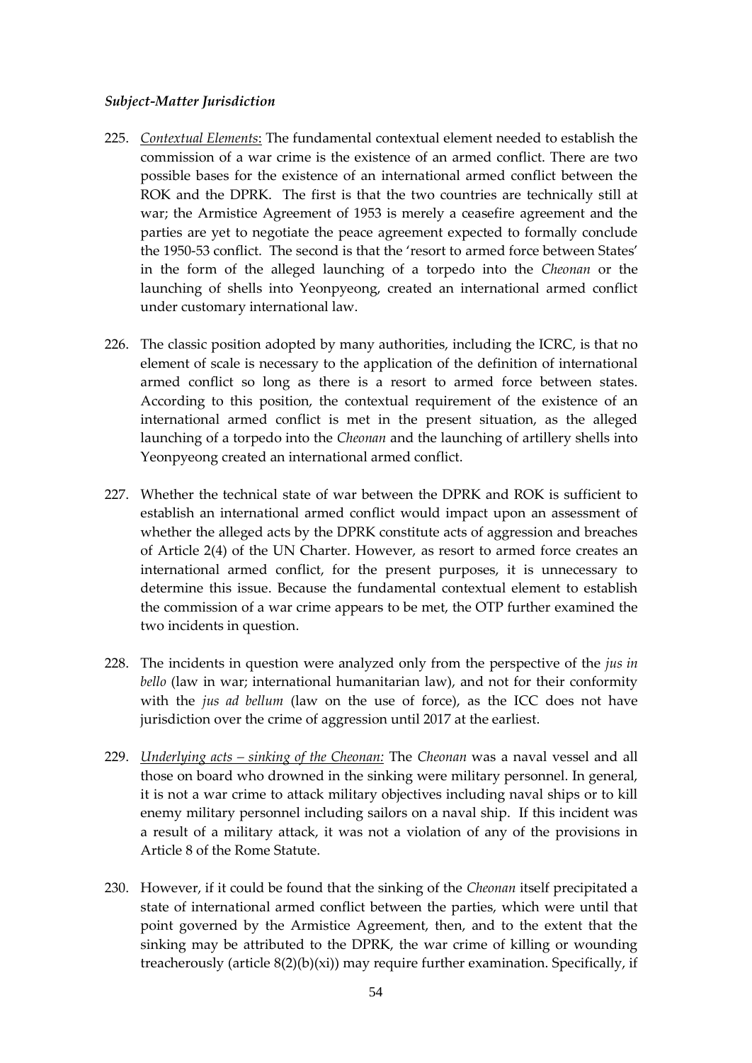### *Subject-Matter Jurisdiction*

225. *Contextual Elements*: The fundamental contextual element needed to establish the commission of a war crime is the existence of an armed conflict. There are two possible bases for the existence of an international armed conflict between the ROK and the DPRK. The first is that the two countries are technically still at war; the Armistice Agreement of 1953 is merely a ceasefire agreement and the parties are yet to negotiate the peace agreement expected to formally conclude the 1950-53 conflict. The second is that the 'resort to armed force between States' in the form of the alleged launching of a torpedo into the *Cheonan* or the launching of shells into Yeonpyeong, created an international armed conflict under customary international law.

226. The classic position adopted by many authorities, including the ICRC, is that no element of scale is necessary to the application of the definition of international armed conflict so long as there is a resort to armed force between states. According to this position, the contextual requirement of the existence of an international armed conflict is met in the present situation, as the alleged launching of a torpedo into the *Cheonan* and the launching of artillery shells into Yeonpyeong created an international armed conflict.

227. Whether the technical state of war between the DPRK and ROK is sufficient to establish an international armed conflict would impact upon an assessment of whether the alleged acts by the DPRK constitute acts of aggression and breaches of Article 2(4) of the UN Charter. However, as resort to armed force creates an international armed conflict, for the present purposes, it is unnecessary to determine this issue. Because the fundamental contextual element to establish the commission of a war crime appears to be met, the OTP further examined the two incidents in question.

228. The incidents in question were analyzed only from the perspective of the *jus in bello* (law in war; international humanitarian law), and not for their conformity with the *jus ad bellum* (law on the use of force), as the ICC does not have jurisdiction over the crime of aggression until 2017 at the earliest.

229. *Underlying acts – sinking of the Cheonan:* The *Cheonan* was a naval vessel and all those on board who drowned in the sinking were military personnel. In general, it is not a war crime to attack military objectives including naval ships or to kill enemy military personnel including sailors on a naval ship. If this incident was a result of a military attack, it was not a violation of any of the provisions in Article 8 of the Rome Statute.

230. However, if it could be found that the sinking of the *Cheonan* itself precipitated a state of international armed conflict between the parties, which were until that point governed by the Armistice Agreement, then, and to the extent that the sinking may be attributed to the DPRK, the war crime of killing or wounding treacherously (article 8(2)(b)(xi)) may require further examination. Specifically, if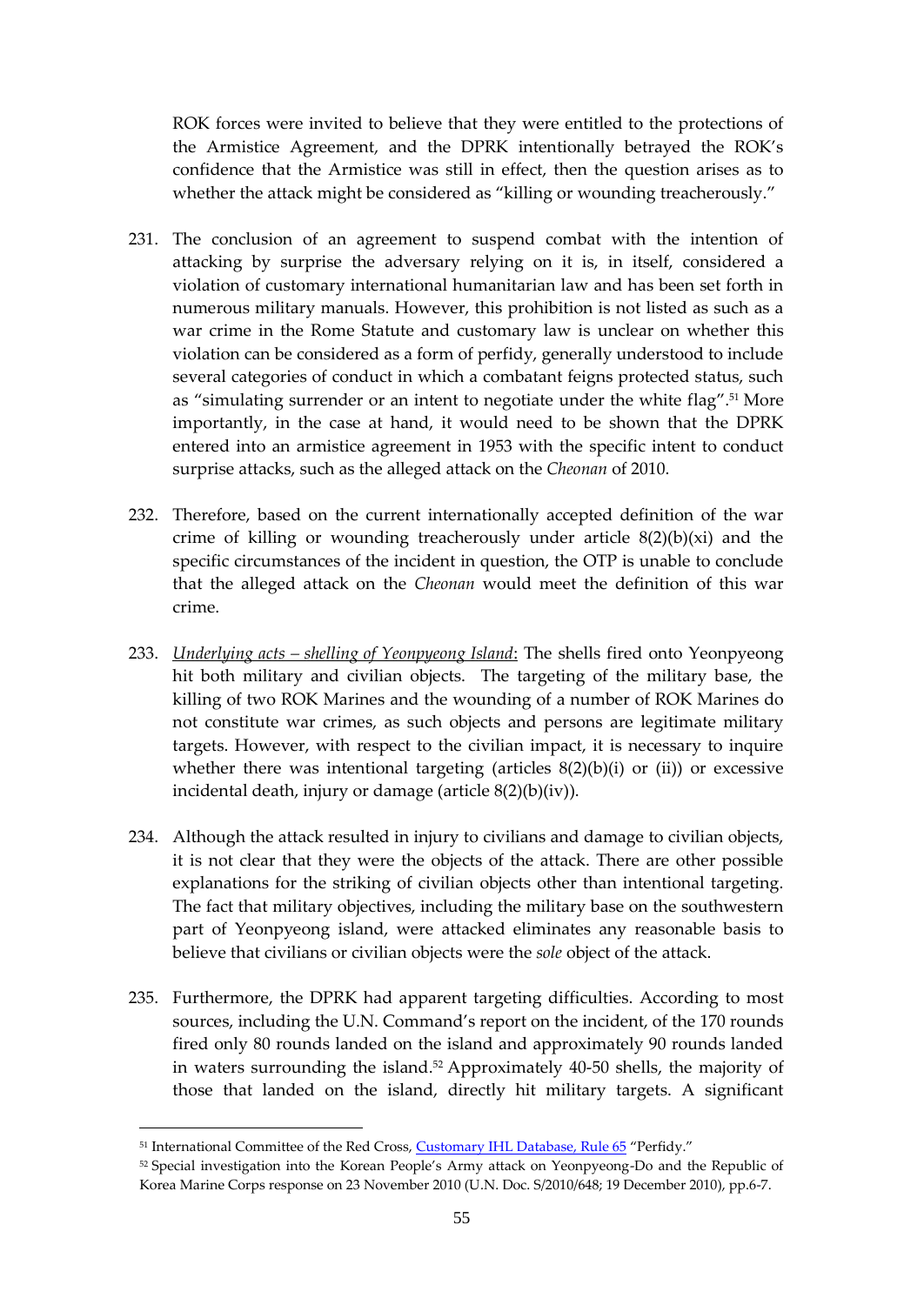ROK forces were invited to believe that they were entitled to the protections of the Armistice Agreement, and the DPRK intentionally betrayed the ROK's confidence that the Armistice was still in effect, then the question arises as to whether the attack might be considered as "killing or wounding treacherously."

231. The conclusion of an agreement to suspend combat with the intention of attacking by surprise the adversary relying on it is, in itself, considered a violation of customary international humanitarian law and has been set forth in numerous military manuals. However, this prohibition is not listed as such as a war crime in the Rome Statute and customary law is unclear on whether this violation can be considered as a form of perfidy, generally understood to include several categories of conduct in which a combatant feigns protected status, such as "simulating surrender or an intent to negotiate under the white flag".[51] More importantly, in the case at hand, it would need to be shown that the DPRK entered into an armistice agreement in 1953 with the specific intent to conduct surprise attacks, such as the alleged attack on the *Cheonan* of 2010.

232. Therefore, based on the current internationally accepted definition of the war crime of killing or wounding treacherously under article 8(2)(b)(xi) and the specific circumstances of the incident in question, the OTP is unable to conclude that the alleged attack on the *Cheonan* would meet the definition of this war crime.

233. *Underlying acts – shelling of Yeonpyeong Island*: The shells fired onto Yeonpyeong hit both military and civilian objects. The targeting of the military base, the killing of two ROK Marines and the wounding of a number of ROK Marines do not constitute war crimes, as such objects and persons are legitimate military targets. However, with respect to the civilian impact, it is necessary to inquire whether there was intentional targeting (articles 8(2)(b)(i) or (ii)) or excessive incidental death, injury or damage (article 8(2)(b)(iv)).

234. Although the attack resulted in injury to civilians and damage to civilian objects, it is not clear that they were the objects of the attack. There are other possible explanations for the striking of civilian objects other than intentional targeting. The fact that military objectives, including the military base on the southwestern part of Yeonpyeong island, were attacked eliminates any reasonable basis to believe that civilians or civilian objects were the *sole* object of the attack.

235. Furthermore, the DPRK had apparent targeting difficulties. According to most sources, including the U.N. Command's report on the incident, of the 170 rounds fired only 80 rounds landed on the island and approximately 90 rounds landed in waters surrounding the island.[52] Approximately 40-50 shells, the majority of those that landed on the island, directly hit military targets. A significant

---

[51] International Committee of the Red Cross, Customary IHL Database, Rule 65 "Perfidy."

[52] Special investigation into the Korean People's Army attack on Yeonpyeong-Do and the Republic of Korea Marine Corps response on 23 November 2010 (U.N. Doc. S/2010/648; 19 December 2010), pp.6-7.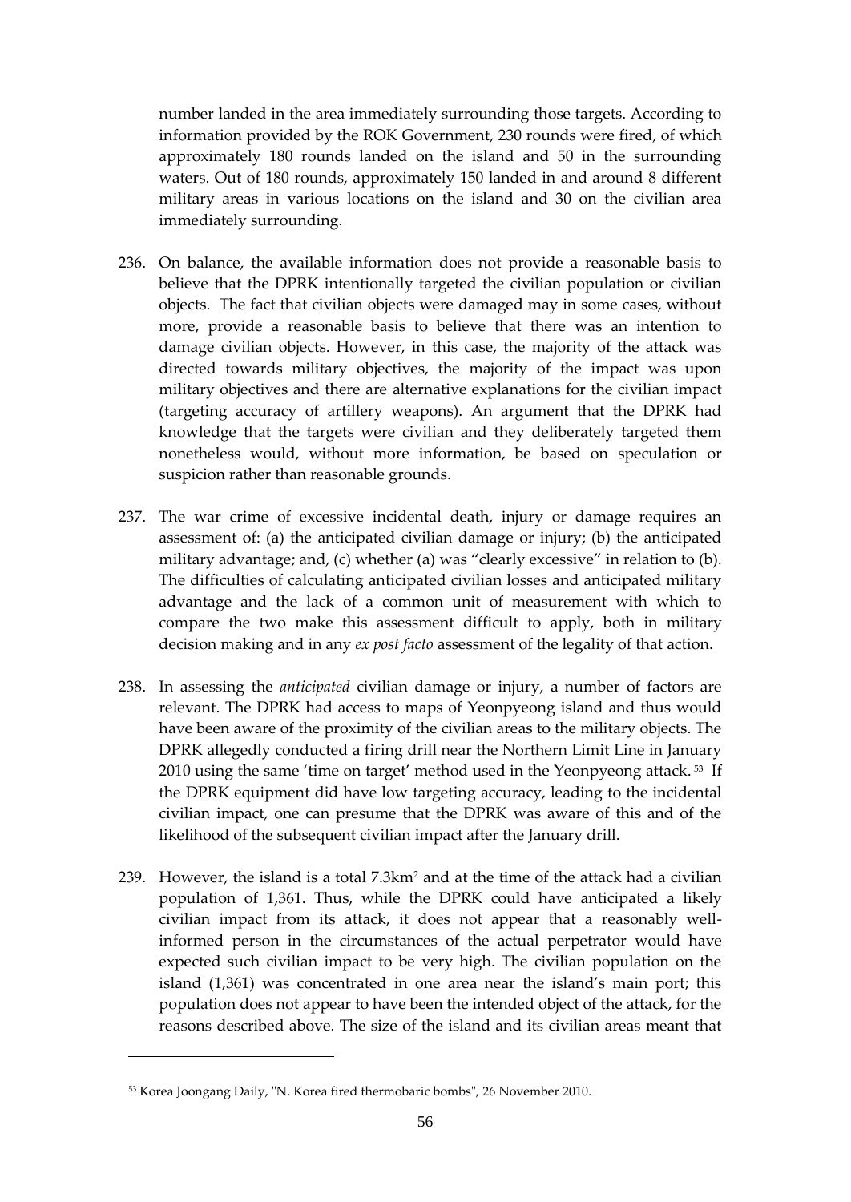number landed in the area immediately surrounding those targets. According to information provided by the ROK Government, 230 rounds were fired, of which approximately 180 rounds landed on the island and 50 in the surrounding waters. Out of 180 rounds, approximately 150 landed in and around 8 different military areas in various locations on the island and 30 on the civilian area immediately surrounding.

236. On balance, the available information does not provide a reasonable basis to believe that the DPRK intentionally targeted the civilian population or civilian objects. The fact that civilian objects were damaged may in some cases, without more, provide a reasonable basis to believe that there was an intention to damage civilian objects. However, in this case, the majority of the attack was directed towards military objectives, the majority of the impact was upon military objectives and there are alternative explanations for the civilian impact (targeting accuracy of artillery weapons). An argument that the DPRK had knowledge that the targets were civilian and they deliberately targeted them nonetheless would, without more information, be based on speculation or suspicion rather than reasonable grounds.

237. The war crime of excessive incidental death, injury or damage requires an assessment of: (a) the anticipated civilian damage or injury; (b) the anticipated military advantage; and, (c) whether (a) was "clearly excessive" in relation to (b). The difficulties of calculating anticipated civilian losses and anticipated military advantage and the lack of a common unit of measurement with which to compare the two make this assessment difficult to apply, both in military decision making and in any *ex post facto* assessment of the legality of that action.

238. In assessing the *anticipated* civilian damage or injury, a number of factors are relevant. The DPRK had access to maps of Yeonpyeong island and thus would have been aware of the proximity of the civilian areas to the military objects. The DPRK allegedly conducted a firing drill near the Northern Limit Line in January 2010 using the same 'time on target' method used in the Yeonpyeong attack.[53] If the DPRK equipment did have low targeting accuracy, leading to the incidental civilian impact, one can presume that the DPRK was aware of this and of the likelihood of the subsequent civilian impact after the January drill.

239. However, the island is a total 7.3km$^2$ and at the time of the attack had a civilian population of 1,361. Thus, while the DPRK could have anticipated a likely civilian impact from its attack, it does not appear that a reasonably well-informed person in the circumstances of the actual perpetrator would have expected such civilian impact to be very high. The civilian population on the island (1,361) was concentrated in one area near the island's main port; this population does not appear to have been the intended object of the attack, for the reasons described above. The size of the island and its civilian areas meant that

[53] Korea Joongang Daily, "N. Korea fired thermobaric bombs", 26 November 2010.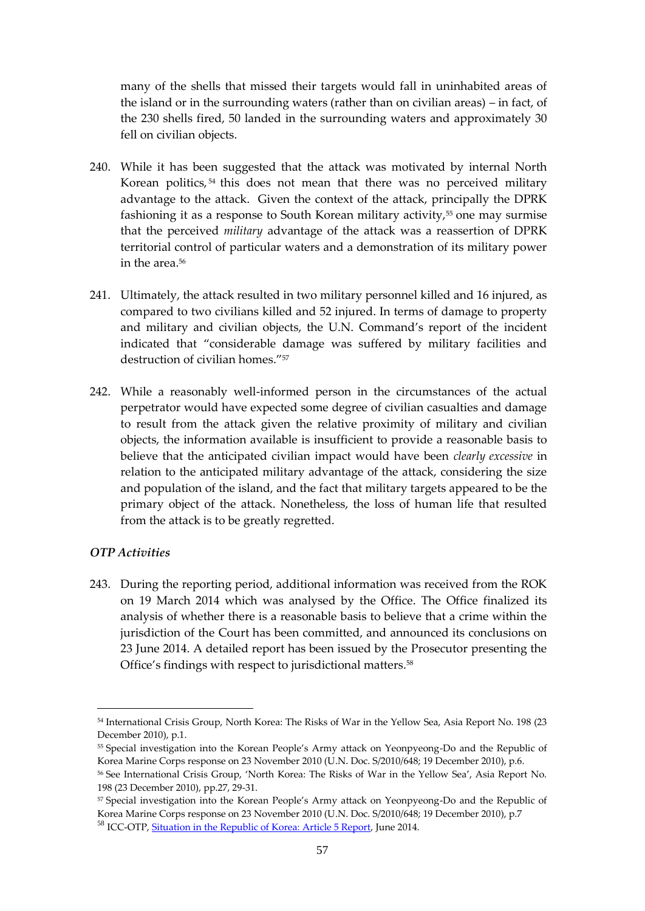many of the shells that missed their targets would fall in uninhabited areas of the island or in the surrounding waters (rather than on civilian areas) – in fact, of the 230 shells fired, 50 landed in the surrounding waters and approximately 30 fell on civilian objects.

240. While it has been suggested that the attack was motivated by internal North Korean politics,[54] this does not mean that there was no perceived military advantage to the attack. Given the context of the attack, principally the DPRK fashioning it as a response to South Korean military activity,[55] one may surmise that the perceived *military* advantage of the attack was a reassertion of DPRK territorial control of particular waters and a demonstration of its military power in the area.[56]

241. Ultimately, the attack resulted in two military personnel killed and 16 injured, as compared to two civilians killed and 52 injured. In terms of damage to property and military and civilian objects, the U.N. Command's report of the incident indicated that "considerable damage was suffered by military facilities and destruction of civilian homes."[57]

242. While a reasonably well-informed person in the circumstances of the actual perpetrator would have expected some degree of civilian casualties and damage to result from the attack given the relative proximity of military and civilian objects, the information available is insufficient to provide a reasonable basis to believe that the anticipated civilian impact would have been *clearly excessive* in relation to the anticipated military advantage of the attack, considering the size and population of the island, and the fact that military targets appeared to be the primary object of the attack. Nonetheless, the loss of human life that resulted from the attack is to be greatly regretted.

### *OTP Activities*

243. During the reporting period, additional information was received from the ROK on 19 March 2014 which was analysed by the Office. The Office finalized its analysis of whether there is a reasonable basis to believe that a crime within the jurisdiction of the Court has been committed, and announced its conclusions on 23 June 2014. A detailed report has been issued by the Prosecutor presenting the Office's findings with respect to jurisdictional matters.[58]

---

[54] International Crisis Group, North Korea: The Risks of War in the Yellow Sea, Asia Report No. 198 (23 December 2010), p.1.

[55] Special investigation into the Korean People's Army attack on Yeonpyeong-Do and the Republic of Korea Marine Corps response on 23 November 2010 (U.N. Doc. S/2010/648; 19 December 2010), p.6.

[56] See International Crisis Group, 'North Korea: The Risks of War in the Yellow Sea', Asia Report No. 198 (23 December 2010), pp.27, 29-31.

[57] Special investigation into the Korean People's Army attack on Yeonpyeong-Do and the Republic of Korea Marine Corps response on 23 November 2010 (U.N. Doc. S/2010/648; 19 December 2010), p.7

[58] ICC-OTP, Situation in the Republic of Korea: Article 5 Report, June 2014.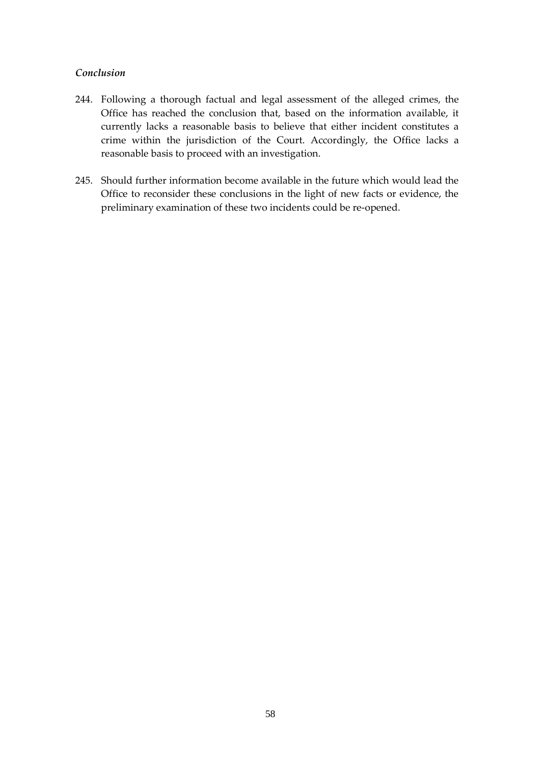*Conclusion*

244. Following a thorough factual and legal assessment of the alleged crimes, the Office has reached the conclusion that, based on the information available, it currently lacks a reasonable basis to believe that either incident constitutes a crime within the jurisdiction of the Court. Accordingly, the Office lacks a reasonable basis to proceed with an investigation.

245. Should further information become available in the future which would lead the Office to reconsider these conclusions in the light of new facts or evidence, the preliminary examination of these two incidents could be re-opened.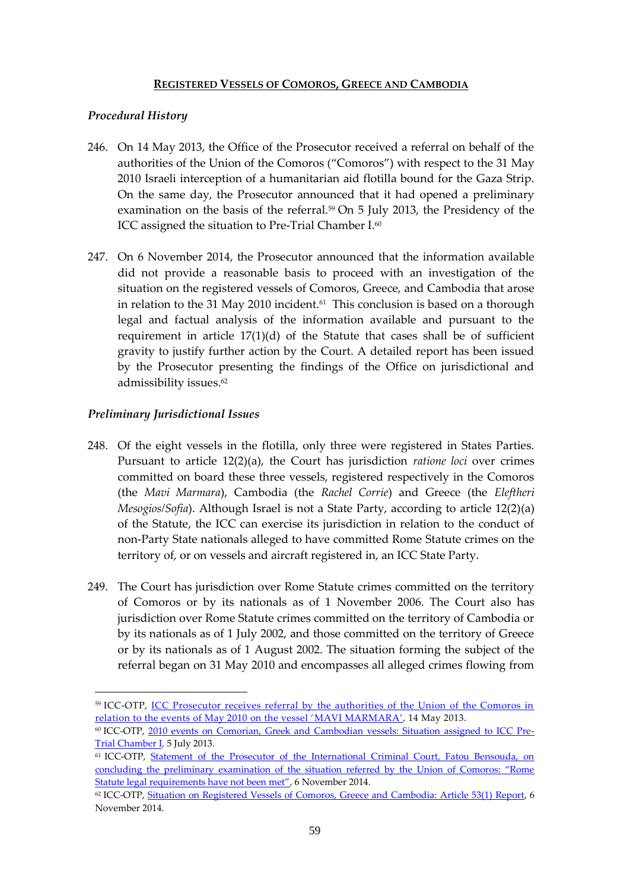## **REGISTERED VESSELS OF COMOROS, GREECE AND CAMBODIA**

### *Procedural History*

246. On 14 May 2013, the Office of the Prosecutor received a referral on behalf of the authorities of the Union of the Comoros ("Comoros") with respect to the 31 May 2010 Israeli interception of a humanitarian aid flotilla bound for the Gaza Strip. On the same day, the Prosecutor announced that it had opened a preliminary examination on the basis of the referral.[59] On 5 July 2013, the Presidency of the ICC assigned the situation to Pre-Trial Chamber I.[60]

247. On 6 November 2014, the Prosecutor announced that the information available did not provide a reasonable basis to proceed with an investigation of the situation on the registered vessels of Comoros, Greece, and Cambodia that arose in relation to the 31 May 2010 incident.[61] This conclusion is based on a thorough legal and factual analysis of the information available and pursuant to the requirement in article 17(1)(d) of the Statute that cases shall be of sufficient gravity to justify further action by the Court. A detailed report has been issued by the Prosecutor presenting the findings of the Office on jurisdictional and admissibility issues.[62]

### *Preliminary Jurisdictional Issues*

248. Of the eight vessels in the flotilla, only three were registered in States Parties. Pursuant to article 12(2)(a), the Court has jurisdiction *ratione loci* over crimes committed on board these three vessels, registered respectively in the Comoros (the *Mavi Marmara*), Cambodia (the *Rachel Corrie*) and Greece (the *Eleftheri Mesogios/Sofia*). Although Israel is not a State Party, according to article 12(2)(a) of the Statute, the ICC can exercise its jurisdiction in relation to the conduct of non-Party State nationals alleged to have committed Rome Statute crimes on the territory of, or on vessels and aircraft registered in, an ICC State Party.

249. The Court has jurisdiction over Rome Statute crimes committed on the territory of Comoros or by its nationals as of 1 November 2006. The Court also has jurisdiction over Rome Statute crimes committed on the territory of Cambodia or by its nationals as of 1 July 2002, and those committed on the territory of Greece or by its nationals as of 1 August 2002. The situation forming the subject of the referral began on 31 May 2010 and encompasses all alleged crimes flowing from

---

[59] ICC-OTP, ICC Prosecutor receives referral by the authorities of the Union of the Comoros in relation to the events of May 2010 on the vessel 'MAVI MARMARA', 14 May 2013.

[60] ICC-OTP, 2010 events on Comorian, Greek and Cambodian vessels: Situation assigned to ICC Pre-Trial Chamber I, 5 July 2013.

[61] ICC-OTP, Statement of the Prosecutor of the International Criminal Court, Fatou Bensouda, on concluding the preliminary examination of the situation referred by the Union of Comoros: "Rome Statute legal requirements have not been met", 6 November 2014.

[62] ICC-OTP, Situation on Registered Vessels of Comoros, Greece and Cambodia: Article 53(1) Report, 6 November 2014.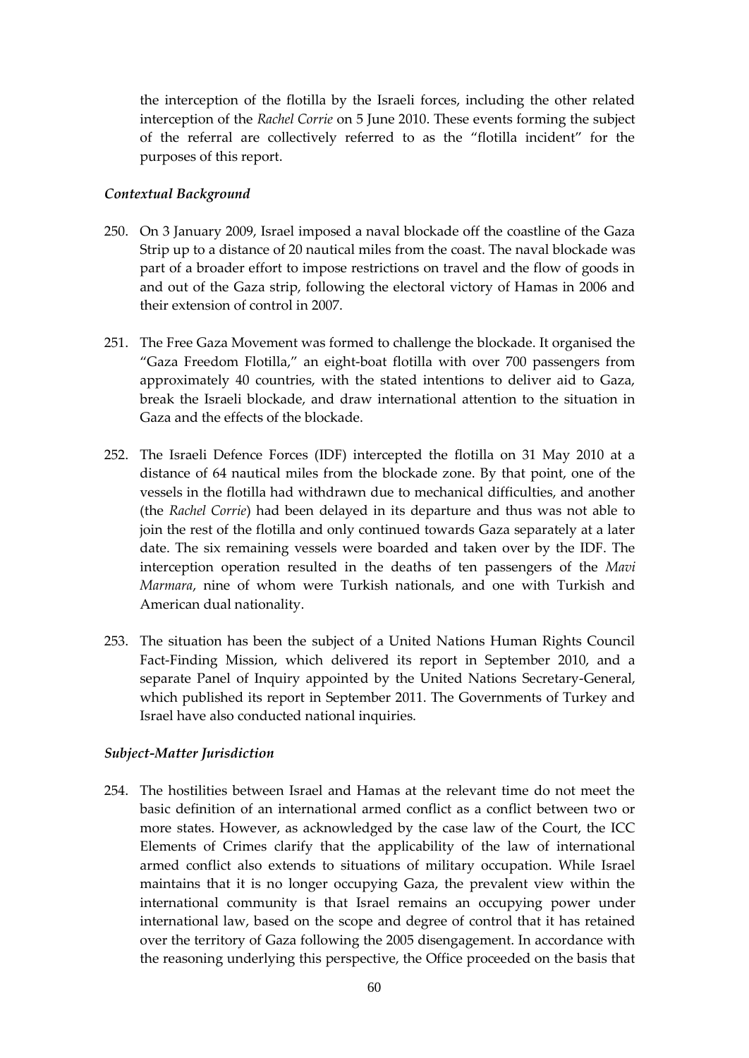the interception of the flotilla by the Israeli forces, including the other related interception of the *Rachel Corrie* on 5 June 2010. These events forming the subject of the referral are collectively referred to as the "flotilla incident" for the purposes of this report.

### *Contextual Background*

250. On 3 January 2009, Israel imposed a naval blockade off the coastline of the Gaza Strip up to a distance of 20 nautical miles from the coast. The naval blockade was part of a broader effort to impose restrictions on travel and the flow of goods in and out of the Gaza strip, following the electoral victory of Hamas in 2006 and their extension of control in 2007.

251. The Free Gaza Movement was formed to challenge the blockade. It organised the "Gaza Freedom Flotilla," an eight-boat flotilla with over 700 passengers from approximately 40 countries, with the stated intentions to deliver aid to Gaza, break the Israeli blockade, and draw international attention to the situation in Gaza and the effects of the blockade.

252. The Israeli Defence Forces (IDF) intercepted the flotilla on 31 May 2010 at a distance of 64 nautical miles from the blockade zone. By that point, one of the vessels in the flotilla had withdrawn due to mechanical difficulties, and another (the *Rachel Corrie*) had been delayed in its departure and thus was not able to join the rest of the flotilla and only continued towards Gaza separately at a later date. The six remaining vessels were boarded and taken over by the IDF. The interception operation resulted in the deaths of ten passengers of the *Mavi Marmara*, nine of whom were Turkish nationals, and one with Turkish and American dual nationality.

253. The situation has been the subject of a United Nations Human Rights Council Fact-Finding Mission, which delivered its report in September 2010, and a separate Panel of Inquiry appointed by the United Nations Secretary-General, which published its report in September 2011. The Governments of Turkey and Israel have also conducted national inquiries.

### *Subject-Matter Jurisdiction*

254. The hostilities between Israel and Hamas at the relevant time do not meet the basic definition of an international armed conflict as a conflict between two or more states. However, as acknowledged by the case law of the Court, the ICC Elements of Crimes clarify that the applicability of the law of international armed conflict also extends to situations of military occupation. While Israel maintains that it is no longer occupying Gaza, the prevalent view within the international community is that Israel remains an occupying power under international law, based on the scope and degree of control that it has retained over the territory of Gaza following the 2005 disengagement. In accordance with the reasoning underlying this perspective, the Office proceeded on the basis that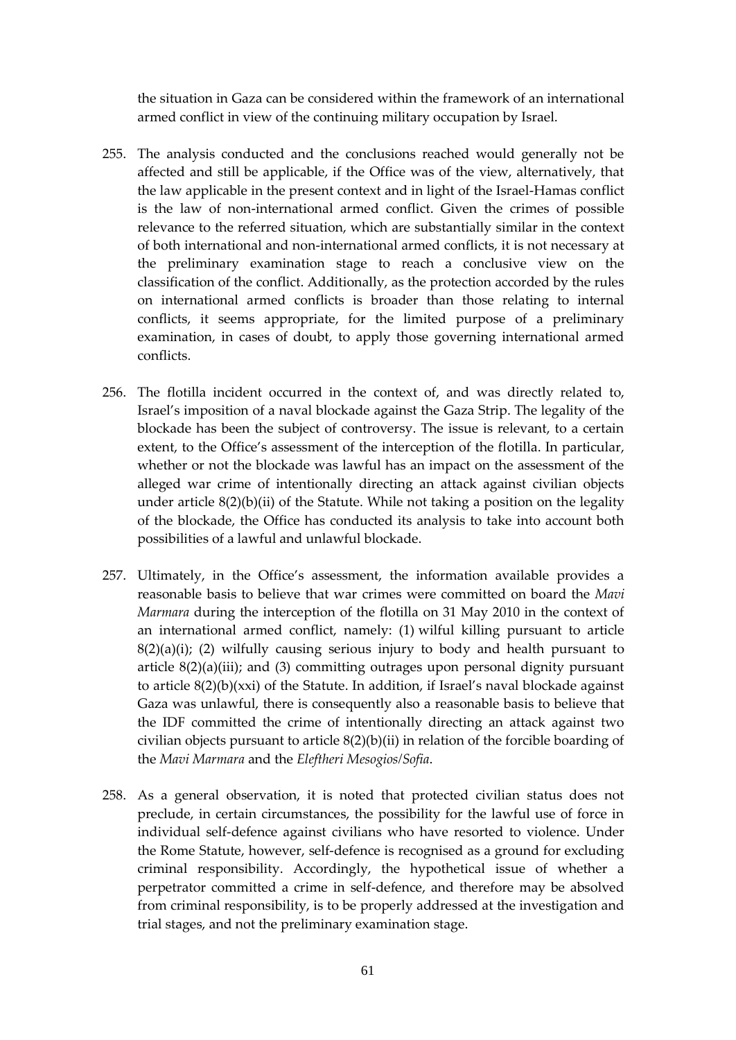the situation in Gaza can be considered within the framework of an international armed conflict in view of the continuing military occupation by Israel.

255. The analysis conducted and the conclusions reached would generally not be affected and still be applicable, if the Office was of the view, alternatively, that the law applicable in the present context and in light of the Israel-Hamas conflict is the law of non-international armed conflict. Given the crimes of possible relevance to the referred situation, which are substantially similar in the context of both international and non-international armed conflicts, it is not necessary at the preliminary examination stage to reach a conclusive view on the classification of the conflict. Additionally, as the protection accorded by the rules on international armed conflicts is broader than those relating to internal conflicts, it seems appropriate, for the limited purpose of a preliminary examination, in cases of doubt, to apply those governing international armed conflicts.

256. The flotilla incident occurred in the context of, and was directly related to, Israel's imposition of a naval blockade against the Gaza Strip. The legality of the blockade has been the subject of controversy. The issue is relevant, to a certain extent, to the Office's assessment of the interception of the flotilla. In particular, whether or not the blockade was lawful has an impact on the assessment of the alleged war crime of intentionally directing an attack against civilian objects under article 8(2)(b)(ii) of the Statute. While not taking a position on the legality of the blockade, the Office has conducted its analysis to take into account both possibilities of a lawful and unlawful blockade.

257. Ultimately, in the Office's assessment, the information available provides a reasonable basis to believe that war crimes were committed on board the *Mavi Marmara* during the interception of the flotilla on 31 May 2010 in the context of an international armed conflict, namely: (1) wilful killing pursuant to article 8(2)(a)(i); (2) wilfully causing serious injury to body and health pursuant to article 8(2)(a)(iii); and (3) committing outrages upon personal dignity pursuant to article 8(2)(b)(xxi) of the Statute. In addition, if Israel's naval blockade against Gaza was unlawful, there is consequently also a reasonable basis to believe that the IDF committed the crime of intentionally directing an attack against two civilian objects pursuant to article 8(2)(b)(ii) in relation of the forcible boarding of the *Mavi Marmara* and the *Eleftheri Mesogios/Sofia*.

258. As a general observation, it is noted that protected civilian status does not preclude, in certain circumstances, the possibility for the lawful use of force in individual self-defence against civilians who have resorted to violence. Under the Rome Statute, however, self-defence is recognised as a ground for excluding criminal responsibility. Accordingly, the hypothetical issue of whether a perpetrator committed a crime in self-defence, and therefore may be absolved from criminal responsibility, is to be properly addressed at the investigation and trial stages, and not the preliminary examination stage.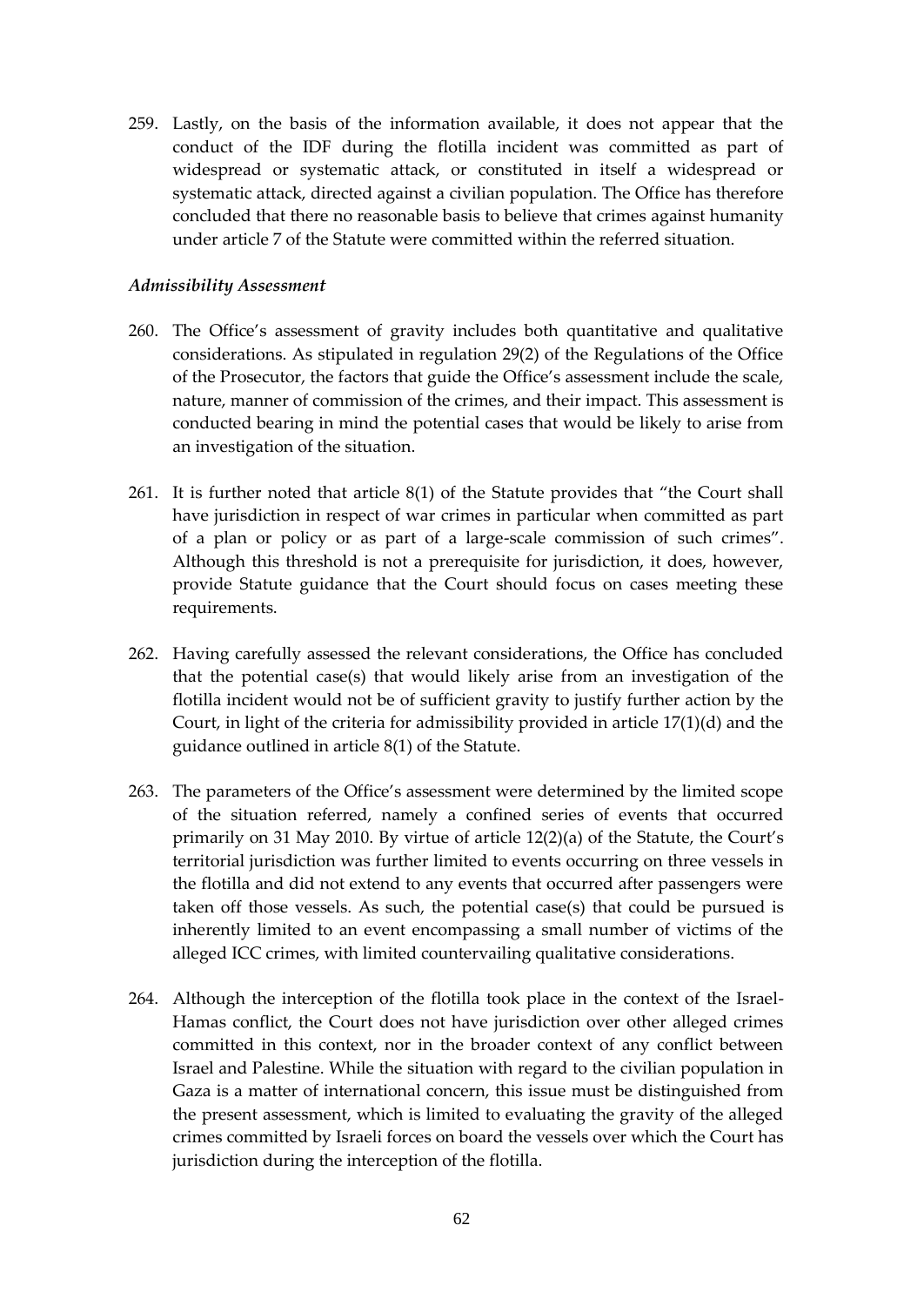259. Lastly, on the basis of the information available, it does not appear that the conduct of the IDF during the flotilla incident was committed as part of widespread or systematic attack, or constituted in itself a widespread or systematic attack, directed against a civilian population. The Office has therefore concluded that there no reasonable basis to believe that crimes against humanity under article 7 of the Statute were committed within the referred situation.

*Admissibility Assessment*

260. The Office's assessment of gravity includes both quantitative and qualitative considerations. As stipulated in regulation 29(2) of the Regulations of the Office of the Prosecutor, the factors that guide the Office's assessment include the scale, nature, manner of commission of the crimes, and their impact. This assessment is conducted bearing in mind the potential cases that would be likely to arise from an investigation of the situation.

261. It is further noted that article 8(1) of the Statute provides that "the Court shall have jurisdiction in respect of war crimes in particular when committed as part of a plan or policy or as part of a large-scale commission of such crimes". Although this threshold is not a prerequisite for jurisdiction, it does, however, provide Statute guidance that the Court should focus on cases meeting these requirements.

262. Having carefully assessed the relevant considerations, the Office has concluded that the potential case(s) that would likely arise from an investigation of the flotilla incident would not be of sufficient gravity to justify further action by the Court, in light of the criteria for admissibility provided in article 17(1)(d) and the guidance outlined in article 8(1) of the Statute.

263. The parameters of the Office's assessment were determined by the limited scope of the situation referred, namely a confined series of events that occurred primarily on 31 May 2010. By virtue of article 12(2)(a) of the Statute, the Court's territorial jurisdiction was further limited to events occurring on three vessels in the flotilla and did not extend to any events that occurred after passengers were taken off those vessels. As such, the potential case(s) that could be pursued is inherently limited to an event encompassing a small number of victims of the alleged ICC crimes, with limited countervailing qualitative considerations.

264. Although the interception of the flotilla took place in the context of the Israel-Hamas conflict, the Court does not have jurisdiction over other alleged crimes committed in this context, nor in the broader context of any conflict between Israel and Palestine. While the situation with regard to the civilian population in Gaza is a matter of international concern, this issue must be distinguished from the present assessment, which is limited to evaluating the gravity of the alleged crimes committed by Israeli forces on board the vessels over which the Court has jurisdiction during the interception of the flotilla.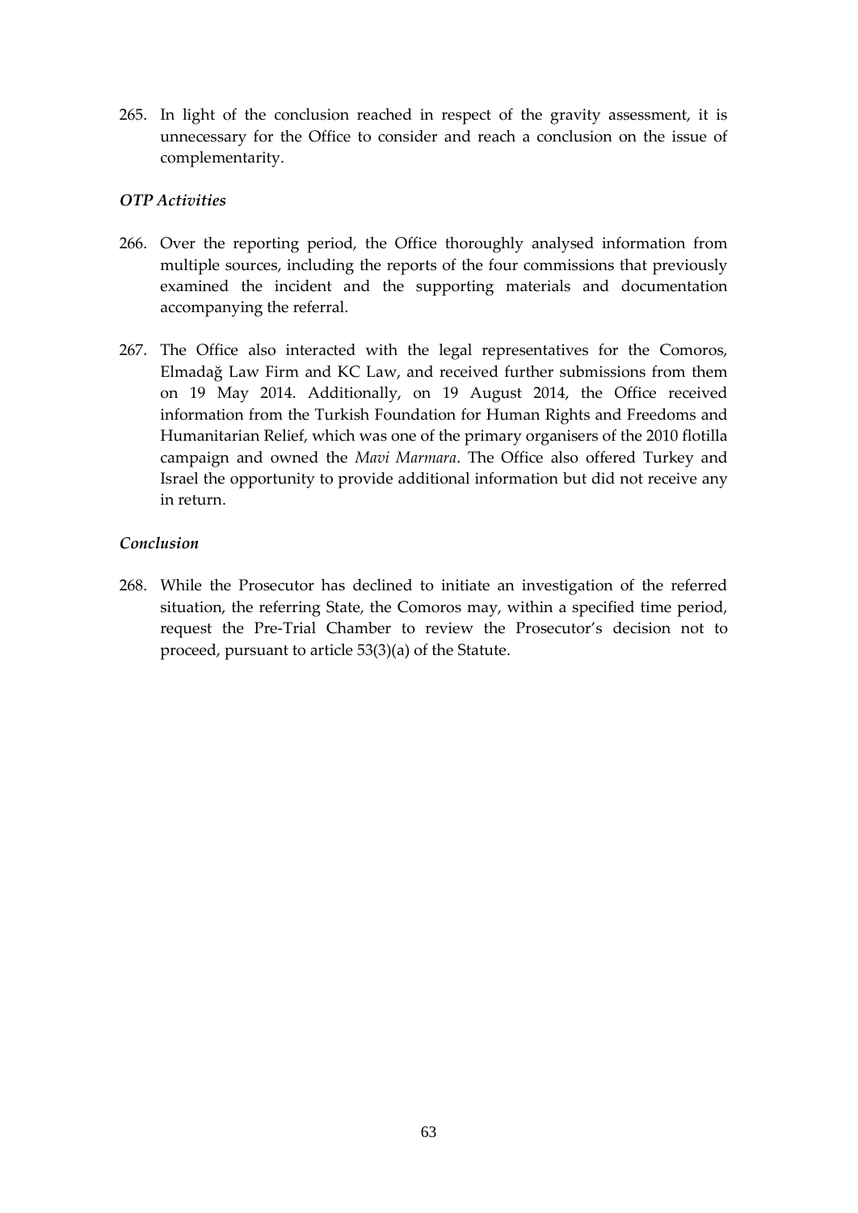265. In light of the conclusion reached in respect of the gravity assessment, it is unnecessary for the Office to consider and reach a conclusion on the issue of complementarity.

### *OTP Activities*

266. Over the reporting period, the Office thoroughly analysed information from multiple sources, including the reports of the four commissions that previously examined the incident and the supporting materials and documentation accompanying the referral.

267. The Office also interacted with the legal representatives for the Comoros, Elmadağ Law Firm and KC Law, and received further submissions from them on 19 May 2014. Additionally, on 19 August 2014, the Office received information from the Turkish Foundation for Human Rights and Freedoms and Humanitarian Relief, which was one of the primary organisers of the 2010 flotilla campaign and owned the *Mavi Marmara*. The Office also offered Turkey and Israel the opportunity to provide additional information but did not receive any in return.

### *Conclusion*

268. While the Prosecutor has declined to initiate an investigation of the referred situation, the referring State, the Comoros may, within a specified time period, request the Pre-Trial Chamber to review the Prosecutor's decision not to proceed, pursuant to article 53(3)(a) of the Statute.